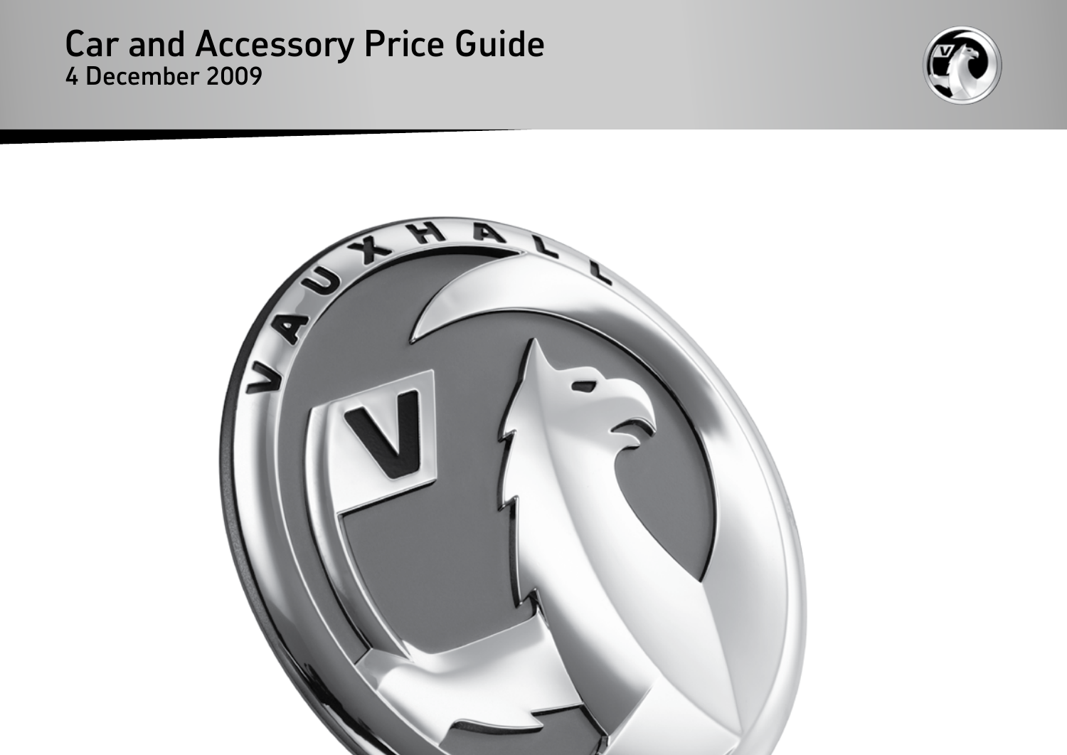# Car and Accessory Price Guide

4 December 2009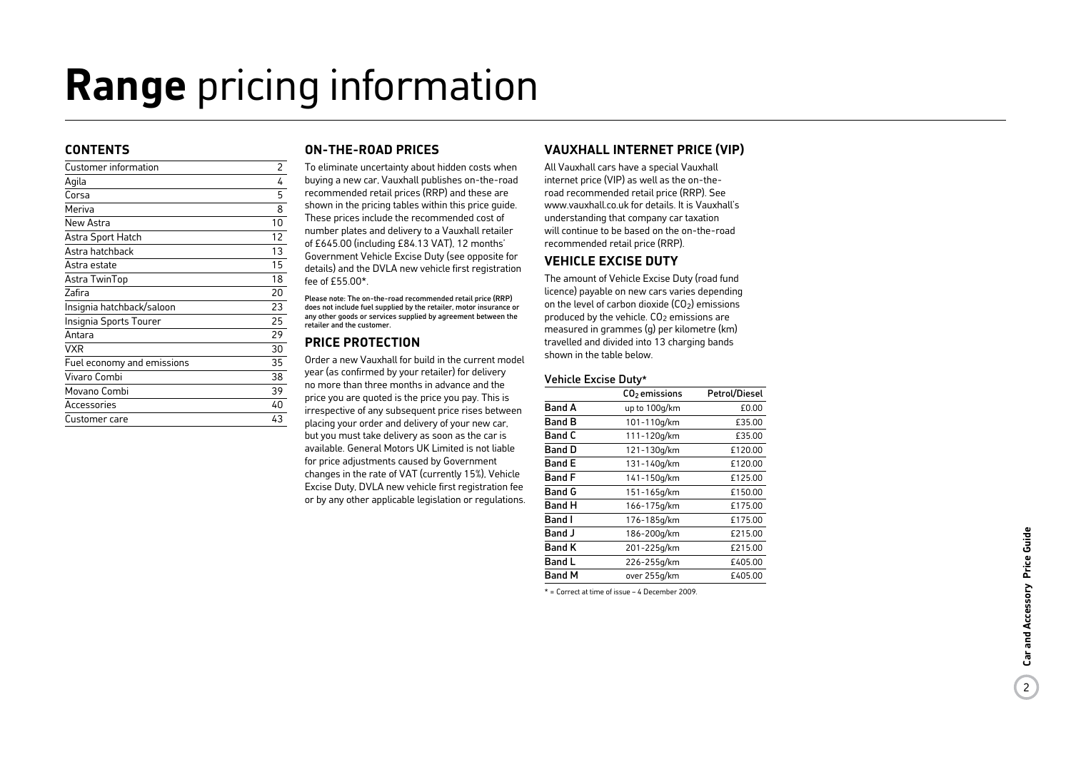# **Range** pricing information

## CONTENTS

| | |
|---|---|
| Customer information | 2 |
| Agila | 4 |
| Corsa | 5 |
| Meriva | 8 |
| New Astra | 10 |
| Astra Sport Hatch | 12 |
| Astra hatchback | 13 |
| Astra estate | 15 |
| Astra TwinTop | 18 |
| Zafira | 20 |
| Insignia hatchback/saloon | 23 |
| Insignia Sports Tourer | 25 |
| Antara | 29 |
| VXR | 30 |
| Fuel economy and emissions | 35 |
| Vivaro Combi | 38 |
| Movano Combi | 39 |
| Accessories | 40 |
| Customer care | 43 |

## ON-THE-ROAD PRICES

To eliminate uncertainty about hidden costs when buying a new car, Vauxhall publishes on-the-road recommended retail prices (RRP) and these are shown in the pricing tables within this price guide. These prices include the recommended cost of number plates and delivery to a Vauxhall retailer of £645.00 (including £84.13 VAT), 12 months' Government Vehicle Excise Duty (see opposite for details) and the DVLA new vehicle first registration fee of £55.00*.

**Please note: The on-the-road recommended retail price (RRP) does not include fuel supplied by the retailer, motor insurance or any other goods or services supplied by agreement between the retailer and the customer.**

## PRICE PROTECTION

Order a new Vauxhall for build in the current model year (as confirmed by your retailer) for delivery no more than three months in advance and the price you are quoted is the price you pay. This is irrespective of any subsequent price rises between placing your order and delivery of your new car, but you must take delivery as soon as the car is available. General Motors UK Limited is not liable for price adjustments caused by Government changes in the rate of VAT (currently 15%), Vehicle Excise Duty, DVLA new vehicle first registration fee or by any other applicable legislation or regulations.

## VAUXHALL INTERNET PRICE (VIP)

All Vauxhall cars have a special Vauxhall internet price (VIP) as well as the on-the-road recommended retail price (RRP). See www.vauxhall.co.uk for details. It is Vauxhall's understanding that company car taxation will continue to be based on the on-the-road recommended retail price (RRP).

## VEHICLE EXCISE DUTY

The amount of Vehicle Excise Duty (road fund licence) payable on new cars varies depending on the level of carbon dioxide ($CO_2$) emissions produced by the vehicle. $CO_2$ emissions are measured in grammes (g) per kilometre (km) travelled and divided into 13 charging bands shown in the table below.

**Vehicle Excise Duty***

| | $CO_2$ emissions | Petrol/Diesel |
|---|---|---|
| **Band A** | up to 100g/km | £0.00 |
| **Band B** | 101-110g/km | £35.00 |
| **Band C** | 111-120g/km | £35.00 |
| **Band D** | 121-130g/km | £120.00 |
| **Band E** | 131-140g/km | £120.00 |
| **Band F** | 141-150g/km | £125.00 |
| **Band G** | 151-165g/km | £150.00 |
| **Band H** | 166-175g/km | £175.00 |
| **Band I** | 176-185g/km | £175.00 |
| **Band J** | 186-200g/km | £215.00 |
| **Band K** | 201-225g/km | £215.00 |
| **Band L** | 226-255g/km | £405.00 |
| **Band M** | over 255g/km | £405.00 |

* = Correct at time of issue – 4 December 2009.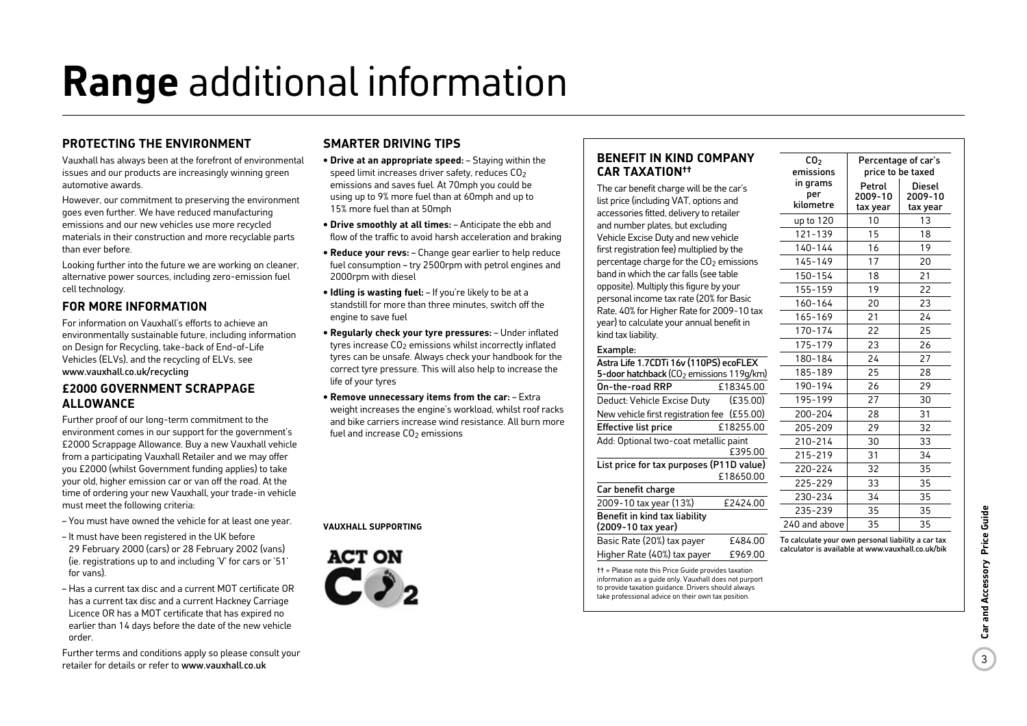# **Range** additional information

## PROTECTING THE ENVIRONMENT

Vauxhall has always been at the forefront of environmental issues and our products are increasingly winning green automotive awards.

However, our commitment to preserving the environment goes even further. We have reduced manufacturing emissions and our new vehicles use more recycled materials in their construction and more recyclable parts than ever before.

Looking further into the future we are working on cleaner, alternative power sources, including zero-emission fuel cell technology.

## FOR MORE INFORMATION

For information on Vauxhall's efforts to achieve an environmentally sustainable future, including information on Design for Recycling, take-back of End-of-Life Vehicles (ELVs), and the recycling of ELVs, see www.vauxhall.co.uk/recycling

## £2000 GOVERNMENT SCRAPPAGE ALLOWANCE

Further proof of our long-term commitment to the environment comes in our support for the government's £2000 Scrappage Allowance. Buy a new Vauxhall vehicle from a participating Vauxhall Retailer and we may offer you £2000 (whilst Government funding applies) to take your old, higher emission car or van off the road. At the time of ordering your new Vauxhall, your trade-in vehicle must meet the following criteria:

- You must have owned the vehicle for at least one year.
- It must have been registered in the UK before 29 February 2000 (cars) or 28 February 2002 (vans) (ie. registrations up to and including 'V' for cars or '51' for vans).
- Has a current tax disc and a current MOT certificate OR has a current tax disc and a current Hackney Carriage Licence OR has a MOT certificate that has expired no earlier than 14 days before the date of the new vehicle order.

Further terms and conditions apply so please consult your retailer for details or refer to www.vauxhall.co.uk

## SMARTER DRIVING TIPS

- **Drive at an appropriate speed:** – Staying within the speed limit increases driver safety, reduces $CO_2$ emissions and saves fuel. At 70mph you could be using up to 9% more fuel than at 60mph and up to 15% more fuel than at 50mph
- **Drive smoothly at all times:** – Anticipate the ebb and flow of the traffic to avoid harsh acceleration and braking
- **Reduce your revs:** – Change gear earlier to help reduce fuel consumption – try 2500rpm with petrol engines and 2000rpm with diesel
- **Idling is wasting fuel:** – If you're likely to be at a standstill for more than three minutes, switch off the engine to save fuel
- **Regularly check your tyre pressures:** – Under inflated tyres increase $CO_2$ emissions whilst incorrectly inflated tyres can be unsafe. Always check your handbook for the correct tyre pressure. This will also help to increase the life of your tyres
- **Remove unnecessary items from the car:** – Extra weight increases the engine's workload, whilst roof racks and bike carriers increase wind resistance. All burn more fuel and increase $CO_2$ emissions

**VAUXHALL SUPPORTING**

ACT ON $CO_2$

## BENEFIT IN KIND COMPANY CAR TAXATION††

The car benefit charge will be the car's list price (including VAT, options and accessories fitted, delivery to retailer and number plates, but excluding Vehicle Excise Duty and new vehicle first registration fee) multiplied by the percentage charge for the $CO_2$ emissions band in which the car falls (see table opposite). Multiply this figure by your personal income tax rate (20% for Basic Rate, 40% for Higher Rate for 2009-10 tax year) to calculate your annual benefit in kind tax liability.

Example:

**Astra Life 1.7CDTi 16v (110PS) ecoFLEX 5-door hatchback** ($CO_2$ emissions 119g/km)

| | |
|---|---|
| On-the-road RRP | £18345.00 |
| Deduct: Vehicle Excise Duty | (£35.00) |
| New vehicle first registration fee | (£55.00) |
| Effective list price | £18255.00 |
| Add: Optional two-coat metallic paint | £395.00 |
| List price for tax purposes (P11D value) | £18650.00 |
| **Car benefit charge** | |
| 2009-10 tax year (13%) | £2424.00 |
| **Benefit in kind tax liability (2009-10 tax year)** | |
| Basic Rate (20%) tax payer | £484.00 |
| Higher Rate (40%) tax payer | £969.00 |

†† = Please note this Price Guide provides taxation information as a guide only. Vauxhall does not purport to provide taxation guidance. Drivers should always take professional advice on their own tax position.

| $CO_2$ emissions in grams per kilometre | Percentage of car's price to be taxed | |
|---|---|---|
| | Petrol 2009-10 tax year | Diesel 2009-10 tax year |
| up to 120 | 10 | 13 |
| 121-139 | 15 | 18 |
| 140-144 | 16 | 19 |
| 145-149 | 17 | 20 |
| 150-154 | 18 | 21 |
| 155-159 | 19 | 22 |
| 160-164 | 20 | 23 |
| 165-169 | 21 | 24 |
| 170-174 | 22 | 25 |
| 175-179 | 23 | 26 |
| 180-184 | 24 | 27 |
| 185-189 | 25 | 28 |
| 190-194 | 26 | 29 |
| 195-199 | 27 | 30 |
| 200-204 | 28 | 31 |
| 205-209 | 29 | 32 |
| 210-214 | 30 | 33 |
| 215-219 | 31 | 34 |
| 220-224 | 32 | 35 |
| 225-229 | 33 | 35 |
| 230-234 | 34 | 35 |
| 235-239 | 35 | 35 |
| 240 and above | 35 | 35 |

To calculate your own personal liability a car tax calculator is available at www.vauxhall.co.uk/bik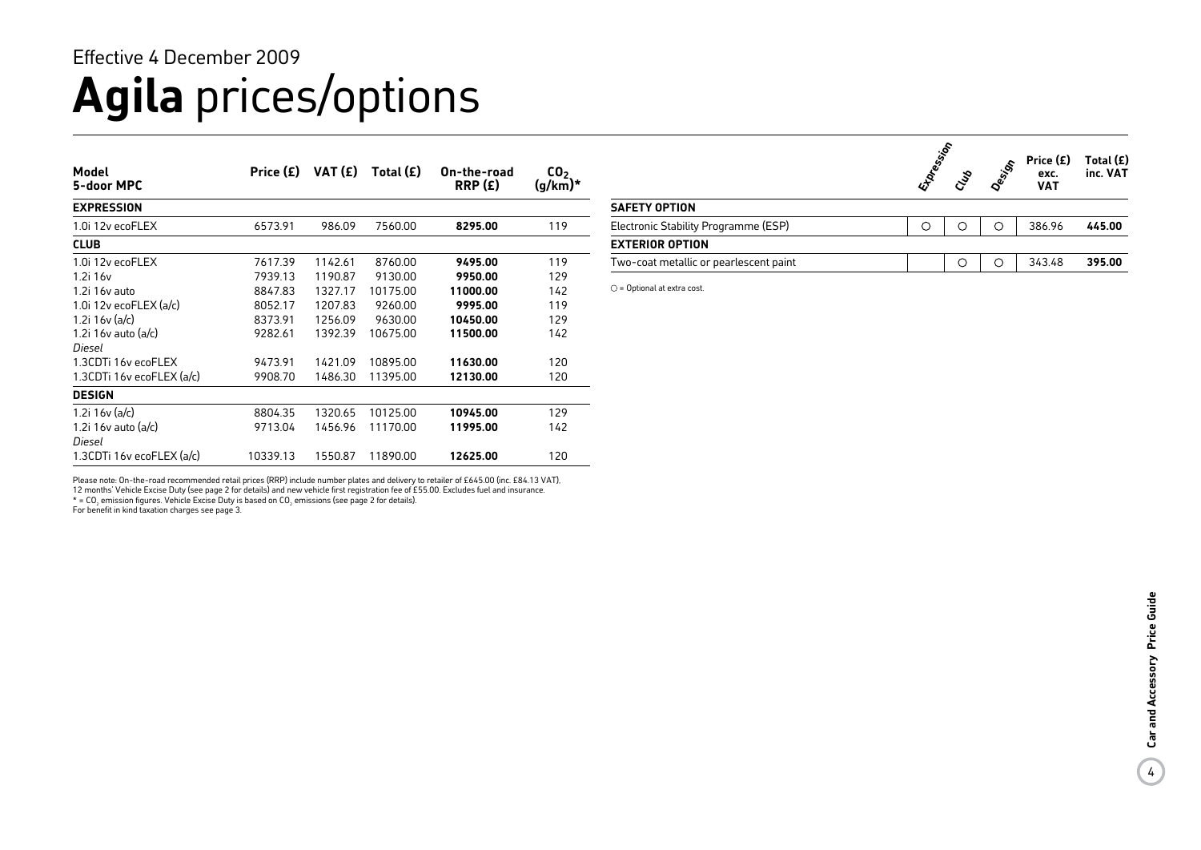Effective 4 December 2009

# **Agila** prices/options

| Model<br>5-door MPC | Price (£) | VAT (£) | Total (£) | On-the-road RRP (£) | $CO_2$ (g/km)* |
|---|---|---|---|---|---|
| **EXPRESSION** | | | | | |
| 1.0i 12v ecoFLEX | 6573.91 | 986.09 | 7560.00 | **8295.00** | 119 |
| **CLUB** | | | | | |
| 1.0i 12v ecoFLEX | 7617.39 | 1142.61 | 8760.00 | **9495.00** | 119 |
| 1.2i 16v | 7939.13 | 1190.87 | 9130.00 | **9950.00** | 129 |
| 1.2i 16v auto | 8847.83 | 1327.17 | 10175.00 | **11000.00** | 142 |
| 1.0i 12v ecoFLEX (a/c) | 8052.17 | 1207.83 | 9260.00 | **9995.00** | 119 |
| 1.2i 16v (a/c) | 8373.91 | 1256.09 | 9630.00 | **10450.00** | 129 |
| 1.2i 16v auto (a/c) | 9282.61 | 1392.39 | 10675.00 | **11500.00** | 142 |
| *Diesel* | | | | | |
| 1.3CDTi 16v ecoFLEX | 9473.91 | 1421.09 | 10895.00 | **11630.00** | 120 |
| 1.3CDTi 16v ecoFLEX (a/c) | 9908.70 | 1486.30 | 11395.00 | **12130.00** | 120 |
| **DESIGN** | | | | | |
| 1.2i 16v (a/c) | 8804.35 | 1320.65 | 10125.00 | **10945.00** | 129 |
| 1.2i 16v auto (a/c) | 9713.04 | 1456.96 | 11170.00 | **11995.00** | 142 |
| *Diesel* | | | | | |
| 1.3CDTi 16v ecoFLEX (a/c) | 10339.13 | 1550.87 | 11890.00 | **12625.00** | 120 |

Please note: On-the-road recommended retail prices (RRP) include number plates and delivery to retailer of £645.00 (inc. £84.13 VAT), 12 months' Vehicle Excise Duty (see page 2 for details) and new vehicle first registration fee of £55.00. Excludes fuel and insurance.
* = $CO_2$ emission figures. Vehicle Excise Duty is based on $CO_2$ emissions (see page 2 for details).
For benefit in kind taxation charges see page 3.

| | Expression | Club | Design | Price (£) exc. VAT | Total (£) inc. VAT |
|---|---|---|---|---|---|
| **SAFETY OPTION** | | | | | |
| Electronic Stability Programme (ESP) | ○ | ○ | ○ | 386.96 | **445.00** |
| **EXTERIOR OPTION** | | | | | |
| Two-coat metallic or pearlescent paint | | ○ | ○ | 343.48 | **395.00** |

○ = Optional at extra cost.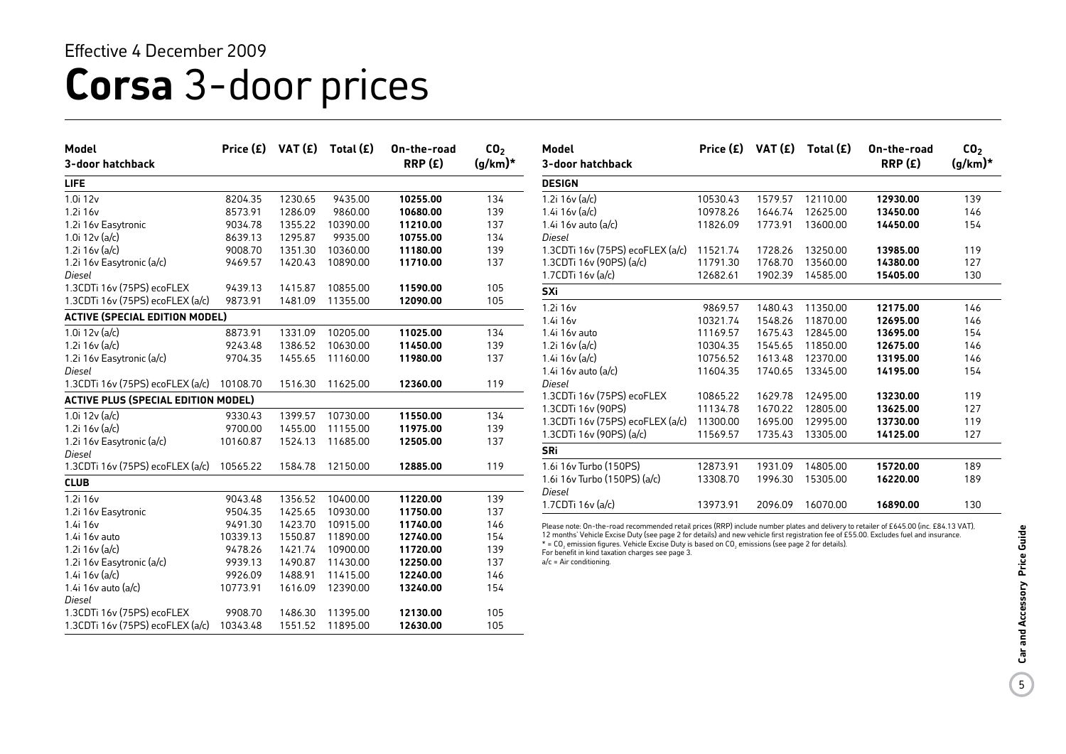Effective 4 December 2009

# **Corsa** 3-door prices

| Model<br>3-door hatchback | Price (£) | VAT (£) | Total (£) | On-the-road RRP (£) | $CO_2$ (g/km)* |
|---|---|---|---|---|---|
| **LIFE** | | | | | |
| 1.0i 12v | 8204.35 | 1230.65 | 9435.00 | **10255.00** | 134 |
| 1.2i 16v | 8573.91 | 1286.09 | 9860.00 | **10680.00** | 139 |
| 1.2i 16v Easytronic | 9034.78 | 1355.22 | 10390.00 | **11210.00** | 137 |
| 1.0i 12v (a/c) | 8639.13 | 1295.87 | 9935.00 | **10755.00** | 134 |
| 1.2i 16v (a/c) | 9008.70 | 1351.30 | 10360.00 | **11180.00** | 139 |
| 1.2i 16v Easytronic (a/c) | 9469.57 | 1420.43 | 10890.00 | **11710.00** | 137 |
| *Diesel* | | | | | |
| 1.3CDTi 16v (75PS) ecoFLEX | 9439.13 | 1415.87 | 10855.00 | **11590.00** | 105 |
| 1.3CDTi 16v (75PS) ecoFLEX (a/c) | 9873.91 | 1481.09 | 11355.00 | **12090.00** | 105 |
| **ACTIVE (SPECIAL EDITION MODEL)** | | | | | |
| 1.0i 12v (a/c) | 8873.91 | 1331.09 | 10205.00 | **11025.00** | 134 |
| 1.2i 16v (a/c) | 9243.48 | 1386.52 | 10630.00 | **11450.00** | 139 |
| 1.2i 16v Easytronic (a/c) | 9704.35 | 1455.65 | 11160.00 | **11980.00** | 137 |
| *Diesel* | | | | | |
| 1.3CDTi 16v (75PS) ecoFLEX (a/c) | 10108.70 | 1516.30 | 11625.00 | **12360.00** | 119 |
| **ACTIVE PLUS (SPECIAL EDITION MODEL)** | | | | | |
| 1.0i 12v (a/c) | 9330.43 | 1399.57 | 10730.00 | **11550.00** | 134 |
| 1.2i 16v (a/c) | 9700.00 | 1455.00 | 11155.00 | **11975.00** | 139 |
| 1.2i 16v Easytronic (a/c) | 10160.87 | 1524.13 | 11685.00 | **12505.00** | 137 |
| *Diesel* | | | | | |
| 1.3CDTi 16v (75PS) ecoFLEX (a/c) | 10565.22 | 1584.78 | 12150.00 | **12885.00** | 119 |
| **CLUB** | | | | | |
| 1.2i 16v | 9043.48 | 1356.52 | 10400.00 | **11220.00** | 139 |
| 1.2i 16v Easytronic | 9504.35 | 1425.65 | 10930.00 | **11750.00** | 137 |
| 1.4i 16v | 9491.30 | 1423.70 | 10915.00 | **11740.00** | 146 |
| 1.4i 16v auto | 10339.13 | 1550.87 | 11890.00 | **12740.00** | 154 |
| 1.2i 16v (a/c) | 9478.26 | 1421.74 | 10900.00 | **11720.00** | 139 |
| 1.2i 16v Easytronic (a/c) | 9939.13 | 1490.87 | 11430.00 | **12250.00** | 137 |
| 1.4i 16v (a/c) | 9926.09 | 1488.91 | 11415.00 | **12240.00** | 146 |
| 1.4i 16v auto (a/c) | 10773.91 | 1616.09 | 12390.00 | **13240.00** | 154 |
| *Diesel* | | | | | |
| 1.3CDTi 16v (75PS) ecoFLEX | 9908.70 | 1486.30 | 11395.00 | **12130.00** | 105 |
| 1.3CDTi 16v (75PS) ecoFLEX (a/c) | 10343.48 | 1551.52 | 11895.00 | **12630.00** | 105 |
| **DESIGN** | | | | | |
| 1.2i 16v (a/c) | 10530.43 | 1579.57 | 12110.00 | **12930.00** | 139 |
| 1.4i 16v (a/c) | 10978.26 | 1646.74 | 12625.00 | **13450.00** | 146 |
| 1.4i 16v auto (a/c) | 11826.09 | 1773.91 | 13600.00 | **14450.00** | 154 |
| *Diesel* | | | | | |
| 1.3CDTi 16v (75PS) ecoFLEX (a/c) | 11521.74 | 1728.26 | 13250.00 | **13985.00** | 119 |
| 1.3CDTi 16v (90PS) (a/c) | 11791.30 | 1768.70 | 13560.00 | **14380.00** | 127 |
| 1.7CDTi 16v (a/c) | 12682.61 | 1902.39 | 14585.00 | **15405.00** | 130 |
| **SXi** | | | | | |
| 1.2i 16v | 9869.57 | 1480.43 | 11350.00 | **12175.00** | 146 |
| 1.4i 16v | 10321.74 | 1548.26 | 11870.00 | **12695.00** | 146 |
| 1.4i 16v auto | 11169.57 | 1675.43 | 12845.00 | **13695.00** | 154 |
| 1.2i 16v (a/c) | 10304.35 | 1545.65 | 11850.00 | **12675.00** | 146 |
| 1.4i 16v (a/c) | 10756.52 | 1613.48 | 12370.00 | **13195.00** | 146 |
| 1.4i 16v auto (a/c) | 11604.35 | 1740.65 | 13345.00 | **14195.00** | 154 |
| *Diesel* | | | | | |
| 1.3CDTi 16v (75PS) ecoFLEX | 10865.22 | 1629.78 | 12495.00 | **13230.00** | 119 |
| 1.3CDTi 16v (90PS) | 11134.78 | 1670.22 | 12805.00 | **13625.00** | 127 |
| 1.3CDTi 16v (75PS) ecoFLEX (a/c) | 11300.00 | 1695.00 | 12995.00 | **13730.00** | 119 |
| 1.3CDTi 16v (90PS) (a/c) | 11569.57 | 1735.43 | 13305.00 | **14125.00** | 127 |
| **SRi** | | | | | |
| 1.6i 16v Turbo (150PS) | 12873.91 | 1931.09 | 14805.00 | **15720.00** | 189 |
| 1.6i 16v Turbo (150PS) (a/c) | 13308.70 | 1996.30 | 15305.00 | **16220.00** | 189 |
| *Diesel* | | | | | |
| 1.7CDTi 16v (a/c) | 13973.91 | 2096.09 | 16070.00 | **16890.00** | 130 |

Please note: On-the-road recommended retail prices (RRP) include number plates and delivery to retailer of £645.00 (inc. £84.13 VAT), 12 months' Vehicle Excise Duty (see page 2 for details) and new vehicle first registration fee of £55.00. Excludes fuel and insurance.
\* = $CO_2$ emission figures. Vehicle Excise Duty is based on $CO_2$ emissions (see page 2 for details).
For benefit in kind taxation charges see page 3.
a/c = Air conditioning.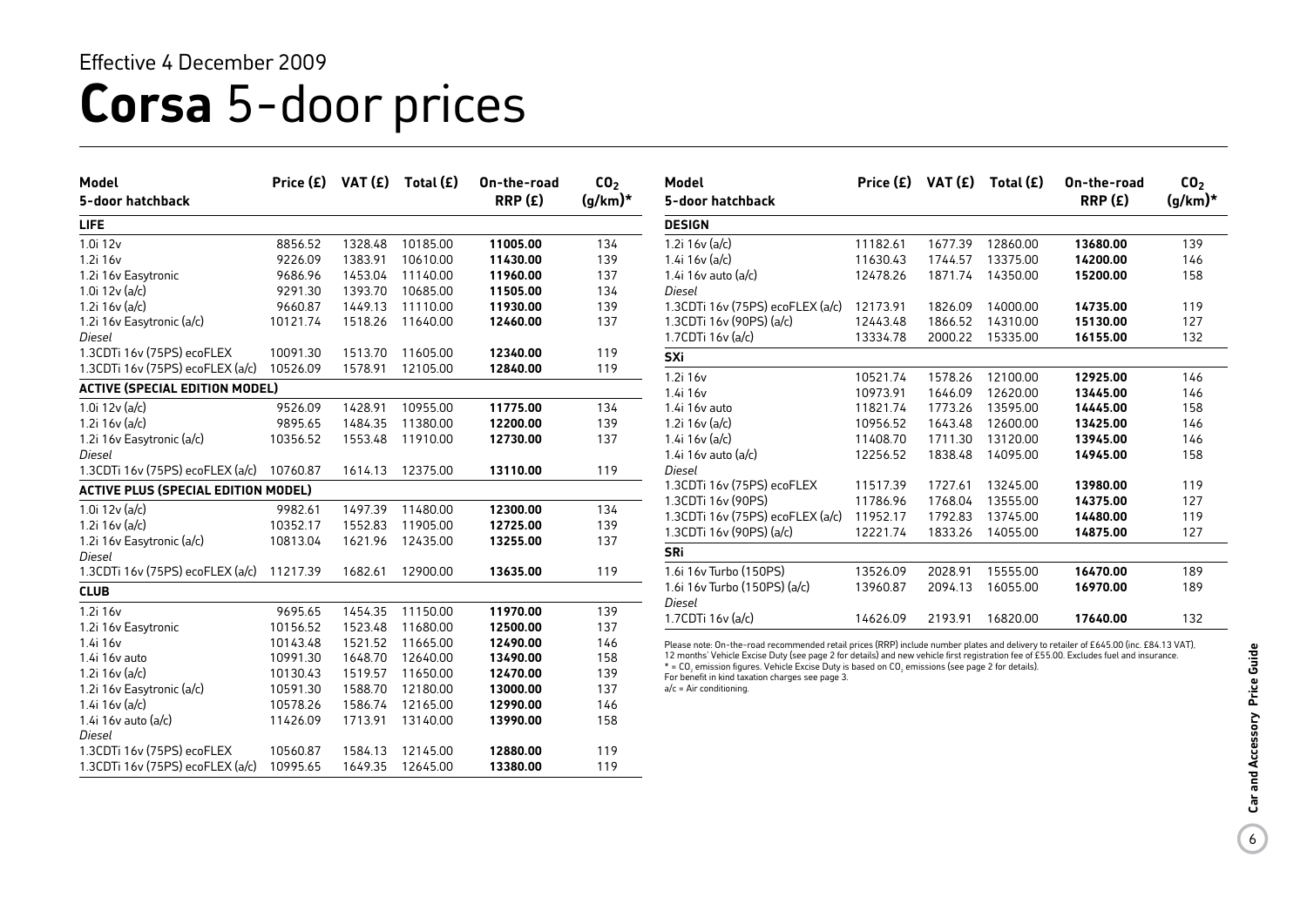Effective 4 December 2009

# **Corsa** 5-door prices

| Model<br>5-door hatchback | Price (£) | VAT (£) | Total (£) | On-the-road RRP (£) | $CO_2$ (g/km)* |
|---|---|---|---|---|---|
| **LIFE** | | | | | |
| 1.0i 12v | 8856.52 | 1328.48 | 10185.00 | **11005.00** | 134 |
| 1.2i 16v | 9226.09 | 1383.91 | 10610.00 | **11430.00** | 139 |
| 1.2i 16v Easytronic | 9686.96 | 1453.04 | 11140.00 | **11960.00** | 137 |
| 1.0i 12v (a/c) | 9291.30 | 1393.70 | 10685.00 | **11505.00** | 134 |
| 1.2i 16v (a/c) | 9660.87 | 1449.13 | 11110.00 | **11930.00** | 139 |
| 1.2i 16v Easytronic (a/c) | 10121.74 | 1518.26 | 11640.00 | **12460.00** | 137 |
| *Diesel* | | | | | |
| 1.3CDTi 16v (75PS) ecoFLEX | 10091.30 | 1513.70 | 11605.00 | **12340.00** | 119 |
| 1.3CDTi 16v (75PS) ecoFLEX (a/c) | 10526.09 | 1578.91 | 12105.00 | **12840.00** | 119 |
| **ACTIVE (SPECIAL EDITION MODEL)** | | | | | |
| 1.0i 12v (a/c) | 9526.09 | 1428.91 | 10955.00 | **11775.00** | 134 |
| 1.2i 16v (a/c) | 9895.65 | 1484.35 | 11380.00 | **12200.00** | 139 |
| 1.2i 16v Easytronic (a/c) | 10356.52 | 1553.48 | 11910.00 | **12730.00** | 137 |
| *Diesel* | | | | | |
| 1.3CDTi 16v (75PS) ecoFLEX (a/c) | 10760.87 | 1614.13 | 12375.00 | **13110.00** | 119 |
| **ACTIVE PLUS (SPECIAL EDITION MODEL)** | | | | | |
| 1.0i 12v (a/c) | 9982.61 | 1497.39 | 11480.00 | **12300.00** | 134 |
| 1.2i 16v (a/c) | 10352.17 | 1552.83 | 11905.00 | **12725.00** | 139 |
| 1.2i 16v Easytronic (a/c) | 10813.04 | 1621.96 | 12435.00 | **13255.00** | 137 |
| *Diesel* | | | | | |
| 1.3CDTi 16v (75PS) ecoFLEX (a/c) | 11217.39 | 1682.61 | 12900.00 | **13635.00** | 119 |
| **CLUB** | | | | | |
| 1.2i 16v | 9695.65 | 1454.35 | 11150.00 | **11970.00** | 139 |
| 1.2i 16v Easytronic | 10156.52 | 1523.48 | 11680.00 | **12500.00** | 137 |
| 1.4i 16v | 10143.48 | 1521.52 | 11665.00 | **12490.00** | 146 |
| 1.4i 16v auto | 10991.30 | 1648.70 | 12640.00 | **13490.00** | 158 |
| 1.2i 16v (a/c) | 10130.43 | 1519.57 | 11650.00 | **12470.00** | 139 |
| 1.2i 16v Easytronic (a/c) | 10591.30 | 1588.70 | 12180.00 | **13000.00** | 137 |
| 1.4i 16v (a/c) | 10578.26 | 1586.74 | 12165.00 | **12990.00** | 146 |
| 1.4i 16v auto (a/c) | 11426.09 | 1713.91 | 13140.00 | **13990.00** | 158 |
| *Diesel* | | | | | |
| 1.3CDTi 16v (75PS) ecoFLEX | 10560.87 | 1584.13 | 12145.00 | **12880.00** | 119 |
| 1.3CDTi 16v (75PS) ecoFLEX (a/c) | 10995.65 | 1649.35 | 12645.00 | **13380.00** | 119 |
| **DESIGN** | | | | | |
| 1.2i 16v (a/c) | 11182.61 | 1677.39 | 12860.00 | **13680.00** | 139 |
| 1.4i 16v (a/c) | 11630.43 | 1744.57 | 13375.00 | **14200.00** | 146 |
| 1.4i 16v auto (a/c) | 12478.26 | 1871.74 | 14350.00 | **15200.00** | 158 |
| *Diesel* | | | | | |
| 1.3CDTi 16v (75PS) ecoFLEX (a/c) | 12173.91 | 1826.09 | 14000.00 | **14735.00** | 119 |
| 1.3CDTi 16v (90PS) (a/c) | 12443.48 | 1866.52 | 14310.00 | **15130.00** | 127 |
| 1.7CDTi 16v (a/c) | 13334.78 | 2000.22 | 15335.00 | **16155.00** | 132 |
| **SXi** | | | | | |
| 1.2i 16v | 10521.74 | 1578.26 | 12100.00 | **12925.00** | 146 |
| 1.4i 16v | 10973.91 | 1646.09 | 12620.00 | **13445.00** | 146 |
| 1.4i 16v auto | 11821.74 | 1773.26 | 13595.00 | **14445.00** | 158 |
| 1.2i 16v (a/c) | 10956.52 | 1643.48 | 12600.00 | **13425.00** | 146 |
| 1.4i 16v (a/c) | 11408.70 | 1711.30 | 13120.00 | **13945.00** | 146 |
| 1.4i 16v auto (a/c) | 12256.52 | 1838.48 | 14095.00 | **14945.00** | 158 |
| *Diesel* | | | | | |
| 1.3CDTi 16v (75PS) ecoFLEX | 11517.39 | 1727.61 | 13245.00 | **13980.00** | 119 |
| 1.3CDTi 16v (90PS) | 11786.96 | 1768.04 | 13555.00 | **14375.00** | 127 |
| 1.3CDTi 16v (75PS) ecoFLEX (a/c) | 11952.17 | 1792.83 | 13745.00 | **14480.00** | 119 |
| 1.3CDTi 16v (90PS) (a/c) | 12221.74 | 1833.26 | 14055.00 | **14875.00** | 127 |
| **SRi** | | | | | |
| 1.6i 16v Turbo (150PS) | 13526.09 | 2028.91 | 15555.00 | **16470.00** | 189 |
| 1.6i 16v Turbo (150PS) (a/c) | 13960.87 | 2094.13 | 16055.00 | **16970.00** | 189 |
| *Diesel* | | | | | |
| 1.7CDTi 16v (a/c) | 14626.09 | 2193.91 | 16820.00 | **17640.00** | 132 |

Please note: On-the-road recommended retail prices (RRP) include number plates and delivery to retailer of £645.00 (inc. £84.13 VAT), 12 months' Vehicle Excise Duty (see page 2 for details) and new vehicle first registration fee of £55.00. Excludes fuel and insurance.
\* = $CO_2$ emission figures. Vehicle Excise Duty is based on $CO_2$ emissions (see page 2 for details).
For benefit in kind taxation charges see page 3.
a/c = Air conditioning.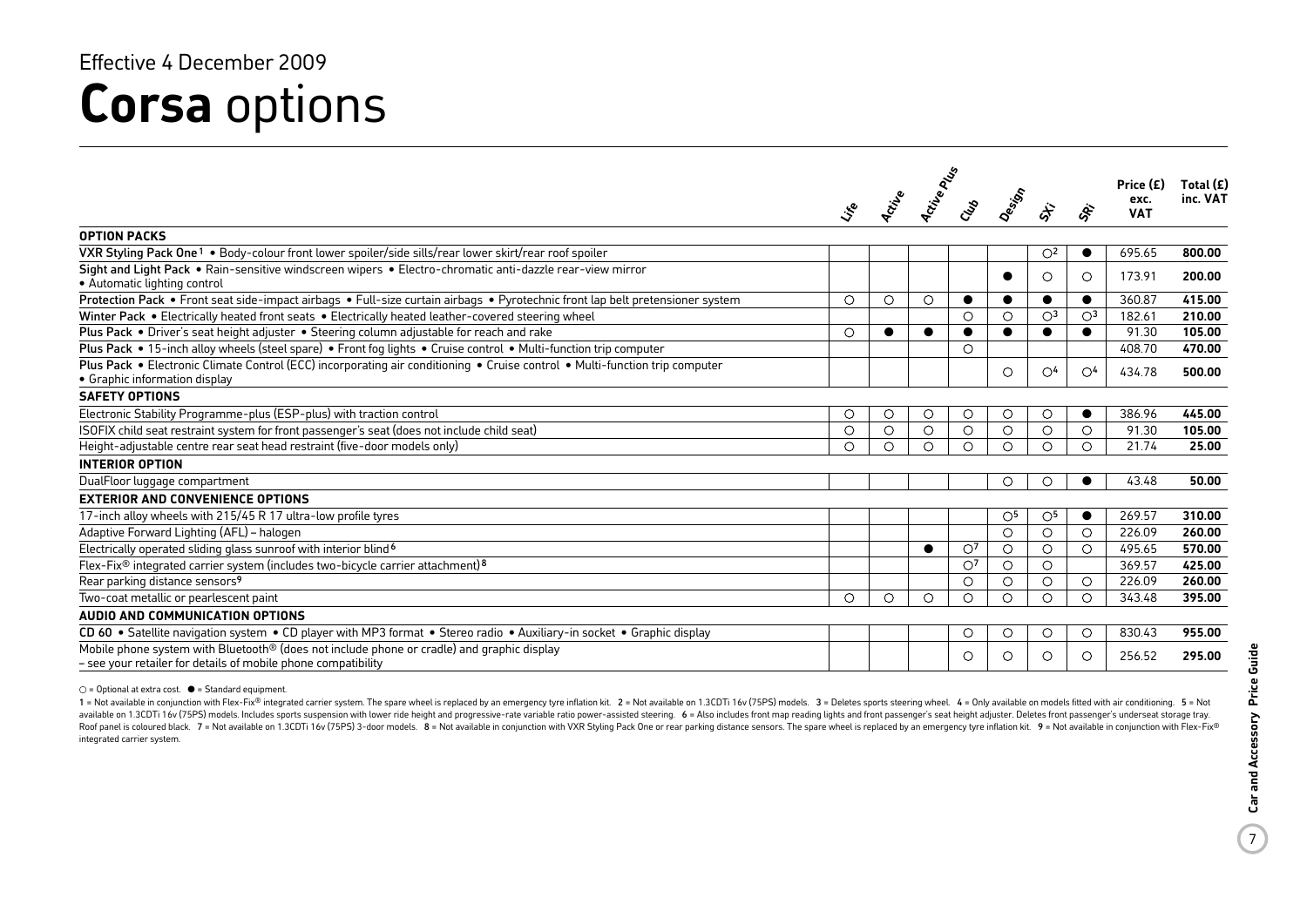Effective 4 December 2009

# **Corsa** options

| | Life | Active | Active Plus | Club | Design | SXi | SRi | Price (£) exc. VAT | Total (£) inc. VAT |
|---|---|---|---|---|---|---|---|---|---|
| **OPTION PACKS** | | | | | | | | | |
| VXR Styling Pack One[1] • Body-colour front lower spoiler/side sills/rear lower skirt/rear roof spoiler | | | | | | ○[2] | ● | 695.65 | **800.00** |
| Sight and Light Pack • Rain-sensitive windscreen wipers • Electro-chromatic anti-dazzle rear-view mirror • Automatic lighting control | | | | | ● | ○ | ○ | 173.91 | **200.00** |
| Protection Pack • Front seat side-impact airbags • Full-size curtain airbags • Pyrotechnic front lap belt pretensioner system | ○ | ○ | ○ | ● | ● | ● | ● | 360.87 | **415.00** |
| Winter Pack • Electrically heated front seats • Electrically heated leather-covered steering wheel | | | | ○ | ○ | ○[3] | ○[3] | 182.61 | **210.00** |
| Plus Pack • Driver's seat height adjuster • Steering column adjustable for reach and rake | ○ | ● | ● | ● | ● | ● | ● | 91.30 | **105.00** |
| Plus Pack • 15-inch alloy wheels (steel spare) • Front fog lights • Cruise control • Multi-function trip computer | | | | ○ | | | | 408.70 | **470.00** |
| Plus Pack • Electronic Climate Control (ECC) incorporating air conditioning • Cruise control • Multi-function trip computer • Graphic information display | | | | | ○ | ○[4] | ○[4] | 434.78 | **500.00** |
| **SAFETY OPTIONS** | | | | | | | | | |
| Electronic Stability Programme-plus (ESP-plus) with traction control | ○ | ○ | ○ | ○ | ○ | ○ | ● | 386.96 | **445.00** |
| ISOFIX child seat restraint system for front passenger's seat (does not include child seat) | ○ | ○ | ○ | ○ | ○ | ○ | ○ | 91.30 | **105.00** |
| Height-adjustable centre rear seat head restraint (five-door models only) | ○ | ○ | ○ | ○ | ○ | ○ | ○ | 21.74 | **25.00** |
| **INTERIOR OPTION** | | | | | | | | | |
| DualFloor luggage compartment | | | | | ○ | ○ | ● | 43.48 | **50.00** |
| **EXTERIOR AND CONVENIENCE OPTIONS** | | | | | | | | | |
| 17-inch alloy wheels with 215/45 R 17 ultra-low profile tyres | | | | | ○[5] | ○[5] | ● | 269.57 | **310.00** |
| Adaptive Forward Lighting (AFL) – halogen | | | | | ○ | ○ | ○ | 226.09 | **260.00** |
| Electrically operated sliding glass sunroof with interior blind[6] | | | ● | ○[7] | ○ | ○ | ○ | 495.65 | **570.00** |
| Flex-Fix® integrated carrier system (includes two-bicycle carrier attachment)[8] | | | | ○[7] | ○ | ○ | | 369.57 | **425.00** |
| Rear parking distance sensors[9] | | | | ○ | ○ | ○ | ○ | 226.09 | **260.00** |
| Two-coat metallic or pearlescent paint | ○ | ○ | ○ | ○ | ○ | ○ | ○ | 343.48 | **395.00** |
| **AUDIO AND COMMUNICATION OPTIONS** | | | | | | | | | |
| CD 60 • Satellite navigation system • CD player with MP3 format • Stereo radio • Auxiliary-in socket • Graphic display | | | | ○ | ○ | ○ | ○ | 830.43 | **955.00** |
| Mobile phone system with Bluetooth® (does not include phone or cradle) and graphic display – see your retailer for details of mobile phone compatibility | | | | ○ | ○ | ○ | ○ | 256.52 | **295.00** |

○ = Optional at extra cost. ● = Standard equipment.

1 = Not available in conjunction with Flex-Fix® integrated carrier system. The spare wheel is replaced by an emergency tyre inflation kit. 2 = Not available on 1.3CDTi 16v (75PS) models. 3 = Deletes sports steering wheel. 4 = Only available on models fitted with air conditioning. 5 = Not available on 1.3CDTi 16v (75PS) models. Includes sports suspension with lower ride height and progressive-rate variable ratio power-assisted steering. 6 = Also includes front map reading lights and front passenger's seat height adjuster. Deletes front passenger's underseat storage tray. Roof panel is coloured black. 7 = Not available on 1.3CDTi 16v (75PS) 3-door models. 8 = Not available in conjunction with VXR Styling Pack One or rear parking distance sensors. The spare wheel is replaced by an emergency tyre inflation kit. 9 = Not available in conjunction with Flex-Fix® integrated carrier system.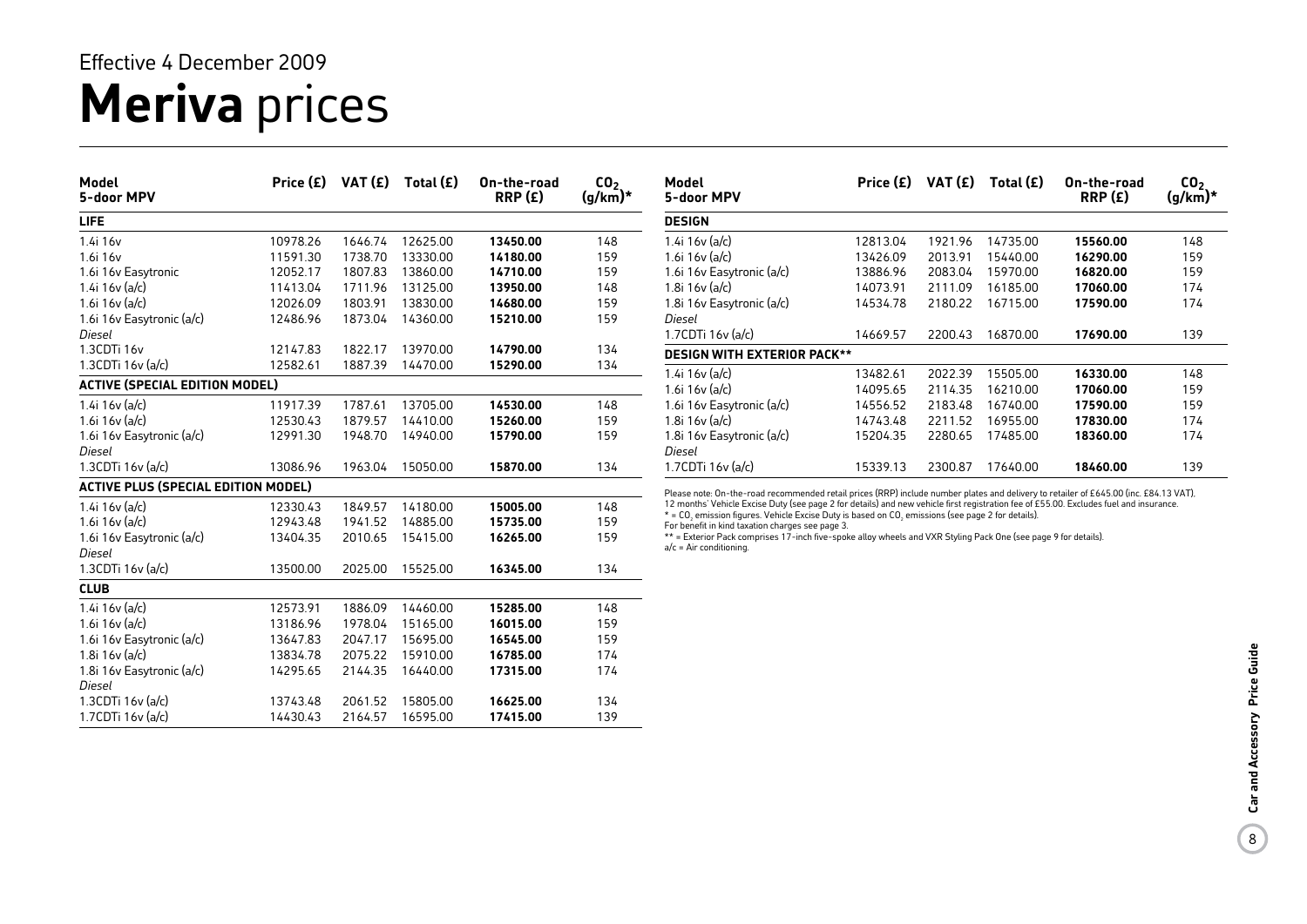Effective 4 December 2009

# **Meriva** prices

| Model<br>5-door MPV | Price (£) | VAT (£) | Total (£) | On-the-road RRP (£) | $CO_2$ (g/km)* |
|---|---|---|---|---|---|
| **LIFE** | | | | | |
| 1.4i 16v | 10978.26 | 1646.74 | 12625.00 | **13450.00** | 148 |
| 1.6i 16v | 11591.30 | 1738.70 | 13330.00 | **14180.00** | 159 |
| 1.6i 16v Easytronic | 12052.17 | 1807.83 | 13860.00 | **14710.00** | 159 |
| 1.4i 16v (a/c) | 11413.04 | 1711.96 | 13125.00 | **13950.00** | 148 |
| 1.6i 16v (a/c) | 12026.09 | 1803.91 | 13830.00 | **14680.00** | 159 |
| 1.6i 16v Easytronic (a/c) | 12486.96 | 1873.04 | 14360.00 | **15210.00** | 159 |
| *Diesel* | | | | | |
| 1.3CDTi 16v | 12147.83 | 1822.17 | 13970.00 | **14790.00** | 134 |
| 1.3CDTi 16v (a/c) | 12582.61 | 1887.39 | 14470.00 | **15290.00** | 134 |
| **ACTIVE (SPECIAL EDITION MODEL)** | | | | | |
| 1.4i 16v (a/c) | 11917.39 | 1787.61 | 13705.00 | **14530.00** | 148 |
| 1.6i 16v (a/c) | 12530.43 | 1879.57 | 14410.00 | **15260.00** | 159 |
| 1.6i 16v Easytronic (a/c) | 12991.30 | 1948.70 | 14940.00 | **15790.00** | 159 |
| *Diesel* | | | | | |
| 1.3CDTi 16v (a/c) | 13086.96 | 1963.04 | 15050.00 | **15870.00** | 134 |
| **ACTIVE PLUS (SPECIAL EDITION MODEL)** | | | | | |
| 1.4i 16v (a/c) | 12330.43 | 1849.57 | 14180.00 | **15005.00** | 148 |
| 1.6i 16v (a/c) | 12943.48 | 1941.52 | 14885.00 | **15735.00** | 159 |
| 1.6i 16v Easytronic (a/c) | 13404.35 | 2010.65 | 15415.00 | **16265.00** | 159 |
| *Diesel* | | | | | |
| 1.3CDTi 16v (a/c) | 13500.00 | 2025.00 | 15525.00 | **16345.00** | 134 |
| **CLUB** | | | | | |
| 1.4i 16v (a/c) | 12573.91 | 1886.09 | 14460.00 | **15285.00** | 148 |
| 1.6i 16v (a/c) | 13186.96 | 1978.04 | 15165.00 | **16015.00** | 159 |
| 1.6i 16v Easytronic (a/c) | 13647.83 | 2047.17 | 15695.00 | **16545.00** | 159 |
| 1.8i 16v (a/c) | 13834.78 | 2075.22 | 15910.00 | **16785.00** | 174 |
| 1.8i 16v Easytronic (a/c) | 14295.65 | 2144.35 | 16440.00 | **17315.00** | 174 |
| *Diesel* | | | | | |
| 1.3CDTi 16v (a/c) | 13743.48 | 2061.52 | 15805.00 | **16625.00** | 134 |
| 1.7CDTi 16v (a/c) | 14430.43 | 2164.57 | 16595.00 | **17415.00** | 139 |

| Model<br>5-door MPV | Price (£) | VAT (£) | Total (£) | On-the-road RRP (£) | $CO_2$ (g/km)* |
|---|---|---|---|---|---|
| **DESIGN** | | | | | |
| 1.4i 16v (a/c) | 12813.04 | 1921.96 | 14735.00 | **15560.00** | 148 |
| 1.6i 16v (a/c) | 13426.09 | 2013.91 | 15440.00 | **16290.00** | 159 |
| 1.6i 16v Easytronic (a/c) | 13886.96 | 2083.04 | 15970.00 | **16820.00** | 159 |
| 1.8i 16v (a/c) | 14073.91 | 2111.09 | 16185.00 | **17060.00** | 174 |
| 1.8i 16v Easytronic (a/c) | 14534.78 | 2180.22 | 16715.00 | **17590.00** | 174 |
| *Diesel* | | | | | |
| 1.7CDTi 16v (a/c) | 14669.57 | 2200.43 | 16870.00 | **17690.00** | 139 |
| **DESIGN WITH EXTERIOR PACK**** | | | | | |
| 1.4i 16v (a/c) | 13482.61 | 2022.39 | 15505.00 | **16330.00** | 148 |
| 1.6i 16v (a/c) | 14095.65 | 2114.35 | 16210.00 | **17060.00** | 159 |
| 1.6i 16v Easytronic (a/c) | 14556.52 | 2183.48 | 16740.00 | **17590.00** | 159 |
| 1.8i 16v (a/c) | 14743.48 | 2211.52 | 16955.00 | **17830.00** | 174 |
| 1.8i 16v Easytronic (a/c) | 15204.35 | 2280.65 | 17485.00 | **18360.00** | 174 |
| *Diesel* | | | | | |
| 1.7CDTi 16v (a/c) | 15339.13 | 2300.87 | 17640.00 | **18460.00** | 139 |

Please note: On-the-road recommended retail prices (RRP) include number plates and delivery to retailer of £645.00 (inc. £84.13 VAT). 12 months' Vehicle Excise Duty (see page 2 for details) and new vehicle first registration fee of £55.00. Excludes fuel and insurance.
* = $CO_2$ emission figures. Vehicle Excise Duty is based on $CO_2$ emissions (see page 2 for details).
For benefit in kind taxation charges see page 3.
** = Exterior Pack comprises 17-inch five-spoke alloy wheels and VXR Styling Pack One (see page 9 for details).
a/c = Air conditioning.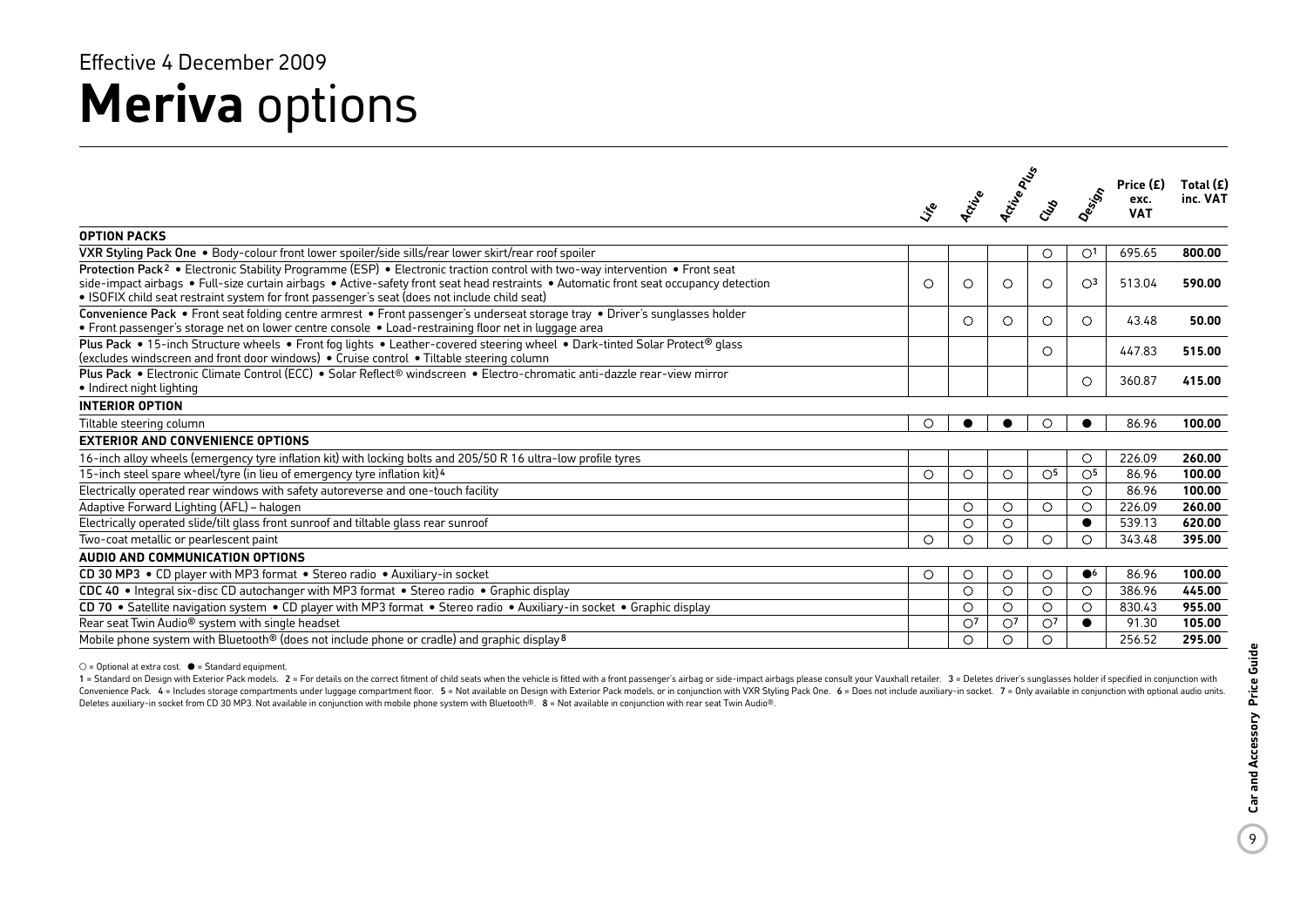Effective 4 December 2009

# **Meriva** options

| | Life | Active | Active Plus | Club | Design | Price (£) exc. VAT | Total (£) inc. VAT |
|---|---|---|---|---|---|---|---|
| **OPTION PACKS** | | | | | | | |
| **VXR Styling Pack One** • Body-colour front lower spoiler/side sills/rear lower skirt/rear roof spoiler | | | | ○ | ○[1] | 695.65 | **800.00** |
| **Protection Pack**[2] • Electronic Stability Programme (ESP) • Electronic traction control with two-way intervention • Front seat side-impact airbags • Full-size curtain airbags • Active-safety front seat head restraints • Automatic front seat occupancy detection • ISOFIX child seat restraint system for front passenger's seat (does not include child seat) | ○ | ○ | ○ | ○ | ○[3] | 513.04 | **590.00** |
| **Convenience Pack** • Front seat folding centre armrest • Front passenger's underseat storage tray • Driver's sunglasses holder • Front passenger's storage net on lower centre console • Load-restraining floor net in luggage area | | ○ | ○ | ○ | ○ | 43.48 | **50.00** |
| **Plus Pack** • 15-inch Structure wheels • Front fog lights • Leather-covered steering wheel • Dark-tinted Solar Protect® glass (excludes windscreen and front door windows) • Cruise control • Tiltable steering column | | | | ○ | | 447.83 | **515.00** |
| **Plus Pack** • Electronic Climate Control (ECC) • Solar Reflect® windscreen • Electro-chromatic anti-dazzle rear-view mirror • Indirect night lighting | | | | | ○ | 360.87 | **415.00** |
| **INTERIOR OPTION** | | | | | | | |
| Tiltable steering column | ○ | ● | ● | ○ | ● | 86.96 | **100.00** |
| **EXTERIOR AND CONVENIENCE OPTIONS** | | | | | | | |
| 16-inch alloy wheels (emergency tyre inflation kit) with locking bolts and 205/50 R 16 ultra-low profile tyres | | | | | ○ | 226.09 | **260.00** |
| 15-inch steel spare wheel/tyre (in lieu of emergency tyre inflation kit)[4] | ○ | ○ | ○ | ○[5] | ○[5] | 86.96 | **100.00** |
| Electrically operated rear windows with safety autoreverse and one-touch facility | | | | | ○ | 86.96 | **100.00** |
| Adaptive Forward Lighting (AFL) – halogen | | ○ | ○ | ○ | ○ | 226.09 | **260.00** |
| Electrically operated slide/tilt glass front sunroof and tiltable glass rear sunroof | | ○ | ○ | | ● | 539.13 | **620.00** |
| Two-coat metallic or pearlescent paint | ○ | ○ | ○ | ○ | ○ | 343.48 | **395.00** |
| **AUDIO AND COMMUNICATION OPTIONS** | | | | | | | |
| **CD 30 MP3** • CD player with MP3 format • Stereo radio • Auxiliary-in socket | ○ | ○ | ○ | ○ | ●[6] | 86.96 | **100.00** |
| **CDC 40** • Integral six-disc CD autochanger with MP3 format • Stereo radio • Graphic display | | ○ | ○ | ○ | ○ | 386.96 | **445.00** |
| **CD 70** • Satellite navigation system • CD player with MP3 format • Stereo radio • Auxiliary-in socket • Graphic display | | ○ | ○ | ○ | ○ | 830.43 | **955.00** |
| Rear seat Twin Audio® system with single headset | | ○[7] | ○[7] | ○[7] | ● | 91.30 | **105.00** |
| Mobile phone system with Bluetooth® (does not include phone or cradle) and graphic display[8] | | ○ | ○ | ○ | | 256.52 | **295.00** |

○ = Optional at extra cost. ● = Standard equipment.

**1** = Standard on Design with Exterior Pack models. **2** = For details on the correct fitment of child seats when the vehicle is fitted with a front passenger's airbag or side-impact airbags please consult your Vauxhall retailer. **3** = Deletes driver's sunglasses holder if specified in conjunction with Convenience Pack. **4** = Includes storage compartments under luggage compartment floor. **5** = Not available on Design with Exterior Pack models, or in conjunction with VXR Styling Pack One. **6** = Does not include auxiliary-in socket. **7** = Only available in conjunction with optional audio units. Deletes auxiliary-in socket from CD 30 MP3. Not available in conjunction with mobile phone system with Bluetooth®. **8** = Not available in conjunction with rear seat Twin Audio®.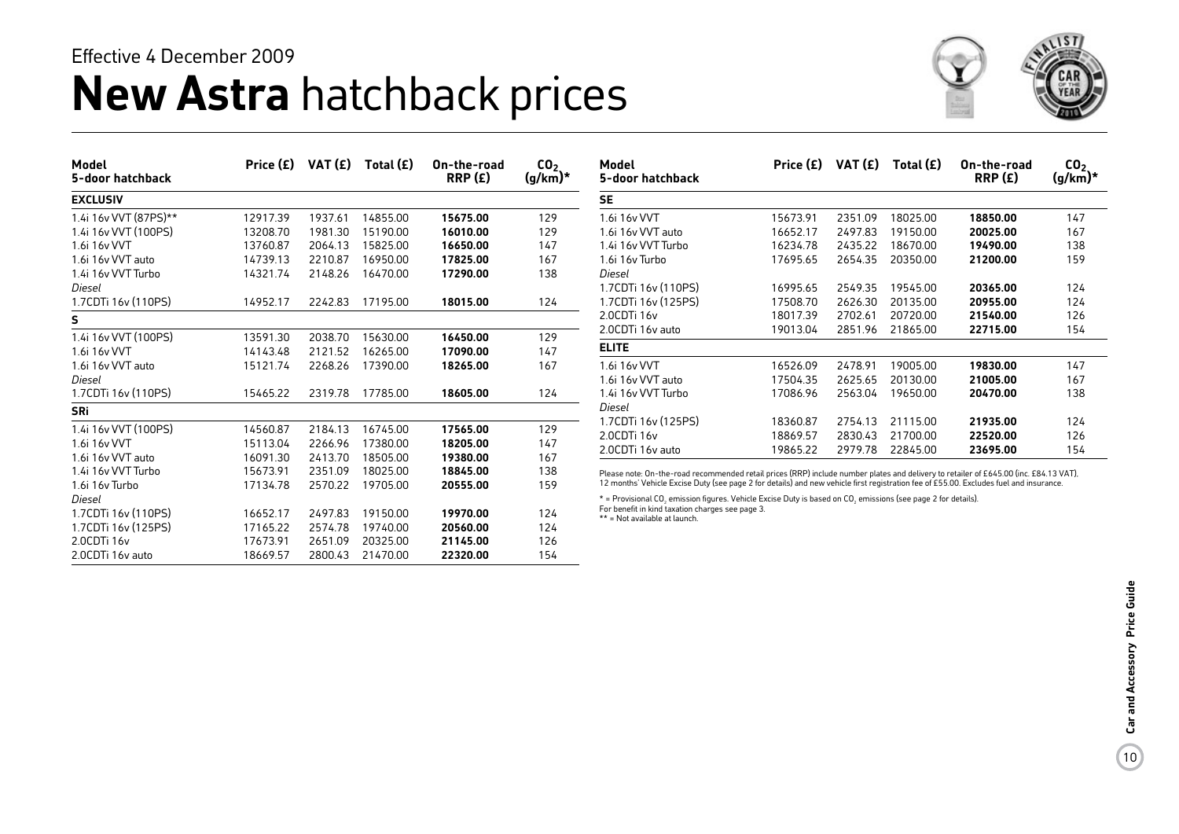Effective 4 December 2009

# **New Astra** hatchback prices

| Model 5-door hatchback | Price (£) | VAT (£) | Total (£) | On-the-road RRP (£) | $CO_2$ (g/km)* |
|---|---|---|---|---|---|
| **EXCLUSIV** | | | | | |
| 1.4i 16v VVT (87PS)** | 12917.39 | 1937.61 | 14855.00 | **15675.00** | 129 |
| 1.4i 16v VVT (100PS) | 13208.70 | 1981.30 | 15190.00 | **16010.00** | 129 |
| 1.6i 16v VVT | 13760.87 | 2064.13 | 15825.00 | **16650.00** | 147 |
| 1.6i 16v VVT auto | 14739.13 | 2210.87 | 16950.00 | **17825.00** | 167 |
| 1.4i 16v VVT Turbo | 14321.74 | 2148.26 | 16470.00 | **17290.00** | 138 |
| *Diesel* | | | | | |
| 1.7CDTi 16v (110PS) | 14952.17 | 2242.83 | 17195.00 | **18015.00** | 124 |
| **S** | | | | | |
| 1.4i 16v VVT (100PS) | 13591.30 | 2038.70 | 15630.00 | **16450.00** | 129 |
| 1.6i 16v VVT | 14143.48 | 2121.52 | 16265.00 | **17090.00** | 147 |
| 1.6i 16v VVT auto | 15121.74 | 2268.26 | 17390.00 | **18265.00** | 167 |
| *Diesel* | | | | | |
| 1.7CDTi 16v (110PS) | 15465.22 | 2319.78 | 17785.00 | **18605.00** | 124 |
| **SRi** | | | | | |
| 1.4i 16v VVT (100PS) | 14560.87 | 2184.13 | 16745.00 | **17565.00** | 129 |
| 1.6i 16v VVT | 15113.04 | 2266.96 | 17380.00 | **18205.00** | 147 |
| 1.6i 16v VVT auto | 16091.30 | 2413.70 | 18505.00 | **19380.00** | 167 |
| 1.4i 16v VVT Turbo | 15673.91 | 2351.09 | 18025.00 | **18845.00** | 138 |
| 1.6i 16v Turbo | 17134.78 | 2570.22 | 19705.00 | **20555.00** | 159 |
| *Diesel* | | | | | |
| 1.7CDTi 16v (110PS) | 16652.17 | 2497.83 | 19150.00 | **19970.00** | 124 |
| 1.7CDTi 16v (125PS) | 17165.22 | 2574.78 | 19740.00 | **20560.00** | 124 |
| 2.0CDTi 16v | 17673.91 | 2651.09 | 20325.00 | **21145.00** | 126 |
| 2.0CDTi 16v auto | 18669.57 | 2800.43 | 21470.00 | **22320.00** | 154 |

| Model 5-door hatchback | Price (£) | VAT (£) | Total (£) | On-the-road RRP (£) | $CO_2$ (g/km)* |
|---|---|---|---|---|---|
| **SE** | | | | | |
| 1.6i 16v VVT | 15673.91 | 2351.09 | 18025.00 | **18850.00** | 147 |
| 1.6i 16v VVT auto | 16652.17 | 2497.83 | 19150.00 | **20025.00** | 167 |
| 1.4i 16v VVT Turbo | 16234.78 | 2435.22 | 18670.00 | **19490.00** | 138 |
| 1.6i 16v Turbo | 17695.65 | 2654.35 | 20350.00 | **21200.00** | 159 |
| *Diesel* | | | | | |
| 1.7CDTi 16v (110PS) | 16995.65 | 2549.35 | 19545.00 | **20365.00** | 124 |
| 1.7CDTi 16v (125PS) | 17508.70 | 2626.30 | 20135.00 | **20955.00** | 124 |
| 2.0CDTi 16v | 18017.39 | 2702.61 | 20720.00 | **21540.00** | 126 |
| 2.0CDTi 16v auto | 19013.04 | 2851.96 | 21865.00 | **22715.00** | 154 |
| **ELITE** | | | | | |
| 1.6i 16v VVT | 16526.09 | 2478.91 | 19005.00 | **19830.00** | 147 |
| 1.6i 16v VVT auto | 17504.35 | 2625.65 | 20130.00 | **21005.00** | 167 |
| 1.4i 16v VVT Turbo | 17086.96 | 2563.04 | 19650.00 | **20470.00** | 138 |
| *Diesel* | | | | | |
| 1.7CDTi 16v (125PS) | 18360.87 | 2754.13 | 21115.00 | **21935.00** | 124 |
| 2.0CDTi 16v | 18869.57 | 2830.43 | 21700.00 | **22520.00** | 126 |
| 2.0CDTi 16v auto | 19865.22 | 2979.78 | 22845.00 | **23695.00** | 154 |

Please note: On-the-road recommended retail prices (RRP) include number plates and delivery to retailer of £645.00 (inc. £84.13 VAT), 12 months' Vehicle Excise Duty (see page 2 for details) and new vehicle first registration fee of £55.00. Excludes fuel and insurance.

* = Provisional $CO_2$ emission figures. Vehicle Excise Duty is based on $CO_2$ emissions (see page 2 for details).
For benefit in kind taxation charges see page 3.
** = Not available at launch.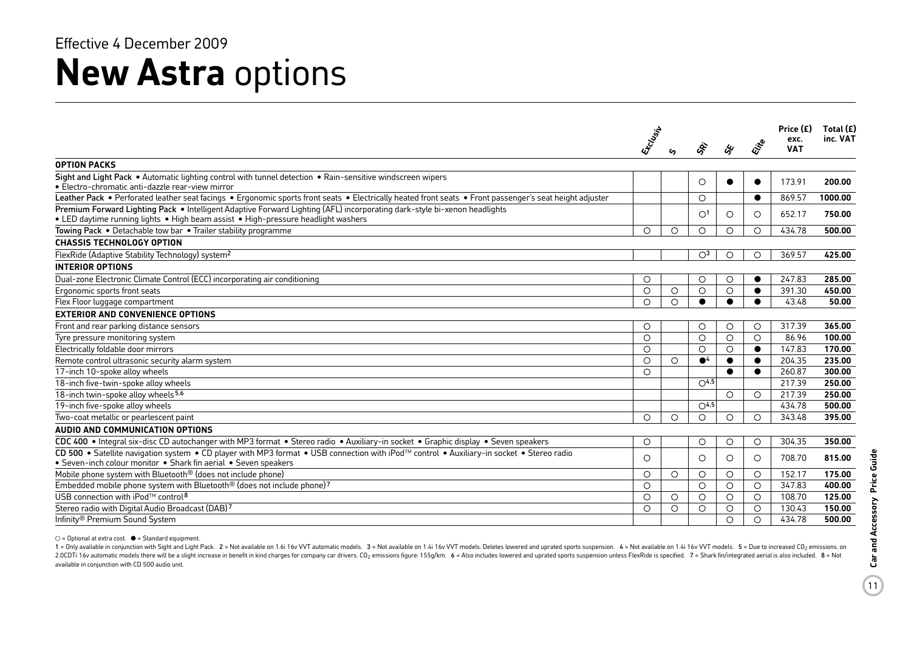Effective 4 December 2009

# **New Astra** options

| | Exclusiv | S | SRi | SE | Elite | Price (£) exc. VAT | Total (£) inc. VAT |
|---|---|---|---|---|---|---|---|
| **OPTION PACKS** | | | | | | | |
| **Sight and Light Pack** • Automatic lighting control with tunnel detection • Rain-sensitive windscreen wipers • Electro-chromatic anti-dazzle rear-view mirror | | | ○ | ● | ● | 173.91 | **200.00** |
| **Leather Pack** • Perforated leather seat facings • Ergonomic sports front seats • Electrically heated front seats • Front passenger's seat height adjuster | | | ○ | | ● | 869.57 | **1000.00** |
| **Premium Forward Lighting Pack** • Intelligent Adaptive Forward Lighting (AFL) incorporating dark-style bi-xenon headlights • LED daytime running lights • High beam assist • High-pressure headlight washers | | | ○[1] | ○ | ○ | 652.17 | **750.00** |
| **Towing Pack** • Detachable tow bar • Trailer stability programme | ○ | ○ | ○ | ○ | ○ | 434.78 | **500.00** |
| **CHASSIS TECHNOLOGY OPTION** | | | | | | | |
| FlexRide (Adaptive Stability Technology) system[2] | | | ○[3] | ○ | ○ | 369.57 | **425.00** |
| **INTERIOR OPTIONS** | | | | | | | |
| Dual-zone Electronic Climate Control (ECC) incorporating air conditioning | ○ | | ○ | ○ | ● | 247.83 | **285.00** |
| Ergonomic sports front seats | ○ | ○ | ○ | ○ | ● | 391.30 | **450.00** |
| Flex Floor luggage compartment | ○ | ○ | ● | ● | ● | 43.48 | **50.00** |
| **EXTERIOR AND CONVENIENCE OPTIONS** | | | | | | | |
| Front and rear parking distance sensors | ○ | | ○ | ○ | ○ | 317.39 | **365.00** |
| Tyre pressure monitoring system | ○ | | ○ | ○ | ○ | 86.96 | **100.00** |
| Electrically foldable door mirrors | ○ | | ○ | ○ | ● | 147.83 | **170.00** |
| Remote control ultrasonic security alarm system | ○ | ○ | ●[4] | ● | ● | 204.35 | **235.00** |
| 17-inch 10-spoke alloy wheels | ○ | | | ● | ● | 260.87 | **300.00** |
| 18-inch five-twin-spoke alloy wheels | | | ○[4,5] | | | 217.39 | **250.00** |
| 18-inch twin-spoke alloy wheels[5,6] | | | | ○ | ○ | 217.39 | **250.00** |
| 19-inch five-spoke alloy wheels | | | ○[4,5] | | | 434.78 | **500.00** |
| Two-coat metallic or pearlescent paint | ○ | ○ | ○ | ○ | ○ | 343.48 | **395.00** |
| **AUDIO AND COMMUNICATION OPTIONS** | | | | | | | |
| **CDC 400** • Integral six-disc CD autochanger with MP3 format • Stereo radio • Auxiliary-in socket • Graphic display • Seven speakers | ○ | | ○ | ○ | ○ | 304.35 | **350.00** |
| **CD 500** • Satellite navigation system • CD player with MP3 format • USB connection with iPod™ control • Auxiliary-in socket • Stereo radio • Seven-inch colour monitor • Shark fin aerial • Seven speakers | ○ | | ○ | ○ | ○ | 708.70 | **815.00** |
| Mobile phone system with Bluetooth® (does not include phone) | ○ | ○ | ○ | ○ | ○ | 152.17 | **175.00** |
| Embedded mobile phone system with Bluetooth® (does not include phone)[7] | ○ | | ○ | ○ | ○ | 347.83 | **400.00** |
| USB connection with iPod™ control[8] | ○ | ○ | ○ | ○ | ○ | 108.70 | **125.00** |
| Stereo radio with Digital Audio Broadcast (DAB)[7] | ○ | ○ | ○ | ○ | ○ | 130.43 | **150.00** |
| Infinity® Premium Sound System | | | | ○ | ○ | 434.78 | **500.00** |

○ = Optional at extra cost. ● = Standard equipment.

1 = Only available in conjunction with Sight and Light Pack. 2 = Not available on 1.6i 16v VVT automatic models. 3 = Not available on 1.4i 16v VVT models. Deletes lowered and uprated sports suspension. 4 = Not available on 1.4i 16v VVT models. 5 = Due to increased $CO_2$ emissions, on 2.0CDTi 16v automatic models there will be a slight increase in benefit in kind charges for company car drivers. $CO_2$ emissions figure: 155g/km. 6 = Also includes lowered and uprated sports suspension unless FlexRide is specified. 7 = Shark fin/integrated aerial is also included. 8 = Not available in conjunction with CD 500 audio unit.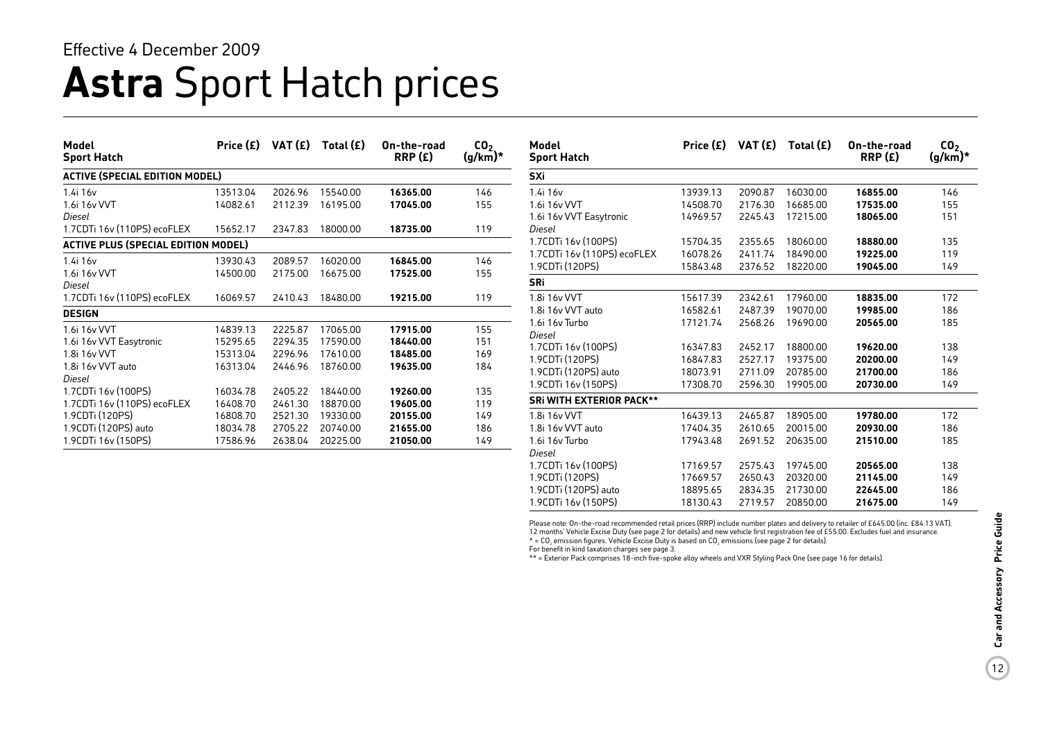Effective 4 December 2009

# **Astra** Sport Hatch prices

| Model<br>Sport Hatch | Price (£) | VAT (£) | Total (£) | On-the-road RRP (£) | $CO_2$ (g/km)* |
|---|---|---|---|---|---|
| **ACTIVE (SPECIAL EDITION MODEL)** | | | | | |
| 1.4i 16v | 13513.04 | 2026.96 | 15540.00 | **16365.00** | 146 |
| 1.6i 16v VVT | 14082.61 | 2112.39 | 16195.00 | **17045.00** | 155 |
| *Diesel* | | | | | |
| 1.7CDTi 16v (110PS) ecoFLEX | 15652.17 | 2347.83 | 18000.00 | **18735.00** | 119 |
| **ACTIVE PLUS (SPECIAL EDITION MODEL)** | | | | | |
| 1.4i 16v | 13930.43 | 2089.57 | 16020.00 | **16845.00** | 146 |
| 1.6i 16v VVT | 14500.00 | 2175.00 | 16675.00 | **17525.00** | 155 |
| *Diesel* | | | | | |
| 1.7CDTi 16v (110PS) ecoFLEX | 16069.57 | 2410.43 | 18480.00 | **19215.00** | 119 |
| **DESIGN** | | | | | |
| 1.6i 16v VVT | 14839.13 | 2225.87 | 17065.00 | **17915.00** | 155 |
| 1.6i 16v VVT Easytronic | 15295.65 | 2294.35 | 17590.00 | **18440.00** | 151 |
| 1.8i 16v VVT | 15313.04 | 2296.96 | 17610.00 | **18485.00** | 169 |
| 1.8i 16v VVT auto | 16313.04 | 2446.96 | 18760.00 | **19635.00** | 184 |
| *Diesel* | | | | | |
| 1.7CDTi 16v (100PS) | 16034.78 | 2405.22 | 18440.00 | **19260.00** | 135 |
| 1.7CDTi 16v (110PS) ecoFLEX | 16408.70 | 2461.30 | 18870.00 | **19605.00** | 119 |
| 1.9CDTi (120PS) | 16808.70 | 2521.30 | 19330.00 | **20155.00** | 149 |
| 1.9CDTi (120PS) auto | 18034.78 | 2705.22 | 20740.00 | **21655.00** | 186 |
| 1.9CDTi 16v (150PS) | 17586.96 | 2638.04 | 20225.00 | **21050.00** | 149 |

| Model<br>Sport Hatch | Price (£) | VAT (£) | Total (£) | On-the-road RRP (£) | $CO_2$ (g/km)* |
|---|---|---|---|---|---|
| **SXi** | | | | | |
| 1.4i 16v | 13939.13 | 2090.87 | 16030.00 | **16855.00** | 146 |
| 1.6i 16v VVT | 14508.70 | 2176.30 | 16685.00 | **17535.00** | 155 |
| 1.6i 16v VVT Easytronic | 14969.57 | 2245.43 | 17215.00 | **18065.00** | 151 |
| *Diesel* | | | | | |
| 1.7CDTi 16v (100PS) | 15704.35 | 2355.65 | 18060.00 | **18880.00** | 135 |
| 1.7CDTi 16v (110PS) ecoFLEX | 16078.26 | 2411.74 | 18490.00 | **19225.00** | 119 |
| 1.9CDTi (120PS) | 15843.48 | 2376.52 | 18220.00 | **19045.00** | 149 |
| **SRi** | | | | | |
| 1.8i 16v VVT | 15617.39 | 2342.61 | 17960.00 | **18835.00** | 172 |
| 1.8i 16v VVT auto | 16582.61 | 2487.39 | 19070.00 | **19985.00** | 186 |
| 1.6i 16v Turbo | 17121.74 | 2568.26 | 19690.00 | **20565.00** | 185 |
| *Diesel* | | | | | |
| 1.7CDTi 16v (100PS) | 16347.83 | 2452.17 | 18800.00 | **19620.00** | 138 |
| 1.9CDTi (120PS) | 16847.83 | 2527.17 | 19375.00 | **20200.00** | 149 |
| 1.9CDTi (120PS) auto | 18073.91 | 2711.09 | 20785.00 | **21700.00** | 186 |
| 1.9CDTi 16v (150PS) | 17308.70 | 2596.30 | 19905.00 | **20730.00** | 149 |
| **SRi WITH EXTERIOR PACK**** | | | | | |
| 1.8i 16v VVT | 16439.13 | 2465.87 | 18905.00 | **19780.00** | 172 |
| 1.8i 16v VVT auto | 17404.35 | 2610.65 | 20015.00 | **20930.00** | 186 |
| 1.6i 16v Turbo | 17943.48 | 2691.52 | 20635.00 | **21510.00** | 185 |
| *Diesel* | | | | | |
| 1.7CDTi 16v (100PS) | 17169.57 | 2575.43 | 19745.00 | **20565.00** | 138 |
| 1.9CDTi (120PS) | 17669.57 | 2650.43 | 20320.00 | **21145.00** | 149 |
| 1.9CDTi (120PS) auto | 18895.65 | 2834.35 | 21730.00 | **22645.00** | 186 |
| 1.9CDTi 16v (150PS) | 18130.43 | 2719.57 | 20850.00 | **21675.00** | 149 |

Please note: On-the-road recommended retail prices (RRP) include number plates and delivery to retailer of £645.00 (inc. £84.13 VAT), 12 months' Vehicle Excise Duty (see page 2 for details) and new vehicle first registration fee of £55.00. Excludes fuel and insurance.
* = $CO_2$ emission figures. Vehicle Excise Duty is based on $CO_2$ emissions (see page 2 for details).
For benefit in kind taxation charges see page 3.
** = Exterior Pack comprises 18-inch five-spoke alloy wheels and VXR Styling Pack One (see page 16 for details).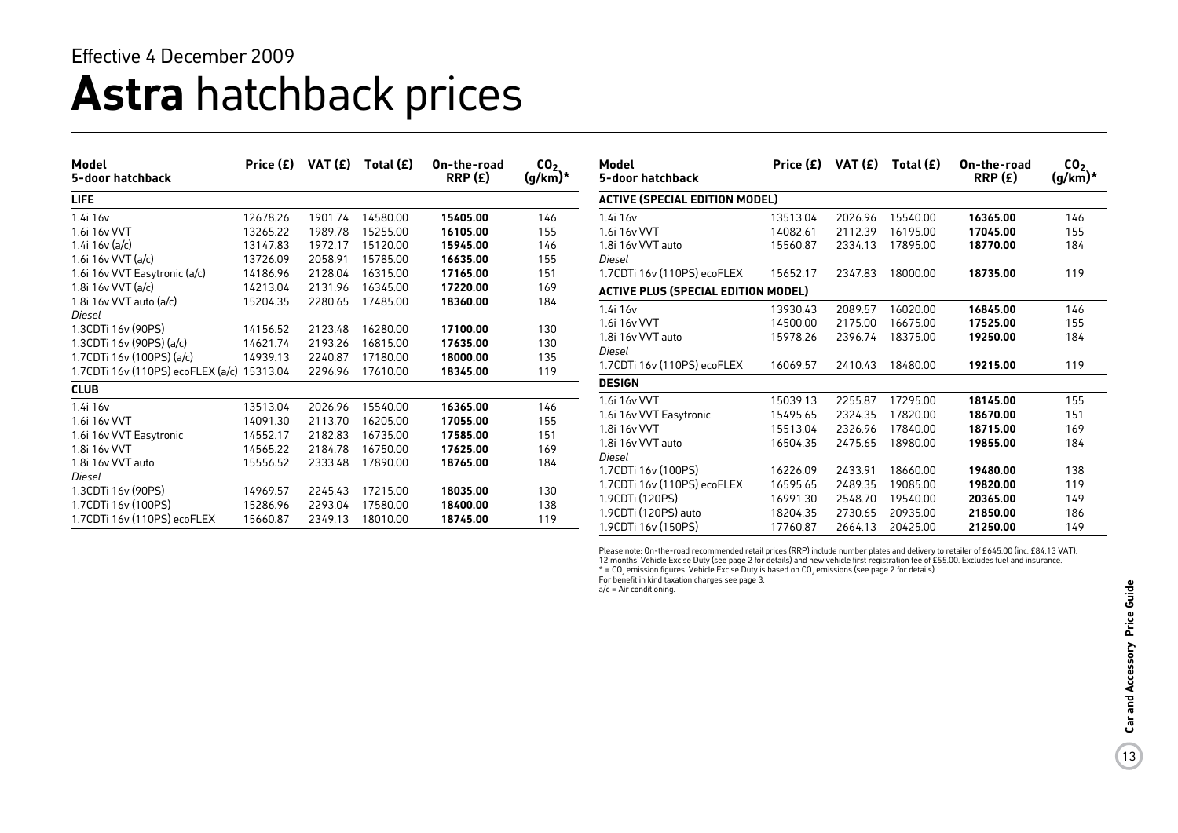Effective 4 December 2009

# **Astra** hatchback prices

| Model<br>5-door hatchback | Price (£) | VAT (£) | Total (£) | On-the-road RRP (£) | $CO_2$ (g/km)* |
|---|---|---|---|---|---|
| **LIFE** | | | | | |
| 1.4i 16v | 12678.26 | 1901.74 | 14580.00 | **15405.00** | 146 |
| 1.6i 16v VVT | 13265.22 | 1989.78 | 15255.00 | **16105.00** | 155 |
| 1.4i 16v (a/c) | 13147.83 | 1972.17 | 15120.00 | **15945.00** | 146 |
| 1.6i 16v VVT (a/c) | 13726.09 | 2058.91 | 15785.00 | **16635.00** | 155 |
| 1.6i 16v VVT Easytronic (a/c) | 14186.96 | 2128.04 | 16315.00 | **17165.00** | 151 |
| 1.8i 16v VVT (a/c) | 14213.04 | 2131.96 | 16345.00 | **17220.00** | 169 |
| 1.8i 16v VVT auto (a/c) | 15204.35 | 2280.65 | 17485.00 | **18360.00** | 184 |
| *Diesel* | | | | | |
| 1.3CDTi 16v (90PS) | 14156.52 | 2123.48 | 16280.00 | **17100.00** | 130 |
| 1.3CDTi 16v (90PS) (a/c) | 14621.74 | 2193.26 | 16815.00 | **17635.00** | 130 |
| 1.7CDTi 16v (100PS) (a/c) | 14939.13 | 2240.87 | 17180.00 | **18000.00** | 135 |
| 1.7CDTi 16v (110PS) ecoFLEX (a/c) | 15313.04 | 2296.96 | 17610.00 | **18345.00** | 119 |
| **CLUB** | | | | | |
| 1.4i 16v | 13513.04 | 2026.96 | 15540.00 | **16365.00** | 146 |
| 1.6i 16v VVT | 14091.30 | 2113.70 | 16205.00 | **17055.00** | 155 |
| 1.6i 16v VVT Easytronic | 14552.17 | 2182.83 | 16735.00 | **17585.00** | 151 |
| 1.8i 16v VVT | 14565.22 | 2184.78 | 16750.00 | **17625.00** | 169 |
| 1.8i 16v VVT auto | 15556.52 | 2333.48 | 17890.00 | **18765.00** | 184 |
| *Diesel* | | | | | |
| 1.3CDTi 16v (90PS) | 14969.57 | 2245.43 | 17215.00 | **18035.00** | 130 |
| 1.7CDTi 16v (100PS) | 15286.96 | 2293.04 | 17580.00 | **18400.00** | 138 |
| 1.7CDTi 16v (110PS) ecoFLEX | 15660.87 | 2349.13 | 18010.00 | **18745.00** | 119 |

| Model<br>5-door hatchback | Price (£) | VAT (£) | Total (£) | On-the-road RRP (£) | $CO_2$ (g/km)* |
|---|---|---|---|---|---|
| **ACTIVE (SPECIAL EDITION MODEL)** | | | | | |
| 1.4i 16v | 13513.04 | 2026.96 | 15540.00 | **16365.00** | 146 |
| 1.6i 16v VVT | 14082.61 | 2112.39 | 16195.00 | **17045.00** | 155 |
| 1.8i 16v VVT auto | 15560.87 | 2334.13 | 17895.00 | **18770.00** | 184 |
| *Diesel* | | | | | |
| 1.7CDTi 16v (110PS) ecoFLEX | 15652.17 | 2347.83 | 18000.00 | **18735.00** | 119 |
| **ACTIVE PLUS (SPECIAL EDITION MODEL)** | | | | | |
| 1.4i 16v | 13930.43 | 2089.57 | 16020.00 | **16845.00** | 146 |
| 1.6i 16v VVT | 14500.00 | 2175.00 | 16675.00 | **17525.00** | 155 |
| 1.8i 16v VVT auto | 15978.26 | 2396.74 | 18375.00 | **19250.00** | 184 |
| *Diesel* | | | | | |
| 1.7CDTi 16v (110PS) ecoFLEX | 16069.57 | 2410.43 | 18480.00 | **19215.00** | 119 |
| **DESIGN** | | | | | |
| 1.6i 16v VVT | 15039.13 | 2255.87 | 17295.00 | **18145.00** | 155 |
| 1.6i 16v VVT Easytronic | 15495.65 | 2324.35 | 17820.00 | **18670.00** | 151 |
| 1.8i 16v VVT | 15513.04 | 2326.96 | 17840.00 | **18715.00** | 169 |
| 1.8i 16v VVT auto | 16504.35 | 2475.65 | 18980.00 | **19855.00** | 184 |
| *Diesel* | | | | | |
| 1.7CDTi 16v (100PS) | 16226.09 | 2433.91 | 18660.00 | **19480.00** | 138 |
| 1.7CDTi 16v (110PS) ecoFLEX | 16595.65 | 2489.35 | 19085.00 | **19820.00** | 119 |
| 1.9CDTi (120PS) | 16991.30 | 2548.70 | 19540.00 | **20365.00** | 149 |
| 1.9CDTi (120PS) auto | 18204.35 | 2730.65 | 20935.00 | **21850.00** | 186 |
| 1.9CDTi 16v (150PS) | 17760.87 | 2664.13 | 20425.00 | **21250.00** | 149 |

Please note: On-the-road recommended retail prices (RRP) include number plates and delivery to retailer of £645.00 (inc. £84.13 VAT), 12 months' Vehicle Excise Duty (see page 2 for details) and new vehicle first registration fee of £55.00. Excludes fuel and insurance.
* = $CO_2$ emission figures. Vehicle Excise Duty is based on $CO_2$ emissions (see page 2 for details).
For benefit in kind taxation charges see page 3.
a/c = Air conditioning.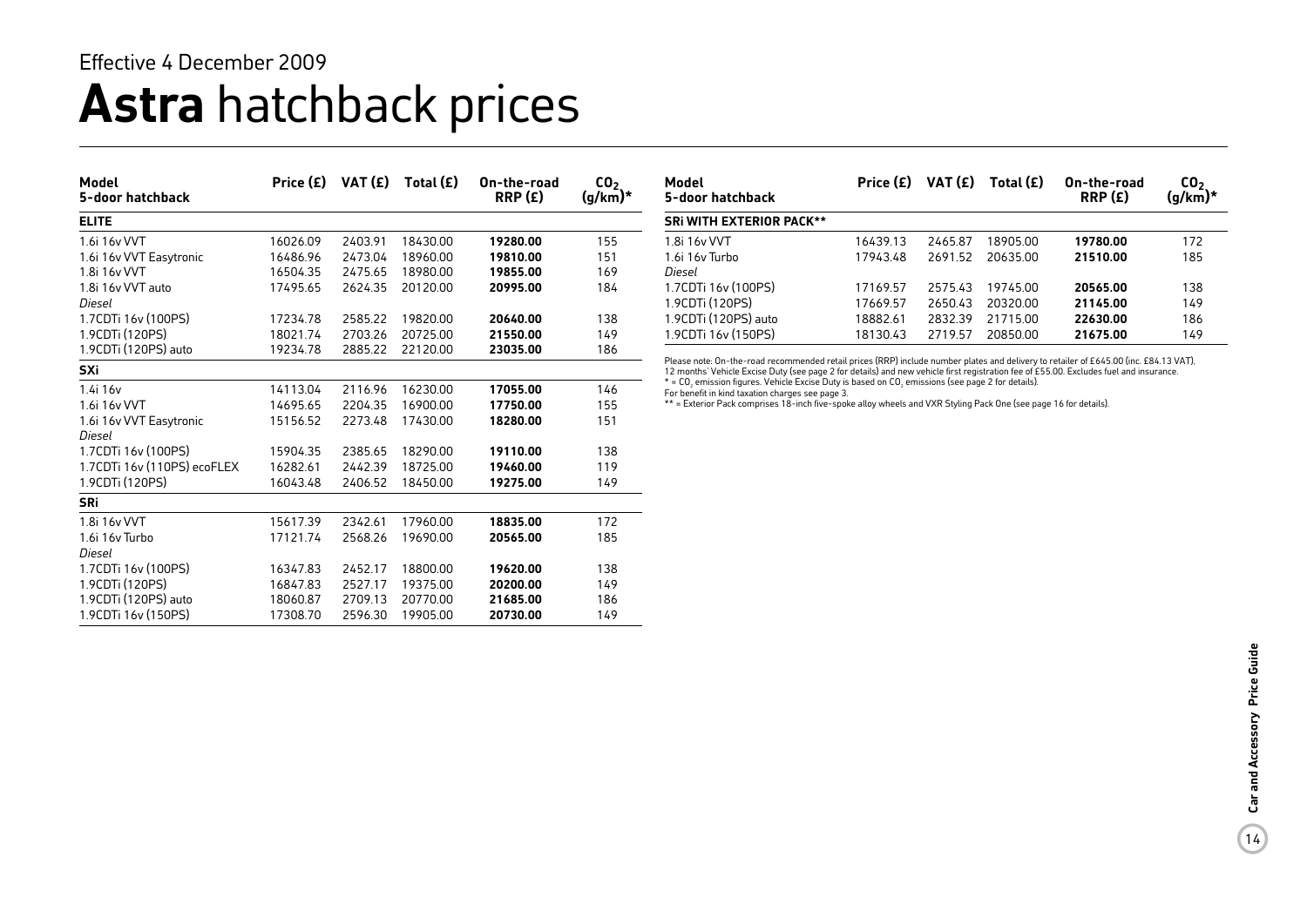Effective 4 December 2009

# **Astra** hatchback prices

| Model 5-door hatchback | Price (£) | VAT (£) | Total (£) | On-the-road RRP (£) | $CO_2$ (g/km)* |
|---|---|---|---|---|---|
| **ELITE** | | | | | |
| 1.6i 16v VVT | 16026.09 | 2403.91 | 18430.00 | **19280.00** | 155 |
| 1.6i 16v VVT Easytronic | 16486.96 | 2473.04 | 18960.00 | **19810.00** | 151 |
| 1.8i 16v VVT | 16504.35 | 2475.65 | 18980.00 | **19855.00** | 169 |
| 1.8i 16v VVT auto | 17495.65 | 2624.35 | 20120.00 | **20995.00** | 184 |
| *Diesel* | | | | | |
| 1.7CDTi 16v (100PS) | 17234.78 | 2585.22 | 19820.00 | **20640.00** | 138 |
| 1.9CDTi (120PS) | 18021.74 | 2703.26 | 20725.00 | **21550.00** | 149 |
| 1.9CDTi (120PS) auto | 19234.78 | 2885.22 | 22120.00 | **23035.00** | 186 |
| **SXi** | | | | | |
| 1.4i 16v | 14113.04 | 2116.96 | 16230.00 | **17055.00** | 146 |
| 1.6i 16v VVT | 14695.65 | 2204.35 | 16900.00 | **17750.00** | 155 |
| 1.6i 16v VVT Easytronic | 15156.52 | 2273.48 | 17430.00 | **18280.00** | 151 |
| *Diesel* | | | | | |
| 1.7CDTi 16v (100PS) | 15904.35 | 2385.65 | 18290.00 | **19110.00** | 138 |
| 1.7CDTi 16v (110PS) ecoFLEX | 16282.61 | 2442.39 | 18725.00 | **19460.00** | 119 |
| 1.9CDTi (120PS) | 16043.48 | 2406.52 | 18450.00 | **19275.00** | 149 |
| **SRi** | | | | | |
| 1.8i 16v VVT | 15617.39 | 2342.61 | 17960.00 | **18835.00** | 172 |
| 1.6i 16v Turbo | 17121.74 | 2568.26 | 19690.00 | **20565.00** | 185 |
| *Diesel* | | | | | |
| 1.7CDTi 16v (100PS) | 16347.83 | 2452.17 | 18800.00 | **19620.00** | 138 |
| 1.9CDTi (120PS) | 16847.83 | 2527.17 | 19375.00 | **20200.00** | 149 |
| 1.9CDTi (120PS) auto | 18060.87 | 2709.13 | 20770.00 | **21685.00** | 186 |
| 1.9CDTi 16v (150PS) | 17308.70 | 2596.30 | 19905.00 | **20730.00** | 149 |

| Model 5-door hatchback | Price (£) | VAT (£) | Total (£) | On-the-road RRP (£) | $CO_2$ (g/km)* |
|---|---|---|---|---|---|
| **SRi WITH EXTERIOR PACK**** | | | | | |
| 1.8i 16v VVT | 16439.13 | 2465.87 | 18905.00 | **19780.00** | 172 |
| 1.6i 16v Turbo | 17943.48 | 2691.52 | 20635.00 | **21510.00** | 185 |
| *Diesel* | | | | | |
| 1.7CDTi 16v (100PS) | 17169.57 | 2575.43 | 19745.00 | **20565.00** | 138 |
| 1.9CDTi (120PS) | 17669.57 | 2650.43 | 20320.00 | **21145.00** | 149 |
| 1.9CDTi (120PS) auto | 18882.61 | 2832.39 | 21715.00 | **22630.00** | 186 |
| 1.9CDTi 16v (150PS) | 18130.43 | 2719.57 | 20850.00 | **21675.00** | 149 |

Please note: On-the-road recommended retail prices (RRP) include number plates and delivery to retailer of £645.00 (inc. £84.13 VAT). 12 months' Vehicle Excise Duty (see page 2 for details) and new vehicle first registration fee of £55.00. Excludes fuel and insurance.
* = $CO_2$ emission figures. Vehicle Excise Duty is based on $CO_2$ emissions (see page 2 for details).
For benefit in kind taxation charges see page 3.
** = Exterior Pack comprises 18-inch five-spoke alloy wheels and VXR Styling Pack One (see page 16 for details).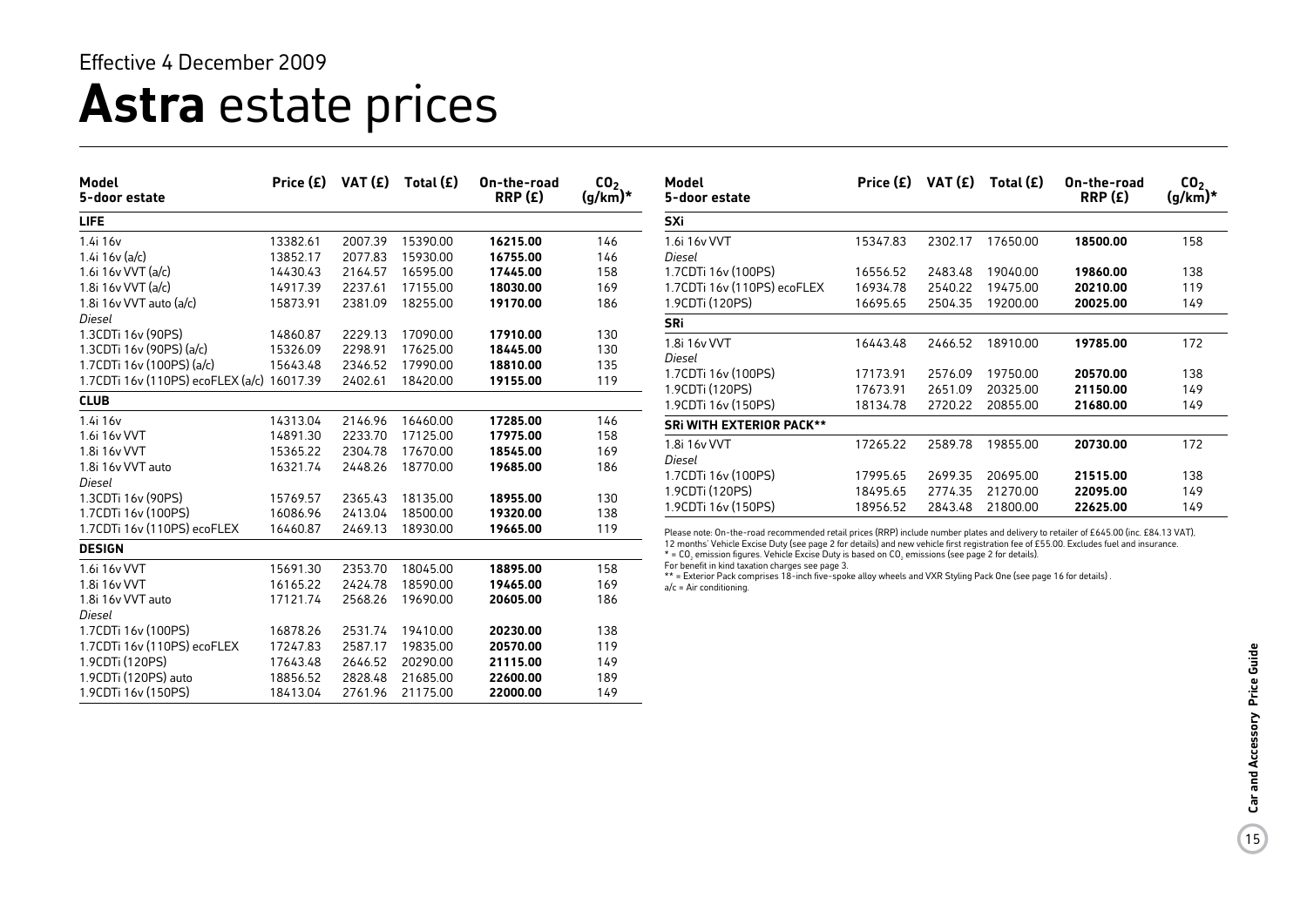Effective 4 December 2009

# **Astra** estate prices

| Model<br>5-door estate | Price (£) | VAT (£) | Total (£) | On-the-road RRP (£) | $CO_2$ (g/km)* |
|---|---|---|---|---|---|
| **LIFE** | | | | | |
| 1.4i 16v | 13382.61 | 2007.39 | 15390.00 | **16215.00** | 146 |
| 1.4i 16v (a/c) | 13852.17 | 2077.83 | 15930.00 | **16755.00** | 146 |
| 1.6i 16v VVT (a/c) | 14430.43 | 2164.57 | 16595.00 | **17445.00** | 158 |
| 1.8i 16v VVT (a/c) | 14917.39 | 2237.61 | 17155.00 | **18030.00** | 169 |
| 1.8i 16v VVT auto (a/c) | 15873.91 | 2381.09 | 18255.00 | **19170.00** | 186 |
| *Diesel* | | | | | |
| 1.3CDTi 16v (90PS) | 14860.87 | 2229.13 | 17090.00 | **17910.00** | 130 |
| 1.3CDTi 16v (90PS) (a/c) | 15326.09 | 2298.91 | 17625.00 | **18445.00** | 130 |
| 1.7CDTi 16v (100PS) (a/c) | 15643.48 | 2346.52 | 17990.00 | **18810.00** | 135 |
| 1.7CDTi 16v (110PS) ecoFLEX (a/c) | 16017.39 | 2402.61 | 18420.00 | **19155.00** | 119 |
| **CLUB** | | | | | |
| 1.4i 16v | 14313.04 | 2146.96 | 16460.00 | **17285.00** | 146 |
| 1.6i 16v VVT | 14891.30 | 2233.70 | 17125.00 | **17975.00** | 158 |
| 1.8i 16v VVT | 15365.22 | 2304.78 | 17670.00 | **18545.00** | 169 |
| 1.8i 16v VVT auto | 16321.74 | 2448.26 | 18770.00 | **19685.00** | 186 |
| *Diesel* | | | | | |
| 1.3CDTi 16v (90PS) | 15769.57 | 2365.43 | 18135.00 | **18955.00** | 130 |
| 1.7CDTi 16v (100PS) | 16086.96 | 2413.04 | 18500.00 | **19320.00** | 138 |
| 1.7CDTi 16v (110PS) ecoFLEX | 16460.87 | 2469.13 | 18930.00 | **19665.00** | 119 |
| **DESIGN** | | | | | |
| 1.6i 16v VVT | 15691.30 | 2353.70 | 18045.00 | **18895.00** | 158 |
| 1.8i 16v VVT | 16165.22 | 2424.78 | 18590.00 | **19465.00** | 169 |
| 1.8i 16v VVT auto | 17121.74 | 2568.26 | 19690.00 | **20605.00** | 186 |
| *Diesel* | | | | | |
| 1.7CDTi 16v (100PS) | 16878.26 | 2531.74 | 19410.00 | **20230.00** | 138 |
| 1.7CDTi 16v (110PS) ecoFLEX | 17247.83 | 2587.17 | 19835.00 | **20570.00** | 119 |
| 1.9CDTi (120PS) | 17643.48 | 2646.52 | 20290.00 | **21115.00** | 149 |
| 1.9CDTi (120PS) auto | 18856.52 | 2828.48 | 21685.00 | **22600.00** | 189 |
| 1.9CDTi 16v (150PS) | 18413.04 | 2761.96 | 21175.00 | **22000.00** | 149 |

| Model<br>5-door estate | Price (£) | VAT (£) | Total (£) | On-the-road RRP (£) | $CO_2$ (g/km)* |
|---|---|---|---|---|---|
| **SXi** | | | | | |
| 1.6i 16v VVT | 15347.83 | 2302.17 | 17650.00 | **18500.00** | 158 |
| *Diesel* | | | | | |
| 1.7CDTi 16v (100PS) | 16556.52 | 2483.48 | 19040.00 | **19860.00** | 138 |
| 1.7CDTi 16v (110PS) ecoFLEX | 16934.78 | 2540.22 | 19475.00 | **20210.00** | 119 |
| 1.9CDTi (120PS) | 16695.65 | 2504.35 | 19200.00 | **20025.00** | 149 |
| **SRi** | | | | | |
| 1.8i 16v VVT | 16443.48 | 2466.52 | 18910.00 | **19785.00** | 172 |
| *Diesel* | | | | | |
| 1.7CDTi 16v (100PS) | 17173.91 | 2576.09 | 19750.00 | **20570.00** | 138 |
| 1.9CDTi (120PS) | 17673.91 | 2651.09 | 20325.00 | **21150.00** | 149 |
| 1.9CDTi 16v (150PS) | 18134.78 | 2720.22 | 20855.00 | **21680.00** | 149 |
| **SRi WITH EXTERIOR PACK**** | | | | | |
| 1.8i 16v VVT | 17265.22 | 2589.78 | 19855.00 | **20730.00** | 172 |
| *Diesel* | | | | | |
| 1.7CDTi 16v (100PS) | 17995.65 | 2699.35 | 20695.00 | **21515.00** | 138 |
| 1.9CDTi (120PS) | 18495.65 | 2774.35 | 21270.00 | **22095.00** | 149 |
| 1.9CDTi 16v (150PS) | 18956.52 | 2843.48 | 21800.00 | **22625.00** | 149 |

Please note: On-the-road recommended retail prices (RRP) include number plates and delivery to retailer of £645.00 (inc. £84.13 VAT), 12 months' Vehicle Excise Duty (see page 2 for details) and new vehicle first registration fee of £55.00. Excludes fuel and insurance.
* = $CO_2$ emission figures. Vehicle Excise Duty is based on $CO_2$ emissions (see page 2 for details).
For benefit in kind taxation charges see page 3.
** = Exterior Pack comprises 18-inch five-spoke alloy wheels and VXR Styling Pack One (see page 16 for details).
a/c = Air conditioning.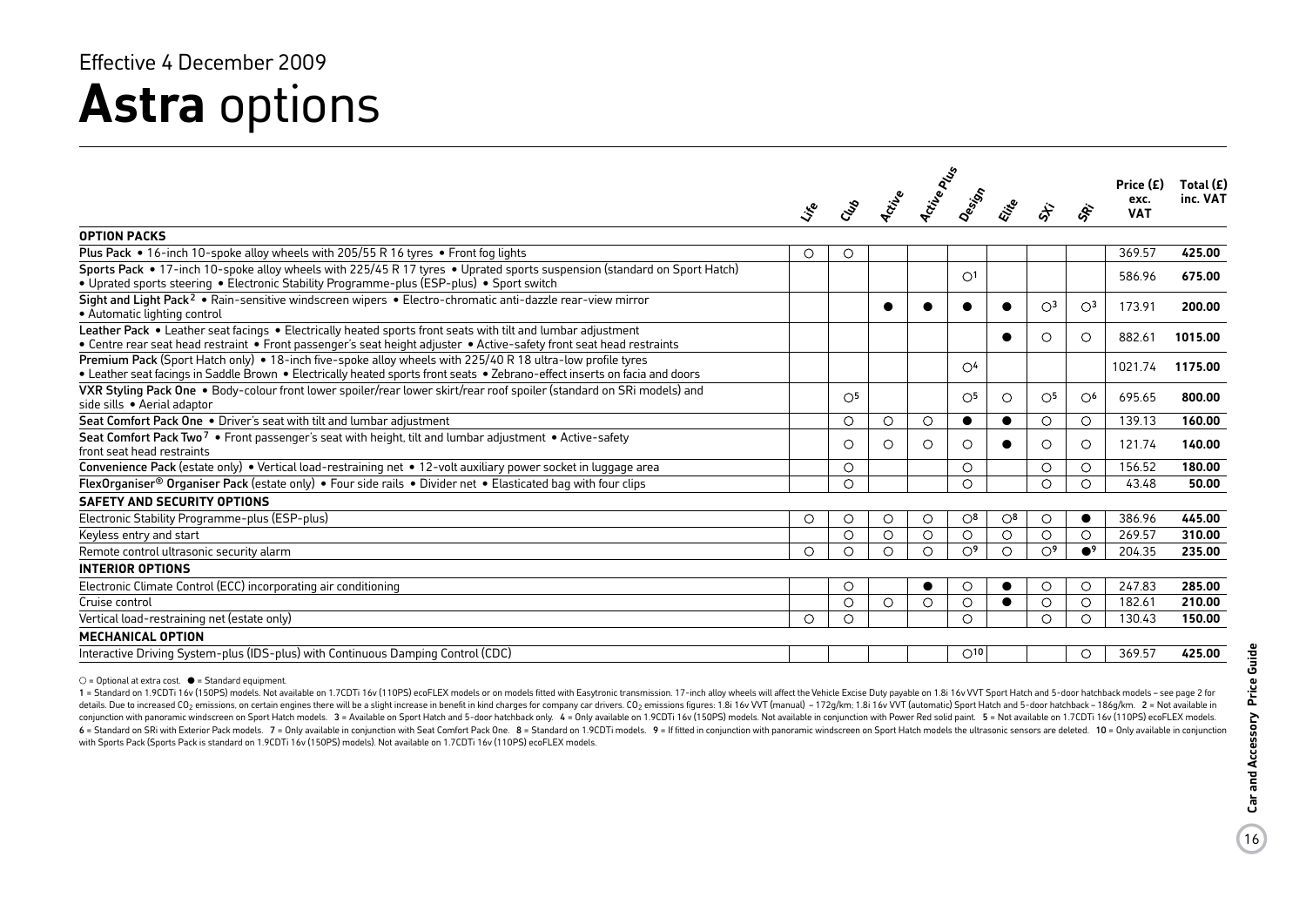Effective 4 December 2009

# **Astra** options

| | Life | Club | Active | Active Plus | Design | Elite | SXi | SRi | Price (£) exc. VAT | Total (£) inc. VAT |
|---|---|---|---|---|---|---|---|---|---|---|
| **OPTION PACKS** | | | | | | | | | | |
| **Plus Pack** • 16-inch 10-spoke alloy wheels with 205/55 R 16 tyres • Front fog lights | ○ | ○ | | | | | | | 369.57 | **425.00** |
| **Sports Pack** • 17-inch 10-spoke alloy wheels with 225/45 R 17 tyres • Uprated sports suspension (standard on Sport Hatch) • Uprated sports steering • Electronic Stability Programme-plus (ESP-plus) • Sport switch | | | | | ○[1] | | | | 586.96 | **675.00** |
| **Sight and Light Pack**[2] • Rain-sensitive windscreen wipers • Electro-chromatic anti-dazzle rear-view mirror • Automatic lighting control | | | ● | ● | ● | ● | ○[3] | ○[3] | 173.91 | **200.00** |
| **Leather Pack** • Leather seat facings • Electrically heated sports front seats with tilt and lumbar adjustment • Centre rear seat head restraint • Front passenger's seat height adjuster • Active-safety front seat head restraints | | | | | | ● | ○ | ○ | 882.61 | **1015.00** |
| **Premium Pack** (Sport Hatch only) • 18-inch five-spoke alloy wheels with 225/40 R 18 ultra-low profile tyres • Leather seat facings in Saddle Brown • Electrically heated sports front seats • Zebrano-effect inserts on facia and doors | | | | | ○[4] | | | | 1021.74 | **1175.00** |
| **VXR Styling Pack One** • Body-colour front lower spoiler/rear lower skirt/rear roof spoiler (standard on SRi models) and side sills • Aerial adaptor | | ○[5] | | | ○[5] | ○ | ○[5] | ○[6] | 695.65 | **800.00** |
| **Seat Comfort Pack One** • Driver's seat with tilt and lumbar adjustment | | ○ | ○ | ○ | ● | ● | ○ | ○ | 139.13 | **160.00** |
| **Seat Comfort Pack Two**[7] • Front passenger's seat with height, tilt and lumbar adjustment • Active-safety front seat head restraints | | ○ | ○ | ○ | ○ | ● | ○ | ○ | 121.74 | **140.00** |
| **Convenience Pack** (estate only) • Vertical load-restraining net • 12-volt auxiliary power socket in luggage area | | ○ | | | ○ | | ○ | ○ | 156.52 | **180.00** |
| **FlexOrganiser® Organiser Pack** (estate only) • Four side rails • Divider net • Elasticated bag with four clips | | ○ | | | ○ | | ○ | ○ | 43.48 | **50.00** |
| **SAFETY AND SECURITY OPTIONS** | | | | | | | | | | |
| Electronic Stability Programme-plus (ESP-plus) | ○ | ○ | ○ | ○ | ○[8] | ○[8] | ○ | ● | 386.96 | **445.00** |
| Keyless entry and start | | ○ | ○ | ○ | ○ | ○ | ○ | ○ | 269.57 | **310.00** |
| Remote control ultrasonic security alarm | ○ | ○ | ○ | ○ | ○[9] | ○ | ○[9] | ●[9] | 204.35 | **235.00** |
| **INTERIOR OPTIONS** | | | | | | | | | | |
| Electronic Climate Control (ECC) incorporating air conditioning | | ○ | | ● | ○ | ● | ○ | ○ | 247.83 | **285.00** |
| Cruise control | | ○ | ○ | ○ | ○ | ● | ○ | ○ | 182.61 | **210.00** |
| Vertical load-restraining net (estate only) | ○ | ○ | | | ○ | | ○ | ○ | 130.43 | **150.00** |
| **MECHANICAL OPTION** | | | | | | | | | | |
| Interactive Driving System-plus (IDS-plus) with Continuous Damping Control (CDC) | | | | | ○[10] | | | ○ | 369.57 | **425.00** |

○ = Optional at extra cost. ● = Standard equipment.

1 = Standard on 1.9CDTi 16v (150PS) models. Not available on 1.7CDTi 16v (110PS) ecoFLEX models or on models fitted with Easytronic transmission. 17-inch alloy wheels will affect the Vehicle Excise Duty payable on 1.8i 16v VVT Sport Hatch and 5-door hatchback models – see page 2 for details. Due to increased $CO_2$ emissions, on certain engines there will be a slight increase in benefit in kind charges for company car drivers. $CO_2$ emissions figures: 1.8i 16v VVT (manual) – 172g/km; 1.8i 16v VVT (automatic) Sport Hatch and 5-door hatchback – 186g/km. 2 = Not available in conjunction with panoramic windscreen on Sport Hatch models. 3 = Available on Sport Hatch and 5-door hatchback only. 4 = Only available on 1.9CDTi 16v (150PS) models. Not available in conjunction with Power Red solid paint. 5 = Not available on 1.7CDTi 16v (110PS) ecoFLEX models. 6 = Standard on SRi with Exterior Pack models. 7 = Only available in conjunction with Seat Comfort Pack One. 8 = Standard on 1.9CDTi models. 9 = If fitted in conjunction with panoramic windscreen on Sport Hatch models the ultrasonic sensors are deleted. 10 = Only available in conjunction with Sports Pack (Sports Pack is standard on 1.9CDTi 16v (150PS) models). Not available on 1.7CDTi 16v (110PS) ecoFLEX models.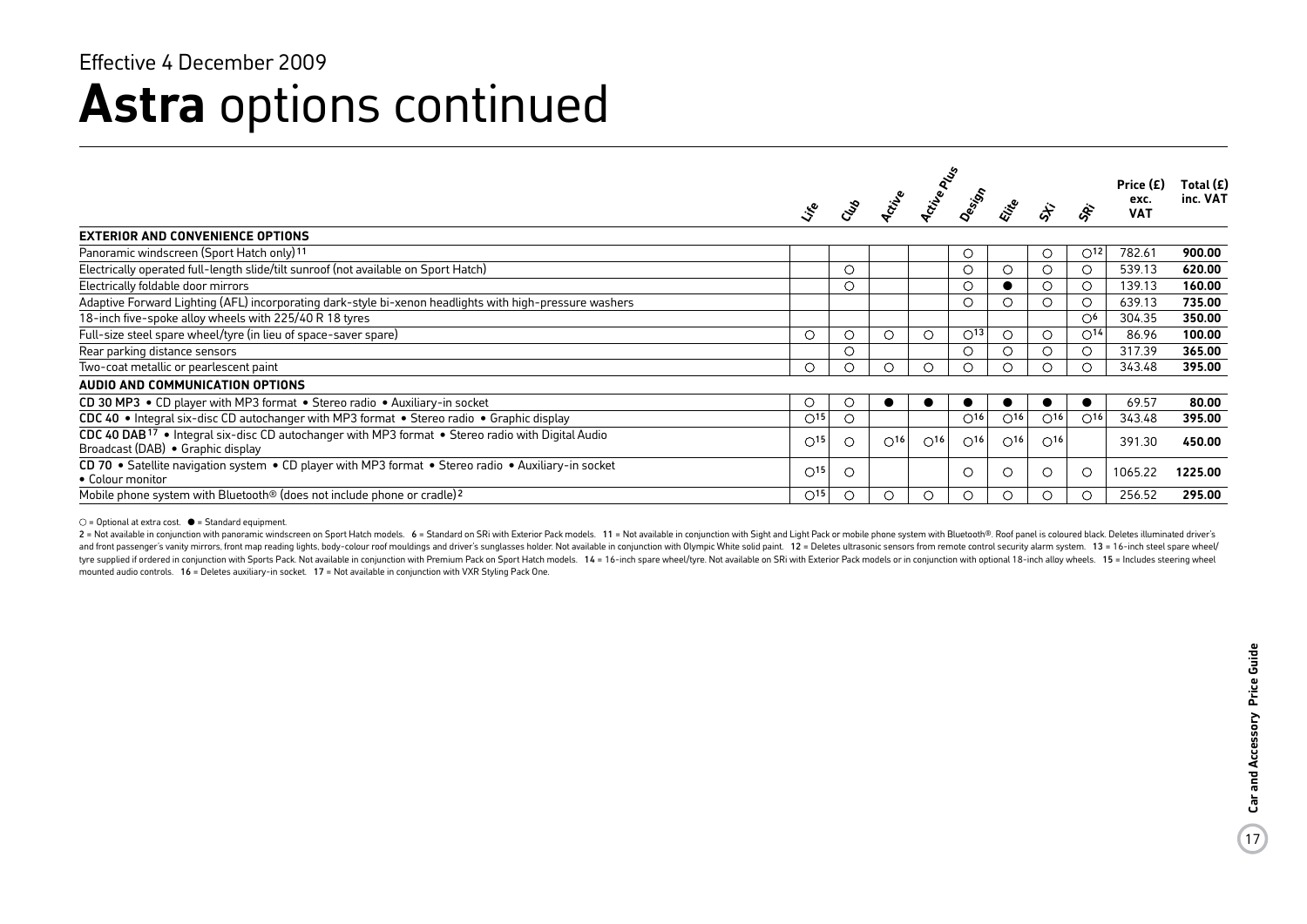Effective 4 December 2009

# Astra options continued

| | Life | Club | Active | Active Plus | Design | Elite | SXi | SRi | Price (£) exc. VAT | Total (£) inc. VAT |
|---|---|---|---|---|---|---|---|---|---|---|
| **EXTERIOR AND CONVENIENCE OPTIONS** | | | | | | | | | | |
| Panoramic windscreen (Sport Hatch only)[11] | | | | | ○ | | ○ | ○[12] | 782.61 | **900.00** |
| Electrically operated full-length slide/tilt sunroof (not available on Sport Hatch) | | ○ | | | ○ | ○ | ○ | ○ | 539.13 | **620.00** |
| Electrically foldable door mirrors | | ○ | | | ○ | ● | ○ | ○ | 139.13 | **160.00** |
| Adaptive Forward Lighting (AFL) incorporating dark-style bi-xenon headlights with high-pressure washers | | | | | ○ | ○ | ○ | ○ | 639.13 | **735.00** |
| 18-inch five-spoke alloy wheels with 225/40 R 18 tyres | | | | | | | | ○[6] | 304.35 | **350.00** |
| Full-size steel spare wheel/tyre (in lieu of space-saver spare) | ○ | ○ | ○ | ○ | ○[13] | ○ | ○ | ○[14] | 86.96 | **100.00** |
| Rear parking distance sensors | | ○ | | | ○ | ○ | ○ | ○ | 317.39 | **365.00** |
| Two-coat metallic or pearlescent paint | ○ | ○ | ○ | ○ | ○ | ○ | ○ | ○ | 343.48 | **395.00** |
| **AUDIO AND COMMUNICATION OPTIONS** | | | | | | | | | | |
| **CD 30 MP3** • CD player with MP3 format • Stereo radio • Auxiliary-in socket | ○ | ○ | ● | ● | ● | ● | ● | ● | 69.57 | **80.00** |
| **CDC 40** • Integral six-disc CD autochanger with MP3 format • Stereo radio • Graphic display | ○[15] | ○ | | | ○[16] | ○[16] | ○[16] | ○[16] | 343.48 | **395.00** |
| **CDC 40 DAB**[17] • Integral six-disc CD autochanger with MP3 format • Stereo radio with Digital Audio Broadcast (DAB) • Graphic display | ○[15] | ○ | ○[16] | ○[16] | ○[16] | ○[16] | ○[16] | | 391.30 | **450.00** |
| **CD 70** • Satellite navigation system • CD player with MP3 format • Stereo radio • Auxiliary-in socket • Colour monitor | ○[15] | ○ | | | ○ | ○ | ○ | ○ | 1065.22 | **1225.00** |
| Mobile phone system with Bluetooth® (does not include phone or cradle)[2] | ○[15] | ○ | ○ | ○ | ○ | ○ | ○ | ○ | 256.52 | **295.00** |

○ = Optional at extra cost. ● = Standard equipment.

**2** = Not available in conjunction with panoramic windscreen on Sport Hatch models. **6** = Standard on SRi with Exterior Pack models. **11** = Not available in conjunction with Sight and Light Pack or mobile phone system with Bluetooth®. Roof panel is coloured black. Deletes illuminated driver's and front passenger's vanity mirrors, front map reading lights, body-colour roof mouldings and driver's sunglasses holder. Not available in conjunction with Olympic White solid paint. **12** = Deletes ultrasonic sensors from remote control security alarm system. **13** = 16-inch steel spare wheel/tyre supplied if ordered in conjunction with Sports Pack. Not available in conjunction with Premium Pack on Sport Hatch models. **14** = 16-inch spare wheel/tyre. Not available on SRi with Exterior Pack models or in conjunction with optional 18-inch alloy wheels. **15** = Includes steering wheel mounted audio controls. **16** = Deletes auxiliary-in socket. **17** = Not available in conjunction with VXR Styling Pack One.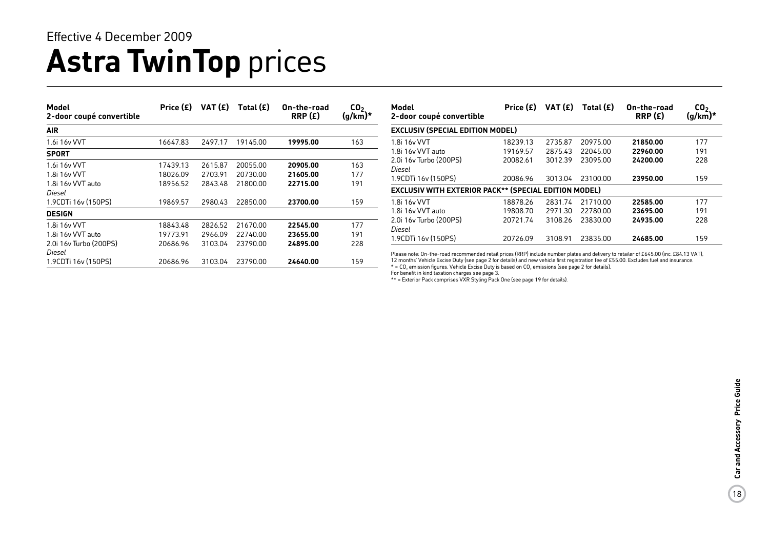Effective 4 December 2009

# **Astra TwinTop** prices

| Model<br>2-door coupé convertible | Price (£) | VAT (£) | Total (£) | On-the-road RRP (£) | $CO_2$ (g/km)* |
|---|---|---|---|---|---|
| **AIR** | | | | | |
| 1.6i 16v VVT | 16647.83 | 2497.17 | 19145.00 | **19995.00** | 163 |
| **SPORT** | | | | | |
| 1.6i 16v VVT | 17439.13 | 2615.87 | 20055.00 | **20905.00** | 163 |
| 1.8i 16v VVT | 18026.09 | 2703.91 | 20730.00 | **21605.00** | 177 |
| 1.8i 16v VVT auto | 18956.52 | 2843.48 | 21800.00 | **22715.00** | 191 |
| *Diesel* | | | | | |
| 1.9CDTi 16v (150PS) | 19869.57 | 2980.43 | 22850.00 | **23700.00** | 159 |
| **DESIGN** | | | | | |
| 1.8i 16v VVT | 18843.48 | 2826.52 | 21670.00 | **22545.00** | 177 |
| 1.8i 16v VVT auto | 19773.91 | 2966.09 | 22740.00 | **23655.00** | 191 |
| 2.0i 16v Turbo (200PS) | 20686.96 | 3103.04 | 23790.00 | **24895.00** | 228 |
| *Diesel* | | | | | |
| 1.9CDTi 16v (150PS) | 20686.96 | 3103.04 | 23790.00 | **24640.00** | 159 |

| Model<br>2-door coupé convertible | Price (£) | VAT (£) | Total (£) | On-the-road RRP (£) | $CO_2$ (g/km)* |
|---|---|---|---|---|---|
| **EXCLUSIV (SPECIAL EDITION MODEL)** | | | | | |
| 1.8i 16v VVT | 18239.13 | 2735.87 | 20975.00 | **21850.00** | 177 |
| 1.8i 16v VVT auto | 19169.57 | 2875.43 | 22045.00 | **22960.00** | 191 |
| 2.0i 16v Turbo (200PS) | 20082.61 | 3012.39 | 23095.00 | **24200.00** | 228 |
| *Diesel* | | | | | |
| 1.9CDTi 16v (150PS) | 20086.96 | 3013.04 | 23100.00 | **23950.00** | 159 |
| **EXCLUSIV WITH EXTERIOR PACK\*\* (SPECIAL EDITION MODEL)** | | | | | |
| 1.8i 16v VVT | 18878.26 | 2831.74 | 21710.00 | **22585.00** | 177 |
| 1.8i 16v VVT auto | 19808.70 | 2971.30 | 22780.00 | **23695.00** | 191 |
| 2.0i 16v Turbo (200PS) | 20721.74 | 3108.26 | 23830.00 | **24935.00** | 228 |
| *Diesel* | | | | | |
| 1.9CDTi 16v (150PS) | 20726.09 | 3108.91 | 23835.00 | **24685.00** | 159 |

Please note: On-the-road recommended retail prices (RRP) include number plates and delivery to retailer of £645.00 (inc. £84.13 VAT). 12 months' Vehicle Excise Duty (see page 2 for details) and new vehicle first registration fee of £55.00. Excludes fuel and insurance.
* = $CO_2$ emission figures. Vehicle Excise Duty is based on $CO_2$ emissions (see page 2 for details).
For benefit in kind taxation charges see page 3.
** = Exterior Pack comprises VXR Styling Pack One (see page 19 for details).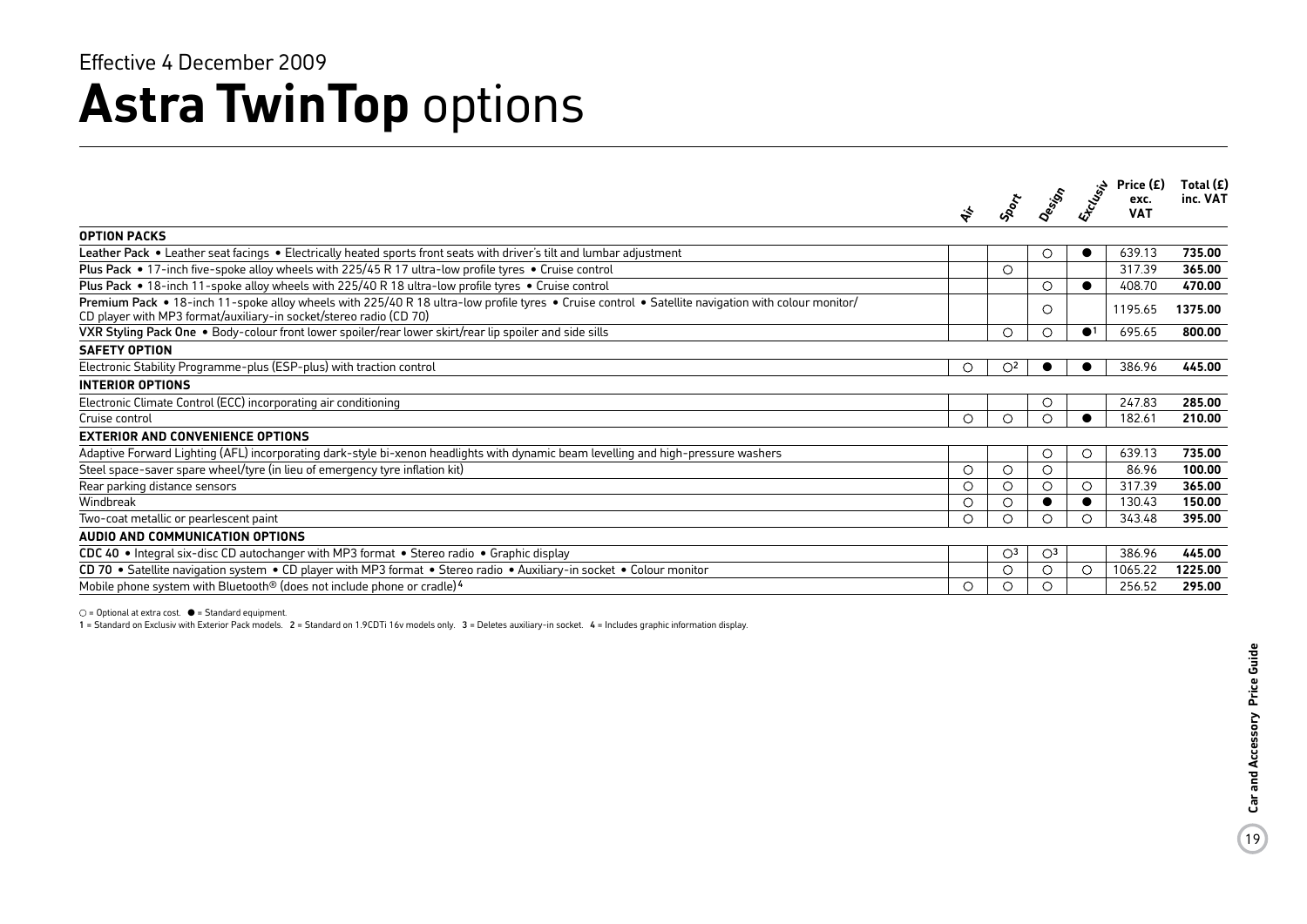Effective 4 December 2009

# **Astra TwinTop** options

| | Air | Sport | Design | Exclusiv | Price (£) exc. VAT | Total (£) inc. VAT |
|---|---|---|---|---|---|---|
| **OPTION PACKS** | | | | | | |
| **Leather Pack** • Leather seat facings • Electrically heated sports front seats with driver's tilt and lumbar adjustment | | | ○ | ● | 639.13 | **735.00** |
| **Plus Pack** • 17-inch five-spoke alloy wheels with 225/45 R 17 ultra-low profile tyres • Cruise control | | ○ | | | 317.39 | **365.00** |
| **Plus Pack** • 18-inch 11-spoke alloy wheels with 225/40 R 18 ultra-low profile tyres • Cruise control | | | ○ | ● | 408.70 | **470.00** |
| **Premium Pack** • 18-inch 11-spoke alloy wheels with 225/40 R 18 ultra-low profile tyres • Cruise control • Satellite navigation with colour monitor/ CD player with MP3 format/auxiliary-in socket/stereo radio (CD 70) | | | ○ | | 1195.65 | **1375.00** |
| **VXR Styling Pack One** • Body-colour front lower spoiler/rear lower skirt/rear lip spoiler and side sills | | ○ | ○ | ●[1] | 695.65 | **800.00** |
| **SAFETY OPTION** | | | | | | |
| Electronic Stability Programme-plus (ESP-plus) with traction control | ○ | ○[2] | ● | ● | 386.96 | **445.00** |
| **INTERIOR OPTIONS** | | | | | | |
| Electronic Climate Control (ECC) incorporating air conditioning | | | ○ | | 247.83 | **285.00** |
| Cruise control | ○ | ○ | ○ | ● | 182.61 | **210.00** |
| **EXTERIOR AND CONVENIENCE OPTIONS** | | | | | | |
| Adaptive Forward Lighting (AFL) incorporating dark-style bi-xenon headlights with dynamic beam levelling and high-pressure washers | | | ○ | ○ | 639.13 | **735.00** |
| Steel space-saver spare wheel/tyre (in lieu of emergency tyre inflation kit) | ○ | ○ | ○ | | 86.96 | **100.00** |
| Rear parking distance sensors | ○ | ○ | ○ | ○ | 317.39 | **365.00** |
| Windbreak | ○ | ○ | ● | ● | 130.43 | **150.00** |
| Two-coat metallic or pearlescent paint | ○ | ○ | ○ | ○ | 343.48 | **395.00** |
| **AUDIO AND COMMUNICATION OPTIONS** | | | | | | |
| **CDC 40** • Integral six-disc CD autochanger with MP3 format • Stereo radio • Graphic display | | ○[3] | ○[3] | | 386.96 | **445.00** |
| **CD 70** • Satellite navigation system • CD player with MP3 format • Stereo radio • Auxiliary-in socket • Colour monitor | | ○ | ○ | ○ | 1065.22 | **1225.00** |
| Mobile phone system with Bluetooth® (does not include phone or cradle)[4] | ○ | ○ | ○ | | 256.52 | **295.00** |

○ = Optional at extra cost. ● = Standard equipment.

1 = Standard on Exclusiv with Exterior Pack models. 2 = Standard on 1.9CDTi 16v models only. 3 = Deletes auxiliary-in socket. 4 = Includes graphic information display.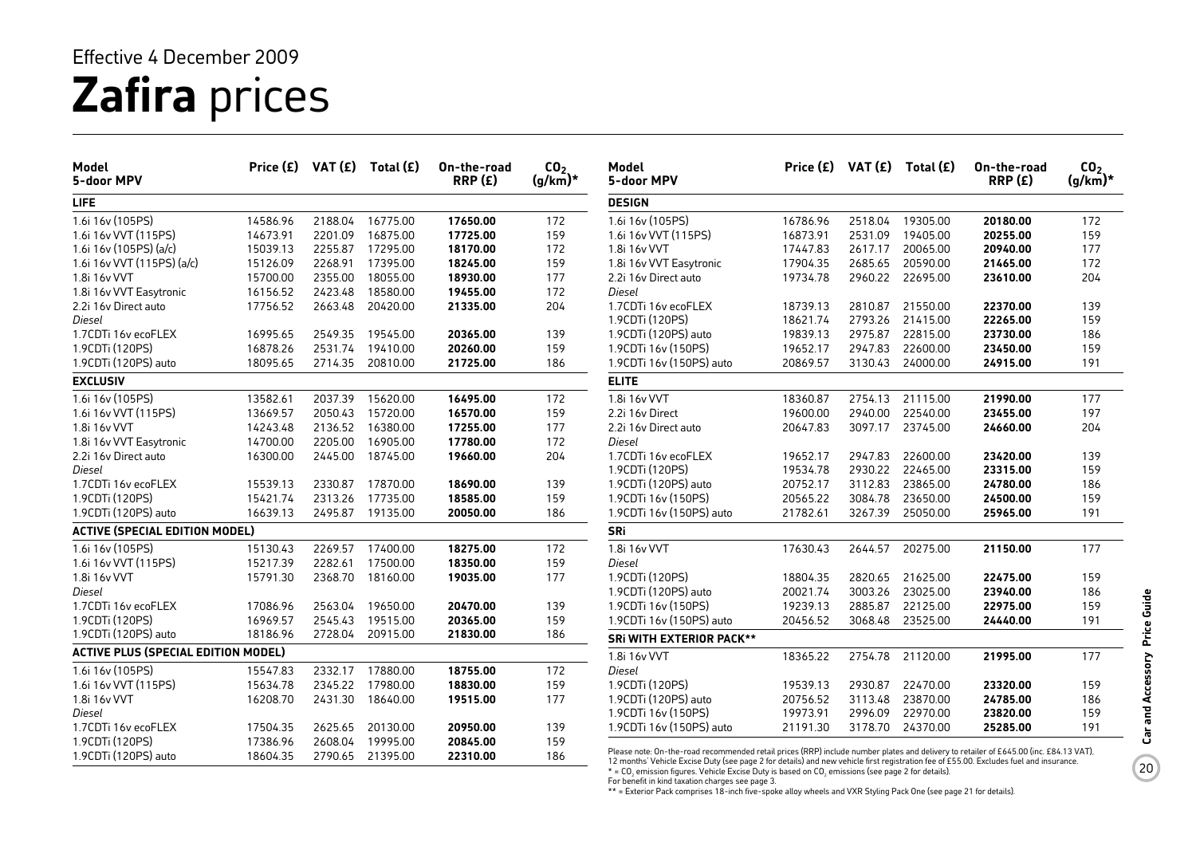Effective 4 December 2009

# **Zafira** prices

| Model<br>5-door MPV | Price (£) | VAT (£) | Total (£) | On-the-road RRP (£) | $CO_2$ (g/km)* |
|---|---|---|---|---|---|
| **LIFE** | | | | | |
| 1.6i 16v (105PS) | 14586.96 | 2188.04 | 16775.00 | **17650.00** | 172 |
| 1.6i 16v VVT (115PS) | 14673.91 | 2201.09 | 16875.00 | **17725.00** | 159 |
| 1.6i 16v (105PS) (a/c) | 15039.13 | 2255.87 | 17295.00 | **18170.00** | 172 |
| 1.6i 16v VVT (115PS) (a/c) | 15126.09 | 2268.91 | 17395.00 | **18245.00** | 159 |
| 1.8i 16v VVT | 15700.00 | 2355.00 | 18055.00 | **18930.00** | 177 |
| 1.8i 16v VVT Easytronic | 16156.52 | 2423.48 | 18580.00 | **19455.00** | 172 |
| 2.2i 16v Direct auto | 17756.52 | 2663.48 | 20420.00 | **21335.00** | 204 |
| *Diesel* | | | | | |
| 1.7CDTi 16v ecoFLEX | 16995.65 | 2549.35 | 19545.00 | **20365.00** | 139 |
| 1.9CDTi (120PS) | 16878.26 | 2531.74 | 19410.00 | **20260.00** | 159 |
| 1.9CDTi (120PS) auto | 18095.65 | 2714.35 | 20810.00 | **21725.00** | 186 |
| **EXCLUSIV** | | | | | |
| 1.6i 16v (105PS) | 13582.61 | 2037.39 | 15620.00 | **16495.00** | 172 |
| 1.6i 16v VVT (115PS) | 13669.57 | 2050.43 | 15720.00 | **16570.00** | 159 |
| 1.8i 16v VVT | 14243.48 | 2136.52 | 16380.00 | **17255.00** | 177 |
| 1.8i 16v VVT Easytronic | 14700.00 | 2205.00 | 16905.00 | **17780.00** | 172 |
| 2.2i 16v Direct auto | 16300.00 | 2445.00 | 18745.00 | **19660.00** | 204 |
| *Diesel* | | | | | |
| 1.7CDTi 16v ecoFLEX | 15539.13 | 2330.87 | 17870.00 | **18690.00** | 139 |
| 1.9CDTi (120PS) | 15421.74 | 2313.26 | 17735.00 | **18585.00** | 159 |
| 1.9CDTi (120PS) auto | 16639.13 | 2495.87 | 19135.00 | **20050.00** | 186 |
| **ACTIVE (SPECIAL EDITION MODEL)** | | | | | |
| 1.6i 16v (105PS) | 15130.43 | 2269.57 | 17400.00 | **18275.00** | 172 |
| 1.6i 16v VVT (115PS) | 15217.39 | 2282.61 | 17500.00 | **18350.00** | 159 |
| 1.8i 16v VVT | 15791.30 | 2368.70 | 18160.00 | **19035.00** | 177 |
| *Diesel* | | | | | |
| 1.7CDTi 16v ecoFLEX | 17086.96 | 2563.04 | 19650.00 | **20470.00** | 139 |
| 1.9CDTi (120PS) | 16969.57 | 2545.43 | 19515.00 | **20365.00** | 159 |
| 1.9CDTi (120PS) auto | 18186.96 | 2728.04 | 20915.00 | **21830.00** | 186 |
| **ACTIVE PLUS (SPECIAL EDITION MODEL)** | | | | | |
| 1.6i 16v (105PS) | 15547.83 | 2332.17 | 17880.00 | **18755.00** | 172 |
| 1.6i 16v VVT (115PS) | 15634.78 | 2345.22 | 17980.00 | **18830.00** | 159 |
| 1.8i 16v VVT | 16208.70 | 2431.30 | 18640.00 | **19515.00** | 177 |
| *Diesel* | | | | | |
| 1.7CDTi 16v ecoFLEX | 17504.35 | 2625.65 | 20130.00 | **20950.00** | 139 |
| 1.9CDTi (120PS) | 17386.96 | 2608.04 | 19995.00 | **20845.00** | 159 |
| 1.9CDTi (120PS) auto | 18604.35 | 2790.65 | 21395.00 | **22310.00** | 186 |

| Model<br>5-door MPV | Price (£) | VAT (£) | Total (£) | On-the-road RRP (£) | $CO_2$ (g/km)* |
|---|---|---|---|---|---|
| **DESIGN** | | | | | |
| 1.6i 16v (105PS) | 16786.96 | 2518.04 | 19305.00 | **20180.00** | 172 |
| 1.6i 16v VVT (115PS) | 16873.91 | 2531.09 | 19405.00 | **20255.00** | 159 |
| 1.8i 16v VVT | 17447.83 | 2617.17 | 20065.00 | **20940.00** | 177 |
| 1.8i 16v VVT Easytronic | 17904.35 | 2685.65 | 20590.00 | **21465.00** | 172 |
| 2.2i 16v Direct auto | 19734.78 | 2960.22 | 22695.00 | **23610.00** | 204 |
| *Diesel* | | | | | |
| 1.7CDTi 16v ecoFLEX | 18739.13 | 2810.87 | 21550.00 | **22370.00** | 139 |
| 1.9CDTi (120PS) | 18621.74 | 2793.26 | 21415.00 | **22265.00** | 159 |
| 1.9CDTi (120PS) auto | 19839.13 | 2975.87 | 22815.00 | **23730.00** | 186 |
| 1.9CDTi 16v (150PS) | 19652.17 | 2947.83 | 22600.00 | **23450.00** | 159 |
| 1.9CDTi 16v (150PS) auto | 20869.57 | 3130.43 | 24000.00 | **24915.00** | 191 |
| **ELITE** | | | | | |
| 1.8i 16v VVT | 18360.87 | 2754.13 | 21115.00 | **21990.00** | 177 |
| 2.2i 16v Direct | 19600.00 | 2940.00 | 22540.00 | **23455.00** | 197 |
| 2.2i 16v Direct auto | 20647.83 | 3097.17 | 23745.00 | **24660.00** | 204 |
| *Diesel* | | | | | |
| 1.7CDTi 16v ecoFLEX | 19652.17 | 2947.83 | 22600.00 | **23420.00** | 139 |
| 1.9CDTi (120PS) | 19534.78 | 2930.22 | 22465.00 | **23315.00** | 159 |
| 1.9CDTi (120PS) auto | 20752.17 | 3112.83 | 23865.00 | **24780.00** | 186 |
| 1.9CDTi 16v (150PS) | 20565.22 | 3084.78 | 23650.00 | **24500.00** | 159 |
| 1.9CDTi 16v (150PS) auto | 21782.61 | 3267.39 | 25050.00 | **25965.00** | 191 |
| **SRi** | | | | | |
| 1.8i 16v VVT | 17630.43 | 2644.57 | 20275.00 | **21150.00** | 177 |
| *Diesel* | | | | | |
| 1.9CDTi (120PS) | 18804.35 | 2820.65 | 21625.00 | **22475.00** | 159 |
| 1.9CDTi (120PS) auto | 20021.74 | 3003.26 | 23025.00 | **23940.00** | 186 |
| 1.9CDTi 16v (150PS) | 19239.13 | 2885.87 | 22125.00 | **22975.00** | 159 |
| 1.9CDTi 16v (150PS) auto | 20456.52 | 3068.48 | 23525.00 | **24440.00** | 191 |
| **SRi WITH EXTERIOR PACK**** | | | | | |
| 1.8i 16v VVT | 18365.22 | 2754.78 | 21120.00 | **21995.00** | 177 |
| *Diesel* | | | | | |
| 1.9CDTi (120PS) | 19539.13 | 2930.87 | 22470.00 | **23320.00** | 159 |
| 1.9CDTi (120PS) auto | 20756.52 | 3113.48 | 23870.00 | **24785.00** | 186 |
| 1.9CDTi 16v (150PS) | 19973.91 | 2996.09 | 22970.00 | **23820.00** | 159 |
| 1.9CDTi 16v (150PS) auto | 21191.30 | 3178.70 | 24370.00 | **25285.00** | 191 |

Please note: On-the-road recommended retail prices (RRP) include number plates and delivery to retailer of £645.00 (inc. £84.13 VAT). 12 months' Vehicle Excise Duty (see page 2 for details) and new vehicle first registration fee of £55.00. Excludes fuel and insurance.

* = $CO_2$ emission figures. Vehicle Excise Duty is based on $CO_2$ emissions (see page 2 for details).

For benefit in kind taxation charges see page 3.

** = Exterior Pack comprises 18-inch five-spoke alloy wheels and VXR Styling Pack One (see page 21 for details).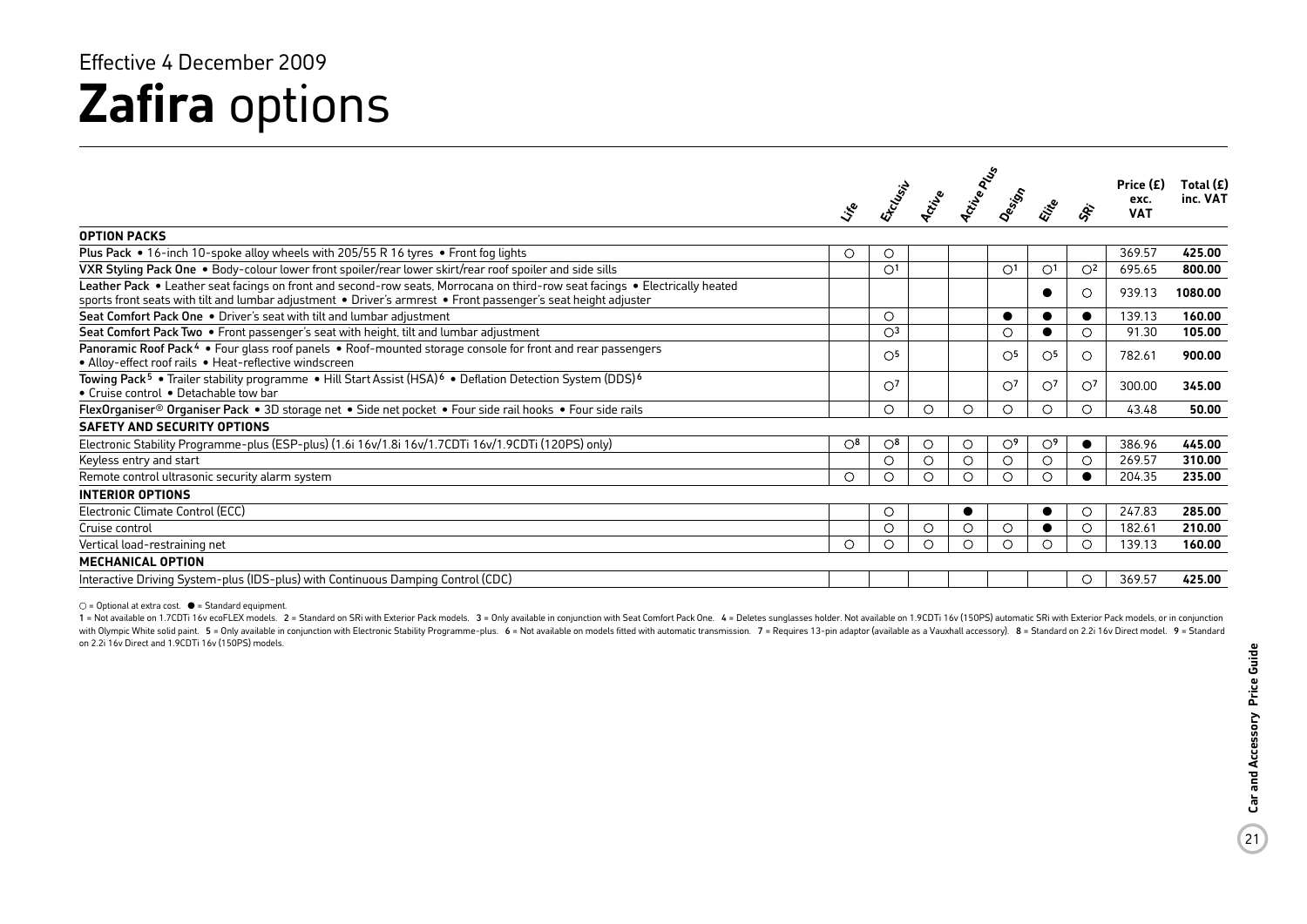Effective 4 December 2009

# **Zafira** options

| | Life | Exclusiv | Active | Active Plus | Design | Elite | SRi | Price (£) exc. VAT | Total (£) inc. VAT |
|---|---|---|---|---|---|---|---|---|---|
| **OPTION PACKS** | | | | | | | | | |
| **Plus Pack** • 16-inch 10-spoke alloy wheels with 205/55 R 16 tyres • Front fog lights | ○ | ○ | | | | | | 369.57 | **425.00** |
| **VXR Styling Pack One** • Body-colour lower front spoiler/rear lower skirt/rear roof spoiler and side sills | | ○[1] | | | ○[1] | ○[1] | ○[2] | 695.65 | **800.00** |
| **Leather Pack** • Leather seat facings on front and second-row seats, Morrocana on third-row seat facings • Electrically heated sports front seats with tilt and lumbar adjustment • Driver's armrest • Front passenger's seat height adjuster | | | | | | ● | ○ | 939.13 | **1080.00** |
| **Seat Comfort Pack One** • Driver's seat with tilt and lumbar adjustment | | ○ | | | ● | ● | ● | 139.13 | **160.00** |
| **Seat Comfort Pack Two** • Front passenger's seat with height, tilt and lumbar adjustment | | ○[3] | | | ○ | ● | ○ | 91.30 | **105.00** |
| **Panoramic Roof Pack**[4] • Four glass roof panels • Roof-mounted storage console for front and rear passengers • Alloy-effect roof rails • Heat-reflective windscreen | | ○[5] | | | ○[5] | ○[5] | ○ | 782.61 | **900.00** |
| **Towing Pack**[5] • Trailer stability programme • Hill Start Assist (HSA)[6] • Deflation Detection System (DDS)[6] • Cruise control • Detachable tow bar | | ○[7] | | | ○[7] | ○[7] | ○[7] | 300.00 | **345.00** |
| **FlexOrganiser® Organiser Pack** • 3D storage net • Side net pocket • Four side rail hooks • Four side rails | | ○ | ○ | ○ | ○ | ○ | ○ | 43.48 | **50.00** |
| **SAFETY AND SECURITY OPTIONS** | | | | | | | | | |
| Electronic Stability Programme-plus (ESP-plus) (1.6i 16v/1.8i 16v/1.7CDTi 16v/1.9CDTi (120PS) only) | ○[8] | ○[8] | ○ | ○ | ○[9] | ○[9] | ● | 386.96 | **445.00** |
| Keyless entry and start | | ○ | ○ | ○ | ○ | ○ | ○ | 269.57 | **310.00** |
| Remote control ultrasonic security alarm system | ○ | ○ | ○ | ○ | ○ | ○ | ● | 204.35 | **235.00** |
| **INTERIOR OPTIONS** | | | | | | | | | |
| Electronic Climate Control (ECC) | | ○ | | ● | | ● | ○ | 247.83 | **285.00** |
| Cruise control | | ○ | ○ | ○ | ○ | ● | ○ | 182.61 | **210.00** |
| Vertical load-restraining net | ○ | ○ | ○ | ○ | ○ | ○ | ○ | 139.13 | **160.00** |
| **MECHANICAL OPTION** | | | | | | | | | |
| Interactive Driving System-plus (IDS-plus) with Continuous Damping Control (CDC) | | | | | | | ○ | 369.57 | **425.00** |

○ = Optional at extra cost. ● = Standard equipment.

1 = Not available on 1.7CDTi 16v ecoFLEX models. 2 = Standard on SRi with Exterior Pack models. 3 = Only available in conjunction with Seat Comfort Pack One. 4 = Deletes sunglasses holder. Not available on 1.9CDTi 16v (150PS) automatic SRi with Exterior Pack models, or in conjunction with Olympic White solid paint. 5 = Only available in conjunction with Electronic Stability Programme-plus. 6 = Not available on models fitted with automatic transmission. 7 = Requires 13-pin adaptor (available as a Vauxhall accessory). 8 = Standard on 2.2i 16v Direct model. 9 = Standard on 2.2i 16v Direct and 1.9CDTi 16v (150PS) models.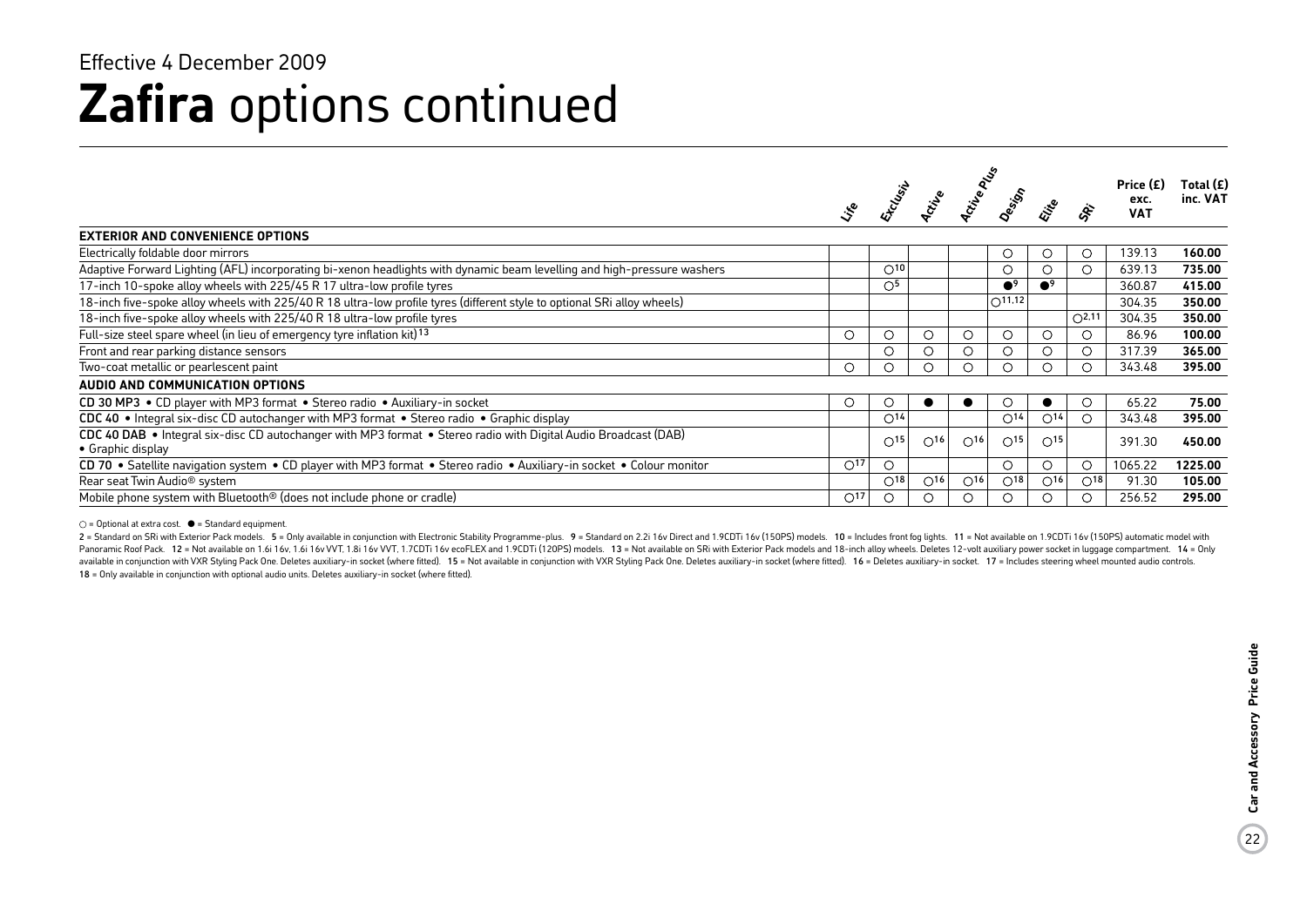Effective 4 December 2009

# Zafira options continued

| | Life | Exclusiv | Active | Active Plus | Design | Elite | SRi | Price (£) exc. VAT | Total (£) inc. VAT |
|---|---|---|---|---|---|---|---|---|---|
| **EXTERIOR AND CONVENIENCE OPTIONS** | | | | | | | | | |
| Electrically foldable door mirrors | | | | | ○ | ○ | ○ | 139.13 | **160.00** |
| Adaptive Forward Lighting (AFL) incorporating bi-xenon headlights with dynamic beam levelling and high-pressure washers | | ○[10] | | | ○ | ○ | ○ | 639.13 | **735.00** |
| 17-inch 10-spoke alloy wheels with 225/45 R 17 ultra-low profile tyres | | ○[5] | | | ●[9] | ●[9] | | 360.87 | **415.00** |
| 18-inch five-spoke alloy wheels with 225/40 R 18 ultra-low profile tyres (different style to optional SRi alloy wheels) | | | | | ○[11,12] | | | 304.35 | **350.00** |
| 18-inch five-spoke alloy wheels with 225/40 R 18 ultra-low profile tyres | | | | | | | ○[2,11] | 304.35 | **350.00** |
| Full-size steel spare wheel (in lieu of emergency tyre inflation kit)[13] | ○ | ○ | ○ | ○ | ○ | ○ | ○ | 86.96 | **100.00** |
| Front and rear parking distance sensors | | ○ | ○ | ○ | ○ | ○ | ○ | 317.39 | **365.00** |
| Two-coat metallic or pearlescent paint | ○ | ○ | ○ | ○ | ○ | ○ | ○ | 343.48 | **395.00** |
| **AUDIO AND COMMUNICATION OPTIONS** | | | | | | | | | |
| CD 30 MP3 • CD player with MP3 format • Stereo radio • Auxiliary-in socket | ○ | ○ | ● | ● | ○ | ● | ○ | 65.22 | **75.00** |
| CDC 40 • Integral six-disc CD autochanger with MP3 format • Stereo radio • Graphic display | | ○[14] | | | ○[14] | ○[14] | ○ | 343.48 | **395.00** |
| CDC 40 DAB • Integral six-disc CD autochanger with MP3 format • Stereo radio with Digital Audio Broadcast (DAB) • Graphic display | | ○[15] | ○[16] | ○[16] | ○[15] | ○[15] | | 391.30 | **450.00** |
| CD 70 • Satellite navigation system • CD player with MP3 format • Stereo radio • Auxiliary-in socket • Colour monitor | ○[17] | ○ | | | ○ | ○ | ○ | 1065.22 | **1225.00** |
| Rear seat Twin Audio® system | | ○[18] | ○[16] | ○[16] | ○[18] | ○[16] | ○[18] | 91.30 | **105.00** |
| Mobile phone system with Bluetooth® (does not include phone or cradle) | ○[17] | ○ | ○ | ○ | ○ | ○ | ○ | 256.52 | **295.00** |

○ = Optional at extra cost. ● = Standard equipment.

2 = Standard on SRi with Exterior Pack models. 5 = Only available in conjunction with Electronic Stability Programme-plus. 9 = Standard on 2.2i 16v Direct and 1.9CDTi 16v (150PS) models. 10 = Includes front fog lights. 11 = Not available on 1.9CDTi 16v (150PS) automatic model with Panoramic Roof Pack. 12 = Not available on 1.6i 16v, 1.6i 16v VVT, 1.8i 16v VVT, 1.7CDTi 16v ecoFLEX and 1.9CDTi (120PS) models. 13 = Not available on SRi with Exterior Pack models and 18-inch alloy wheels. Deletes 12-volt auxiliary power socket in luggage compartment. 14 = Only available in conjunction with VXR Styling Pack One. Deletes auxiliary-in socket (where fitted). 15 = Not available in conjunction with VXR Styling Pack One. Deletes auxiliary-in socket (where fitted). 16 = Deletes auxiliary-in socket. 17 = Includes steering wheel mounted audio controls. 18 = Only available in conjunction with optional audio units. Deletes auxiliary-in socket (where fitted).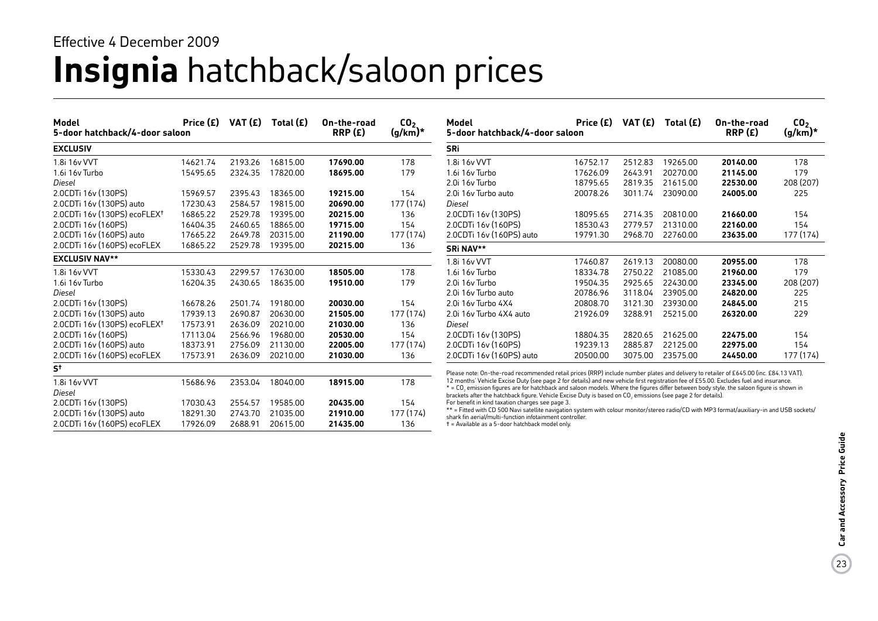Effective 4 December 2009

# **Insignia** hatchback/saloon prices

| Model<br>5-door hatchback/4-door saloon | Price (£) | VAT (£) | Total (£) | On-the-road RRP (£) | $CO_2$ (g/km)* |
|---|---|---|---|---|---|
| **EXCLUSIV** | | | | | |
| 1.8i 16v VVT | 14621.74 | 2193.26 | 16815.00 | **17690.00** | 178 |
| 1.6i 16v Turbo | 15495.65 | 2324.35 | 17820.00 | **18695.00** | 179 |
| *Diesel* | | | | | |
| 2.0CDTi 16v (130PS) | 15969.57 | 2395.43 | 18365.00 | **19215.00** | 154 |
| 2.0CDTi 16v (130PS) auto | 17230.43 | 2584.57 | 19815.00 | **20690.00** | 177 (174) |
| 2.0CDTi 16v (130PS) ecoFLEX† | 16865.22 | 2529.78 | 19395.00 | **20215.00** | 136 |
| 2.0CDTi 16v (160PS) | 16404.35 | 2460.65 | 18865.00 | **19715.00** | 154 |
| 2.0CDTi 16v (160PS) auto | 17665.22 | 2649.78 | 20315.00 | **21190.00** | 177 (174) |
| 2.0CDTi 16v (160PS) ecoFLEX | 16865.22 | 2529.78 | 19395.00 | **20215.00** | 136 |
| **EXCLUSIV NAV**** | | | | | |
| 1.8i 16v VVT | 15330.43 | 2299.57 | 17630.00 | **18505.00** | 178 |
| 1.6i 16v Turbo | 16204.35 | 2430.65 | 18635.00 | **19510.00** | 179 |
| *Diesel* | | | | | |
| 2.0CDTi 16v (130PS) | 16678.26 | 2501.74 | 19180.00 | **20030.00** | 154 |
| 2.0CDTi 16v (130PS) auto | 17939.13 | 2690.87 | 20630.00 | **21505.00** | 177 (174) |
| 2.0CDTi 16v (130PS) ecoFLEX† | 17573.91 | 2636.09 | 20210.00 | **21030.00** | 136 |
| 2.0CDTi 16v (160PS) | 17113.04 | 2566.96 | 19680.00 | **20530.00** | 154 |
| 2.0CDTi 16v (160PS) auto | 18373.91 | 2756.09 | 21130.00 | **22005.00** | 177 (174) |
| 2.0CDTi 16v (160PS) ecoFLEX | 17573.91 | 2636.09 | 20210.00 | **21030.00** | 136 |
| **S†** | | | | | |
| 1.8i 16v VVT | 15686.96 | 2353.04 | 18040.00 | **18915.00** | 178 |
| *Diesel* | | | | | |
| 2.0CDTi 16v (130PS) | 17030.43 | 2554.57 | 19585.00 | **20435.00** | 154 |
| 2.0CDTi 16v (130PS) auto | 18291.30 | 2743.70 | 21035.00 | **21910.00** | 177 (174) |
| 2.0CDTi 16v (160PS) ecoFLEX | 17926.09 | 2688.91 | 20615.00 | **21435.00** | 136 |

| Model<br>5-door hatchback/4-door saloon | Price (£) | VAT (£) | Total (£) | On-the-road RRP (£) | $CO_2$ (g/km)* |
|---|---|---|---|---|---|
| **SRi** | | | | | |
| 1.8i 16v VVT | 16752.17 | 2512.83 | 19265.00 | **20140.00** | 178 |
| 1.6i 16v Turbo | 17626.09 | 2643.91 | 20270.00 | **21145.00** | 179 |
| 2.0i 16v Turbo | 18795.65 | 2819.35 | 21615.00 | **22530.00** | 208 (207) |
| 2.0i 16v Turbo auto | 20078.26 | 3011.74 | 23090.00 | **24005.00** | 225 |
| *Diesel* | | | | | |
| 2.0CDTi 16v (130PS) | 18095.65 | 2714.35 | 20810.00 | **21660.00** | 154 |
| 2.0CDTi 16v (160PS) | 18530.43 | 2779.57 | 21310.00 | **22160.00** | 154 |
| 2.0CDTi 16v (160PS) auto | 19791.30 | 2968.70 | 22760.00 | **23635.00** | 177 (174) |
| **SRi NAV**** | | | | | |
| 1.8i 16v VVT | 17460.87 | 2619.13 | 20080.00 | **20955.00** | 178 |
| 1.6i 16v Turbo | 18334.78 | 2750.22 | 21085.00 | **21960.00** | 179 |
| 2.0i 16v Turbo | 19504.35 | 2925.65 | 22430.00 | **23345.00** | 208 (207) |
| 2.0i 16v Turbo auto | 20786.96 | 3118.04 | 23905.00 | **24820.00** | 225 |
| 2.0i 16v Turbo 4X4 | 20808.70 | 3121.30 | 23930.00 | **24845.00** | 215 |
| 2.0i 16v Turbo 4X4 auto | 21926.09 | 3288.91 | 25215.00 | **26320.00** | 229 |
| *Diesel* | | | | | |
| 2.0CDTi 16v (130PS) | 18804.35 | 2820.65 | 21625.00 | **22475.00** | 154 |
| 2.0CDTi 16v (160PS) | 19239.13 | 2885.87 | 22125.00 | **22975.00** | 154 |
| 2.0CDTi 16v (160PS) auto | 20500.00 | 3075.00 | 23575.00 | **24450.00** | 177 (174) |

Please note: On-the-road recommended retail prices (RRP) include number plates and delivery to retailer of £645.00 (inc. £84.13 VAT), 12 months' Vehicle Excise Duty (see page 2 for details) and new vehicle first registration fee of £55.00. Excludes fuel and insurance.
* = $CO_2$ emission figures are for hatchback and saloon models. Where the figures differ between body style, the saloon figure is shown in brackets after the hatchback figure. Vehicle Excise Duty is based on $CO_2$ emissions (see page 2 for details).
For benefit in kind taxation charges see page 3.
** = Fitted with CD 500 Navi satellite navigation system with colour monitor/stereo radio/CD with MP3 format/auxiliary-in and USB sockets/shark fin aerial/multi-function infotainment controller.
† = Available as a 5-door hatchback model only.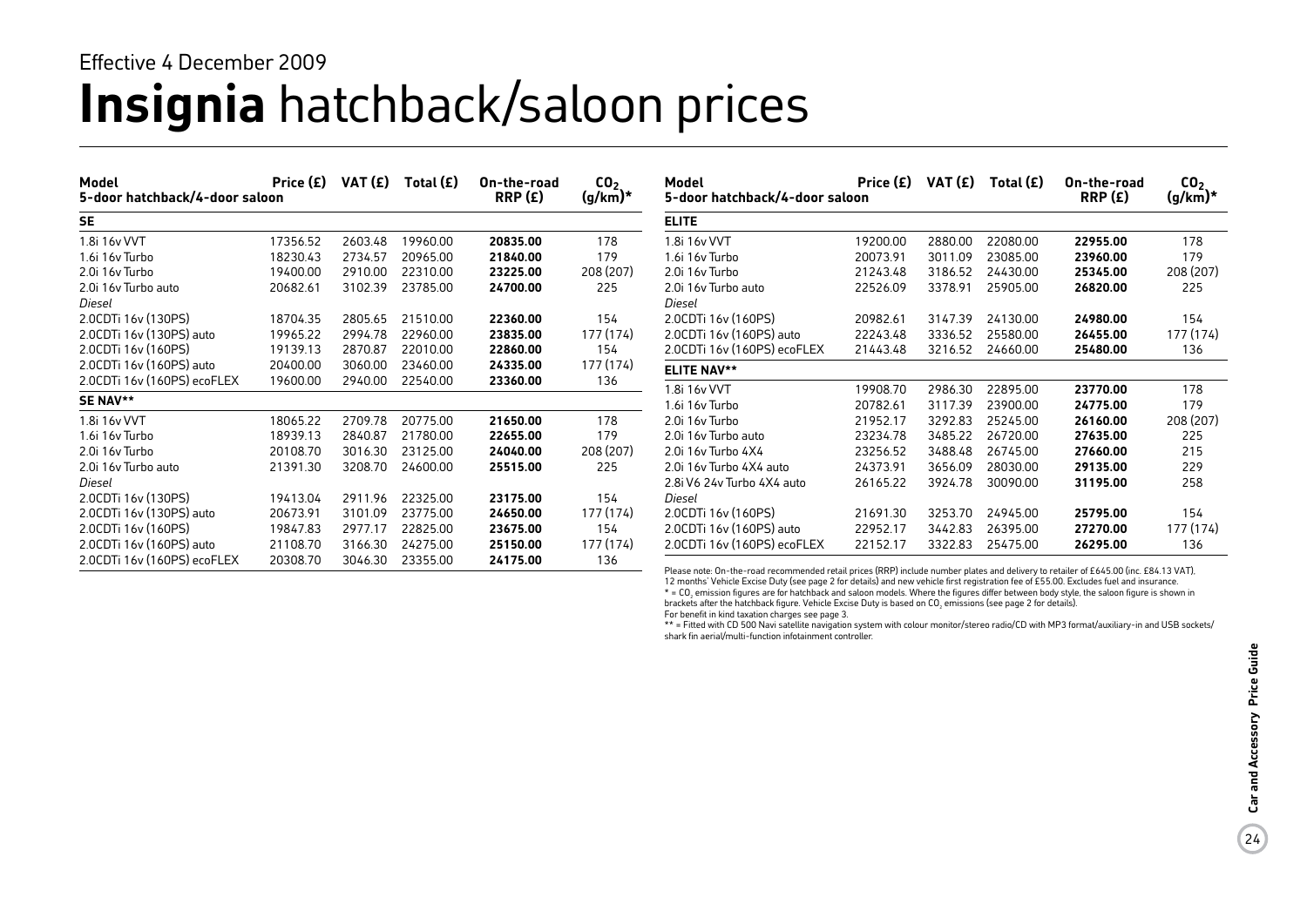Effective 4 December 2009

# **Insignia** hatchback/saloon prices

| Model<br>5-door hatchback/4-door saloon | Price (£) | VAT (£) | Total (£) | On-the-road RRP (£) | $CO_2$ (g/km)* |
|---|---|---|---|---|---|
| **SE** | | | | | |
| 1.8i 16v VVT | 17356.52 | 2603.48 | 19960.00 | **20835.00** | 178 |
| 1.6i 16v Turbo | 18230.43 | 2734.57 | 20965.00 | **21840.00** | 179 |
| 2.0i 16v Turbo | 19400.00 | 2910.00 | 22310.00 | **23225.00** | 208 (207) |
| 2.0i 16v Turbo auto | 20682.61 | 3102.39 | 23785.00 | **24700.00** | 225 |
| *Diesel* | | | | | |
| 2.0CDTi 16v (130PS) | 18704.35 | 2805.65 | 21510.00 | **22360.00** | 154 |
| 2.0CDTi 16v (130PS) auto | 19965.22 | 2994.78 | 22960.00 | **23835.00** | 177 (174) |
| 2.0CDTi 16v (160PS) | 19139.13 | 2870.87 | 22010.00 | **22860.00** | 154 |
| 2.0CDTi 16v (160PS) auto | 20400.00 | 3060.00 | 23460.00 | **24335.00** | 177 (174) |
| 2.0CDTi 16v (160PS) ecoFLEX | 19600.00 | 2940.00 | 22540.00 | **23360.00** | 136 |
| **SE NAV**** | | | | | |
| 1.8i 16v VVT | 18065.22 | 2709.78 | 20775.00 | **21650.00** | 178 |
| 1.6i 16v Turbo | 18939.13 | 2840.87 | 21780.00 | **22655.00** | 179 |
| 2.0i 16v Turbo | 20108.70 | 3016.30 | 23125.00 | **24040.00** | 208 (207) |
| 2.0i 16v Turbo auto | 21391.30 | 3208.70 | 24600.00 | **25515.00** | 225 |
| *Diesel* | | | | | |
| 2.0CDTi 16v (130PS) | 19413.04 | 2911.96 | 22325.00 | **23175.00** | 154 |
| 2.0CDTi 16v (130PS) auto | 20673.91 | 3101.09 | 23775.00 | **24650.00** | 177 (174) |
| 2.0CDTi 16v (160PS) | 19847.83 | 2977.17 | 22825.00 | **23675.00** | 154 |
| 2.0CDTi 16v (160PS) auto | 21108.70 | 3166.30 | 24275.00 | **25150.00** | 177 (174) |
| 2.0CDTi 16v (160PS) ecoFLEX | 20308.70 | 3046.30 | 23355.00 | **24175.00** | 136 |

| Model<br>5-door hatchback/4-door saloon | Price (£) | VAT (£) | Total (£) | On-the-road RRP (£) | $CO_2$ (g/km)* |
|---|---|---|---|---|---|
| **ELITE** | | | | | |
| 1.8i 16v VVT | 19200.00 | 2880.00 | 22080.00 | **22955.00** | 178 |
| 1.6i 16v Turbo | 20073.91 | 3011.09 | 23085.00 | **23960.00** | 179 |
| 2.0i 16v Turbo | 21243.48 | 3186.52 | 24430.00 | **25345.00** | 208 (207) |
| 2.0i 16v Turbo auto | 22526.09 | 3378.91 | 25905.00 | **26820.00** | 225 |
| *Diesel* | | | | | |
| 2.0CDTi 16v (160PS) | 20982.61 | 3147.39 | 24130.00 | **24980.00** | 154 |
| 2.0CDTi 16v (160PS) auto | 22243.48 | 3336.52 | 25580.00 | **26455.00** | 177 (174) |
| 2.0CDTi 16v (160PS) ecoFLEX | 21443.48 | 3216.52 | 24660.00 | **25480.00** | 136 |
| **ELITE NAV**** | | | | | |
| 1.8i 16v VVT | 19908.70 | 2986.30 | 22895.00 | **23770.00** | 178 |
| 1.6i 16v Turbo | 20782.61 | 3117.39 | 23900.00 | **24775.00** | 179 |
| 2.0i 16v Turbo | 21952.17 | 3292.83 | 25245.00 | **26160.00** | 208 (207) |
| 2.0i 16v Turbo auto | 23234.78 | 3485.22 | 26720.00 | **27635.00** | 225 |
| 2.0i 16v Turbo 4X4 | 23256.52 | 3488.48 | 26745.00 | **27660.00** | 215 |
| 2.0i 16v Turbo 4X4 auto | 24373.91 | 3656.09 | 28030.00 | **29135.00** | 229 |
| 2.8i V6 24v Turbo 4X4 auto | 26165.22 | 3924.78 | 30090.00 | **31195.00** | 258 |
| *Diesel* | | | | | |
| 2.0CDTi 16v (160PS) | 21691.30 | 3253.70 | 24945.00 | **25795.00** | 154 |
| 2.0CDTi 16v (160PS) auto | 22952.17 | 3442.83 | 26395.00 | **27270.00** | 177 (174) |
| 2.0CDTi 16v (160PS) ecoFLEX | 22152.17 | 3322.83 | 25475.00 | **26295.00** | 136 |

Please note: On-the-road recommended retail prices (RRP) include number plates and delivery to retailer of £645.00 (inc. £84.13 VAT), 12 months' Vehicle Excise Duty (see page 2 for details) and new vehicle first registration fee of £55.00. Excludes fuel and insurance.
* = $CO_2$ emission figures are for hatchback and saloon models. Where the figures differ between body style, the saloon figure is shown in brackets after the hatchback figure. Vehicle Excise Duty is based on $CO_2$ emissions (see page 2 for details).
For benefit in kind taxation charges see page 3.
** = Fitted with CD 500 Navi satellite navigation system with colour monitor/stereo radio/CD with MP3 format/auxiliary-in and USB sockets/ shark fin aerial/multi-function infotainment controller.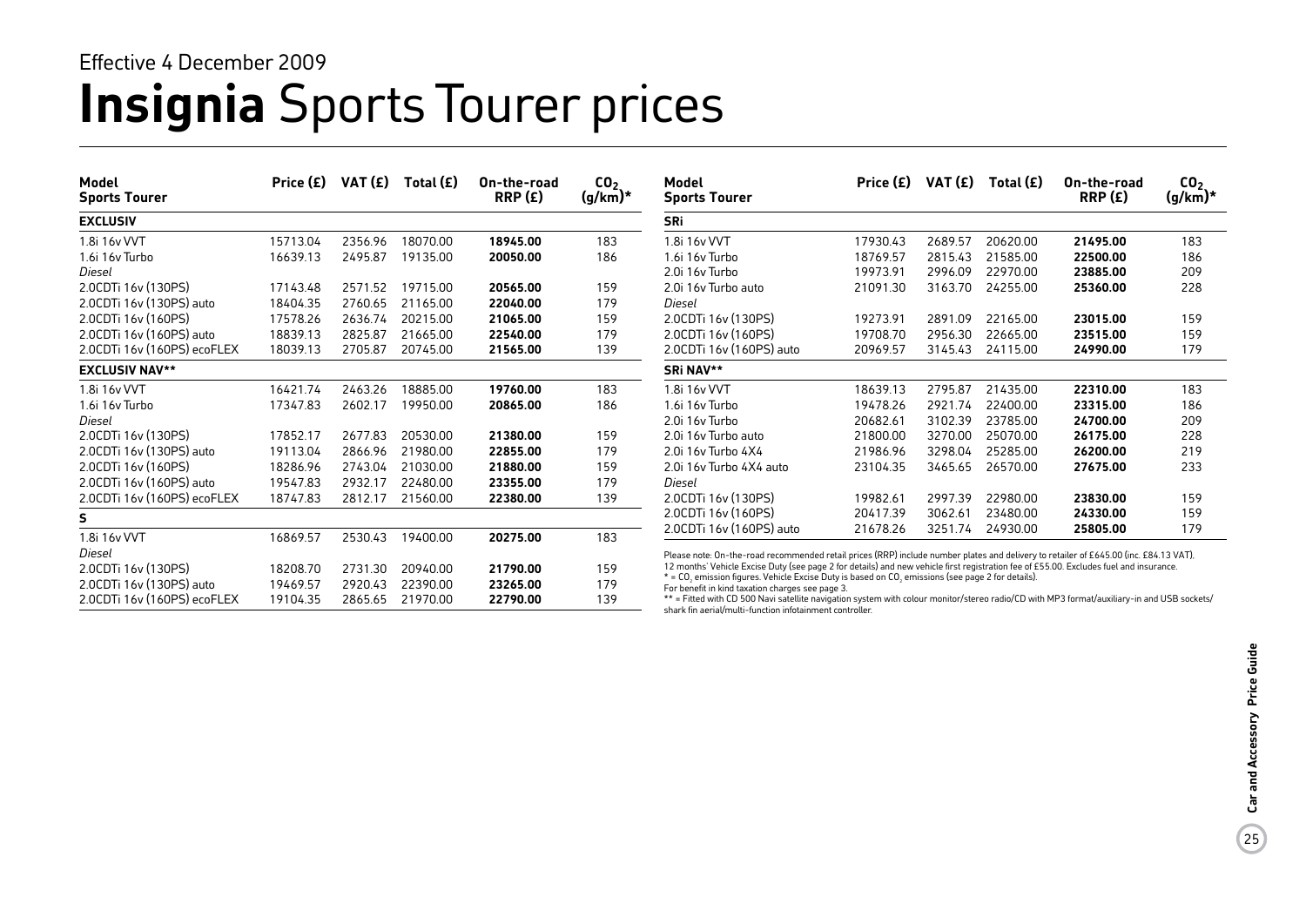Effective 4 December 2009

# **Insignia** Sports Tourer prices

| Model<br>Sports Tourer | Price (£) | VAT (£) | Total (£) | On-the-road RRP (£) | $CO_2$ (g/km)* |
|---|---|---|---|---|---|
| **EXCLUSIV** | | | | | |
| 1.8i 16v VVT | 15713.04 | 2356.96 | 18070.00 | **18945.00** | 183 |
| 1.6i 16v Turbo | 16639.13 | 2495.87 | 19135.00 | **20050.00** | 186 |
| *Diesel* | | | | | |
| 2.0CDTi 16v (130PS) | 17143.48 | 2571.52 | 19715.00 | **20565.00** | 159 |
| 2.0CDTi 16v (130PS) auto | 18404.35 | 2760.65 | 21165.00 | **22040.00** | 179 |
| 2.0CDTi 16v (160PS) | 17578.26 | 2636.74 | 20215.00 | **21065.00** | 159 |
| 2.0CDTi 16v (160PS) auto | 18839.13 | 2825.87 | 21665.00 | **22540.00** | 179 |
| 2.0CDTi 16v (160PS) ecoFLEX | 18039.13 | 2705.87 | 20745.00 | **21565.00** | 139 |
| **EXCLUSIV NAV**** | | | | | |
| 1.8i 16v VVT | 16421.74 | 2463.26 | 18885.00 | **19760.00** | 183 |
| 1.6i 16v Turbo | 17347.83 | 2602.17 | 19950.00 | **20865.00** | 186 |
| *Diesel* | | | | | |
| 2.0CDTi 16v (130PS) | 17852.17 | 2677.83 | 20530.00 | **21380.00** | 159 |
| 2.0CDTi 16v (130PS) auto | 19113.04 | 2866.96 | 21980.00 | **22855.00** | 179 |
| 2.0CDTi 16v (160PS) | 18286.96 | 2743.04 | 21030.00 | **21880.00** | 159 |
| 2.0CDTi 16v (160PS) auto | 19547.83 | 2932.17 | 22480.00 | **23355.00** | 179 |
| 2.0CDTi 16v (160PS) ecoFLEX | 18747.83 | 2812.17 | 21560.00 | **22380.00** | 139 |
| **S** | | | | | |
| 1.8i 16v VVT | 16869.57 | 2530.43 | 19400.00 | **20275.00** | 183 |
| *Diesel* | | | | | |
| 2.0CDTi 16v (130PS) | 18208.70 | 2731.30 | 20940.00 | **21790.00** | 159 |
| 2.0CDTi 16v (130PS) auto | 19469.57 | 2920.43 | 22390.00 | **23265.00** | 179 |
| 2.0CDTi 16v (160PS) ecoFLEX | 19104.35 | 2865.65 | 21970.00 | **22790.00** | 139 |

| Model<br>Sports Tourer | Price (£) | VAT (£) | Total (£) | On-the-road RRP (£) | $CO_2$ (g/km)* |
|---|---|---|---|---|---|
| **SRi** | | | | | |
| 1.8i 16v VVT | 17930.43 | 2689.57 | 20620.00 | **21495.00** | 183 |
| 1.6i 16v Turbo | 18769.57 | 2815.43 | 21585.00 | **22500.00** | 186 |
| 2.0i 16v Turbo | 19973.91 | 2996.09 | 22970.00 | **23885.00** | 209 |
| 2.0i 16v Turbo auto | 21091.30 | 3163.70 | 24255.00 | **25360.00** | 228 |
| *Diesel* | | | | | |
| 2.0CDTi 16v (130PS) | 19273.91 | 2891.09 | 22165.00 | **23015.00** | 159 |
| 2.0CDTi 16v (160PS) | 19708.70 | 2956.30 | 22665.00 | **23515.00** | 159 |
| 2.0CDTi 16v (160PS) auto | 20969.57 | 3145.43 | 24115.00 | **24990.00** | 179 |
| **SRi NAV**** | | | | | |
| 1.8i 16v VVT | 18639.13 | 2795.87 | 21435.00 | **22310.00** | 183 |
| 1.6i 16v Turbo | 19478.26 | 2921.74 | 22400.00 | **23315.00** | 186 |
| 2.0i 16v Turbo | 20682.61 | 3102.39 | 23785.00 | **24700.00** | 209 |
| 2.0i 16v Turbo auto | 21800.00 | 3270.00 | 25070.00 | **26175.00** | 228 |
| 2.0i 16v Turbo 4X4 | 21986.96 | 3298.04 | 25285.00 | **26200.00** | 219 |
| 2.0i 16v Turbo 4X4 auto | 23104.35 | 3465.65 | 26570.00 | **27675.00** | 233 |
| *Diesel* | | | | | |
| 2.0CDTi 16v (130PS) | 19982.61 | 2997.39 | 22980.00 | **23830.00** | 159 |
| 2.0CDTi 16v (160PS) | 20417.39 | 3062.61 | 23480.00 | **24330.00** | 159 |
| 2.0CDTi 16v (160PS) auto | 21678.26 | 3251.74 | 24930.00 | **25805.00** | 179 |

Please note: On-the-road recommended retail prices (RRP) include number plates and delivery to retailer of £645.00 (inc. £84.13 VAT), 12 months' Vehicle Excise Duty (see page 2 for details) and new vehicle first registration fee of £55.00. Excludes fuel and insurance.
* = $CO_2$ emission figures. Vehicle Excise Duty is based on $CO_2$ emissions (see page 2 for details).
For benefit in kind taxation charges see page 3.
** = Fitted with CD 500 Navi satellite navigation system with colour monitor/stereo radio/CD with MP3 format/auxiliary-in and USB sockets/shark fin aerial/multi-function infotainment controller.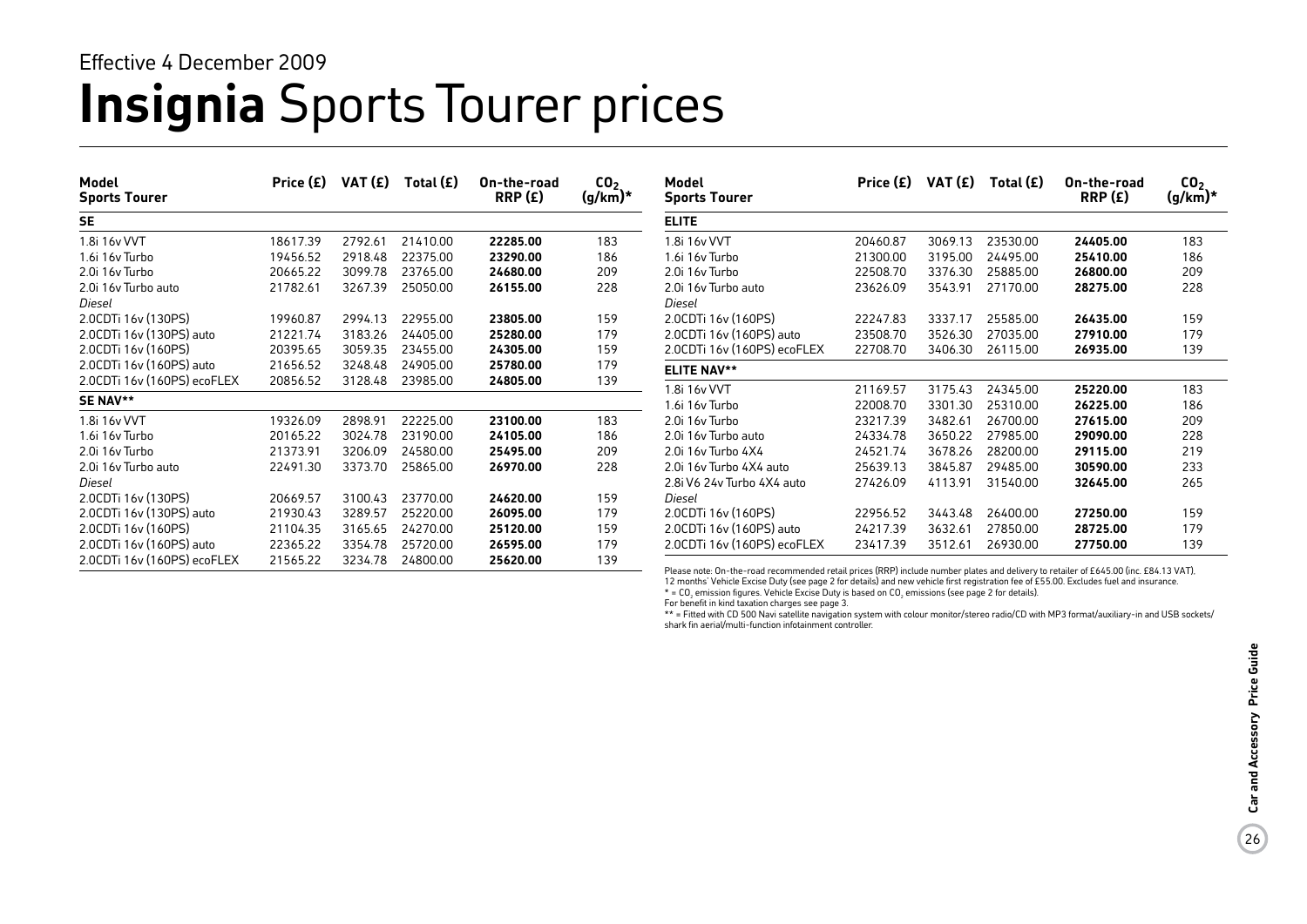Effective 4 December 2009

# **Insignia** Sports Tourer prices

| Model Sports Tourer | Price (£) | VAT (£) | Total (£) | On-the-road RRP (£) | $CO_2$ (g/km)* |
|---|---|---|---|---|---|
| **SE** | | | | | |
| 1.8i 16v VVT | 18617.39 | 2792.61 | 21410.00 | **22285.00** | 183 |
| 1.6i 16v Turbo | 19456.52 | 2918.48 | 22375.00 | **23290.00** | 186 |
| 2.0i 16v Turbo | 20665.22 | 3099.78 | 23765.00 | **24680.00** | 209 |
| 2.0i 16v Turbo auto | 21782.61 | 3267.39 | 25050.00 | **26155.00** | 228 |
| *Diesel* | | | | | |
| 2.0CDTi 16v (130PS) | 19960.87 | 2994.13 | 22955.00 | **23805.00** | 159 |
| 2.0CDTi 16v (130PS) auto | 21221.74 | 3183.26 | 24405.00 | **25280.00** | 179 |
| 2.0CDTi 16v (160PS) | 20395.65 | 3059.35 | 23455.00 | **24305.00** | 159 |
| 2.0CDTi 16v (160PS) auto | 21656.52 | 3248.48 | 24905.00 | **25780.00** | 179 |
| 2.0CDTi 16v (160PS) ecoFLEX | 20856.52 | 3128.48 | 23985.00 | **24805.00** | 139 |
| **SE NAV**** | | | | | |
| 1.8i 16v VVT | 19326.09 | 2898.91 | 22225.00 | **23100.00** | 183 |
| 1.6i 16v Turbo | 20165.22 | 3024.78 | 23190.00 | **24105.00** | 186 |
| 2.0i 16v Turbo | 21373.91 | 3206.09 | 24580.00 | **25495.00** | 209 |
| 2.0i 16v Turbo auto | 22491.30 | 3373.70 | 25865.00 | **26970.00** | 228 |
| *Diesel* | | | | | |
| 2.0CDTi 16v (130PS) | 20669.57 | 3100.43 | 23770.00 | **24620.00** | 159 |
| 2.0CDTi 16v (130PS) auto | 21930.43 | 3289.57 | 25220.00 | **26095.00** | 179 |
| 2.0CDTi 16v (160PS) | 21104.35 | 3165.65 | 24270.00 | **25120.00** | 159 |
| 2.0CDTi 16v (160PS) auto | 22365.22 | 3354.78 | 25720.00 | **26595.00** | 179 |
| 2.0CDTi 16v (160PS) ecoFLEX | 21565.22 | 3234.78 | 24800.00 | **25620.00** | 139 |

| Model Sports Tourer | Price (£) | VAT (£) | Total (£) | On-the-road RRP (£) | $CO_2$ (g/km)* |
|---|---|---|---|---|---|
| **ELITE** | | | | | |
| 1.8i 16v VVT | 20460.87 | 3069.13 | 23530.00 | **24405.00** | 183 |
| 1.6i 16v Turbo | 21300.00 | 3195.00 | 24495.00 | **25410.00** | 186 |
| 2.0i 16v Turbo | 22508.70 | 3376.30 | 25885.00 | **26800.00** | 209 |
| 2.0i 16v Turbo auto | 23626.09 | 3543.91 | 27170.00 | **28275.00** | 228 |
| *Diesel* | | | | | |
| 2.0CDTi 16v (160PS) | 22247.83 | 3337.17 | 25585.00 | **26435.00** | 159 |
| 2.0CDTi 16v (160PS) auto | 23508.70 | 3526.30 | 27035.00 | **27910.00** | 179 |
| 2.0CDTi 16v (160PS) ecoFLEX | 22708.70 | 3406.30 | 26115.00 | **26935.00** | 139 |
| **ELITE NAV**** | | | | | |
| 1.8i 16v VVT | 21169.57 | 3175.43 | 24345.00 | **25220.00** | 183 |
| 1.6i 16v Turbo | 22008.70 | 3301.30 | 25310.00 | **26225.00** | 186 |
| 2.0i 16v Turbo | 23217.39 | 3482.61 | 26700.00 | **27615.00** | 209 |
| 2.0i 16v Turbo auto | 24334.78 | 3650.22 | 27985.00 | **29090.00** | 228 |
| 2.0i 16v Turbo 4X4 | 24521.74 | 3678.26 | 28200.00 | **29115.00** | 219 |
| 2.0i 16v Turbo 4X4 auto | 25639.13 | 3845.87 | 29485.00 | **30590.00** | 233 |
| 2.8i V6 24v Turbo 4X4 auto | 27426.09 | 4113.91 | 31540.00 | **32645.00** | 265 |
| *Diesel* | | | | | |
| 2.0CDTi 16v (160PS) | 22956.52 | 3443.48 | 26400.00 | **27250.00** | 159 |
| 2.0CDTi 16v (160PS) auto | 24217.39 | 3632.61 | 27850.00 | **28725.00** | 179 |
| 2.0CDTi 16v (160PS) ecoFLEX | 23417.39 | 3512.61 | 26930.00 | **27750.00** | 139 |

Please note: On-the-road recommended retail prices (RRP) include number plates and delivery to retailer of £645.00 (inc. £84.13 VAT), 12 months' Vehicle Excise Duty (see page 2 for details) and new vehicle first registration fee of £55.00. Excludes fuel and insurance.
* = $CO_2$ emission figures. Vehicle Excise Duty is based on $CO_2$ emissions (see page 2 for details).
For benefit in kind taxation charges see page 3.
** = Fitted with CD 500 Navi satellite navigation system with colour monitor/stereo radio/CD with MP3 format/auxiliary-in and USB sockets/shark fin aerial/multi-function infotainment controller.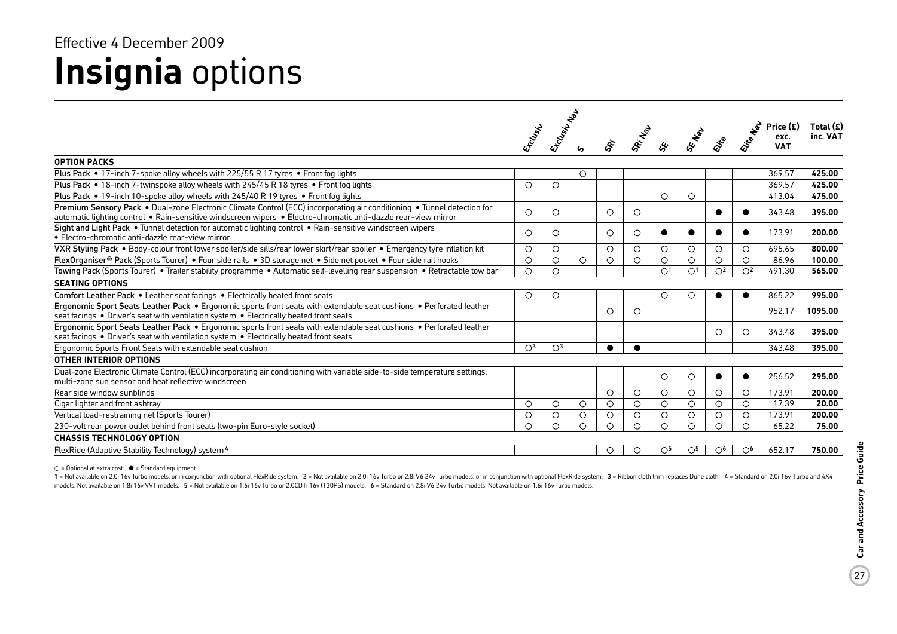Effective 4 December 2009

# **Insignia** options

| | Exclusiv | Exclusiv Nav | S | SRi | SRi Nav | SE | SE Nav | Elite | Elite Nav | Price (£) exc. VAT | Total (£) inc. VAT |
|---|---|---|---|---|---|---|---|---|---|---|---|
| **OPTION PACKS** | | | | | | | | | | | |
| **Plus Pack** • 17-inch 7-spoke alloy wheels with 225/55 R 17 tyres • Front fog lights | | | ○ | | | | | | | 369.57 | **425.00** |
| **Plus Pack** • 18-inch 7-twinspoke alloy wheels with 245/45 R 18 tyres • Front fog lights | ○ | ○ | | | | | | | | 369.57 | **425.00** |
| **Plus Pack** • 19-inch 10-spoke alloy wheels with 245/40 R 19 tyres • Front fog lights | | | | | | ○ | ○ | | | 413.04 | **475.00** |
| **Premium Sensory Pack** • Dual-zone Electronic Climate Control (ECC) incorporating air conditioning • Tunnel detection for automatic lighting control • Rain-sensitive windscreen wipers • Electro-chromatic anti-dazzle rear-view mirror | ○ | ○ | | ○ | ○ | | | ● | ● | 343.48 | **395.00** |
| **Sight and Light Pack** • Tunnel detection for automatic lighting control • Rain-sensitive windscreen wipers • Electro-chromatic anti-dazzle rear-view mirror | ○ | ○ | | ○ | ○ | ● | ● | ● | ● | 173.91 | **200.00** |
| **VXR Styling Pack** • Body-colour front lower spoiler/side sills/rear lower skirt/rear spoiler • Emergency tyre inflation kit | ○ | ○ | | ○ | ○ | ○ | ○ | ○ | ○ | 695.65 | **800.00** |
| **FlexOrganiser® Pack** (Sports Tourer) • Four side rails • 3D storage net • Side net pocket • Four side rail hooks | ○ | ○ | ○ | ○ | ○ | ○ | ○ | ○ | ○ | 86.96 | **100.00** |
| **Towing Pack** (Sports Tourer) • Trailer stability programme • Automatic self-levelling rear suspension • Retractable tow bar | ○ | ○ | | | | ○[1] | ○[1] | ○[2] | ○[2] | 491.30 | **565.00** |
| **SEATING OPTIONS** | | | | | | | | | | | |
| **Comfort Leather Pack** • Leather seat facings • Electrically heated front seats | ○ | ○ | | | | ○ | ○ | ● | ● | 865.22 | **995.00** |
| **Ergonomic Sport Seats Leather Pack** • Ergonomic sports front seats with extendable seat cushions • Perforated leather seat facings • Driver's seat with ventilation system • Electrically heated front seats | | | | ○ | ○ | | | | | 952.17 | **1095.00** |
| **Ergonomic Sport Seats Leather Pack** • Ergonomic sports front seats with extendable seat cushions • Perforated leather seat facings • Driver's seat with ventilation system • Electrically heated front seats | | | | | | | | ○ | ○ | 343.48 | **395.00** |
| Ergonomic Sports Front Seats with extendable seat cushion | ○[3] | ○[3] | | ● | ● | | | | | 343.48 | **395.00** |
| **OTHER INTERIOR OPTIONS** | | | | | | | | | | | |
| Dual-zone Electronic Climate Control (ECC) incorporating air conditioning with variable side-to-side temperature settings, multi-zone sun sensor and heat reflective windscreen | | | | | | ○ | ○ | ● | ● | 256.52 | **295.00** |
| Rear side window sunblinds | | | | ○ | ○ | ○ | ○ | ○ | ○ | 173.91 | **200.00** |
| Cigar lighter and front ashtray | ○ | ○ | ○ | ○ | ○ | ○ | ○ | ○ | ○ | 17.39 | **20.00** |
| Vertical load-restraining net (Sports Tourer) | ○ | ○ | ○ | ○ | ○ | ○ | ○ | ○ | ○ | 173.91 | **200.00** |
| 230-volt rear power outlet behind front seats (two-pin Euro-style socket) | ○ | ○ | ○ | ○ | ○ | ○ | ○ | ○ | ○ | 65.22 | **75.00** |
| **CHASSIS TECHNOLOGY OPTION** | | | | | | | | | | | |
| FlexRide (Adaptive Stability Technology) system[4] | | | | ○ | ○ | ○[5] | ○[5] | ○[6] | ○[6] | 652.17 | **750.00** |

○ = Optional at extra cost. ● = Standard equipment.

1 = Not available on 2.0i 16v Turbo models, or in conjunction with optional FlexRide system. 2 = Not available on 2.0i 16v Turbo or 2.8i V6 24v Turbo models, or in conjunction with optional FlexRide system. 3 = Ribbon cloth trim replaces Dune cloth. 4 = Standard on 2.0i 16v Turbo and 4X4 models. Not available on 1.8i 16v VVT models. 5 = Not available on 1.6i 16v Turbo or 2.0CDTi 16v (130PS) models. 6 = Standard on 2.8i V6 24v Turbo models. Not available on 1.6i 16v Turbo models.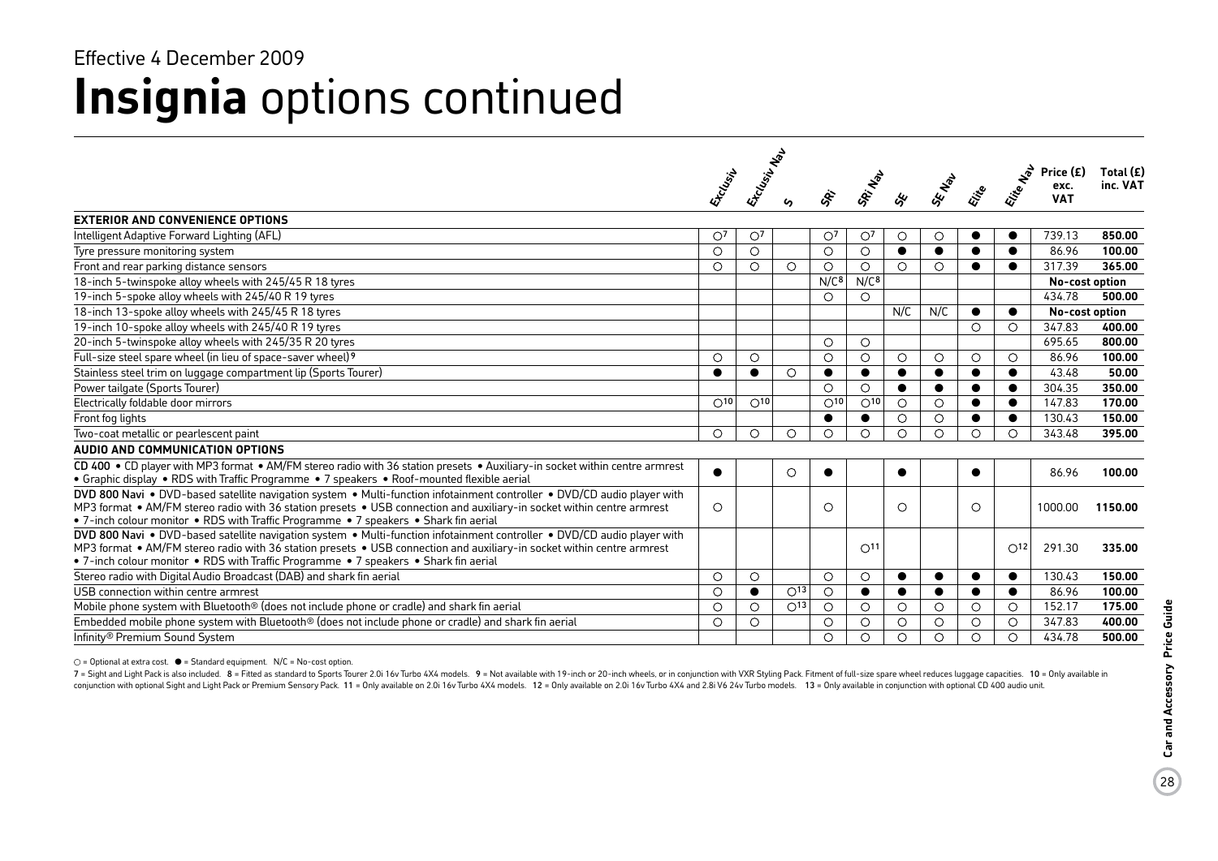Effective 4 December 2009

# **Insignia** options continued

| | Exclusiv | Exclusiv Nav | S | SRi | SRi Nav | SE | SE Nav | Elite | Elite Nav | Price (£) exc. VAT | Total (£) inc. VAT |
|---|---|---|---|---|---|---|---|---|---|---|---|
| **EXTERIOR AND CONVENIENCE OPTIONS** | | | | | | | | | | | |
| Intelligent Adaptive Forward Lighting (AFL) | ○[7] | ○[7] | | ○[7] | ○[7] | ○ | ○ | ● | ● | 739.13 | **850.00** |
| Tyre pressure monitoring system | ○ | ○ | | ○ | ○ | ● | ● | ● | ● | 86.96 | **100.00** |
| Front and rear parking distance sensors | ○ | ○ | ○ | ○ | ○ | ○ | ○ | ● | ● | 317.39 | **365.00** |
| 18-inch 5-twinspoke alloy wheels with 245/45 R 18 tyres | | | | N/C[8] | N/C[8] | | | | | **No-cost option** | |
| 19-inch 5-spoke alloy wheels with 245/40 R 19 tyres | | | | ○ | ○ | | | | | 434.78 | **500.00** |
| 18-inch 13-spoke alloy wheels with 245/45 R 18 tyres | | | | | | N/C | N/C | ● | ● | **No-cost option** | |
| 19-inch 10-spoke alloy wheels with 245/40 R 19 tyres | | | | | | | | ○ | ○ | 347.83 | **400.00** |
| 20-inch 5-twinspoke alloy wheels with 245/35 R 20 tyres | | | | ○ | ○ | | | | | 695.65 | **800.00** |
| Full-size steel spare wheel (in lieu of space-saver wheel)[9] | ○ | ○ | | ○ | ○ | ○ | ○ | ○ | ○ | 86.96 | **100.00** |
| Stainless steel trim on luggage compartment lip (Sports Tourer) | ● | ● | ○ | ● | ● | ● | ● | ● | ● | 43.48 | **50.00** |
| Power tailgate (Sports Tourer) | | | | ○ | ○ | ● | ● | ● | ● | 304.35 | **350.00** |
| Electrically foldable door mirrors | ○[10] | ○[10] | | ○[10] | ○[10] | ○ | ○ | ● | ● | 147.83 | **170.00** |
| Front fog lights | | | | ● | ● | ○ | ○ | ● | ● | 130.43 | **150.00** |
| Two-coat metallic or pearlescent paint | ○ | ○ | ○ | ○ | ○ | ○ | ○ | ○ | ○ | 343.48 | **395.00** |
| **AUDIO AND COMMUNICATION OPTIONS** | | | | | | | | | | | |
| **CD 400** • CD player with MP3 format • AM/FM stereo radio with 36 station presets • Auxiliary-in socket within centre armrest • Graphic display • RDS with Traffic Programme • 7 speakers • Roof-mounted flexible aerial | ● | | ○ | ● | | ● | | ● | | 86.96 | **100.00** |
| **DVD 800 Navi** • DVD-based satellite navigation system • Multi-function infotainment controller • DVD/CD audio player with MP3 format • AM/FM stereo radio with 36 station presets • USB connection and auxiliary-in socket within centre armrest • 7-inch colour monitor • RDS with Traffic Programme • 7 speakers • Shark fin aerial | ○ | | | ○ | | ○ | | ○ | | 1000.00 | **1150.00** |
| **DVD 800 Navi** • DVD-based satellite navigation system • Multi-function infotainment controller • DVD/CD audio player with MP3 format • AM/FM stereo radio with 36 station presets • USB connection and auxiliary-in socket within centre armrest • 7-inch colour monitor • RDS with Traffic Programme • 7 speakers • Shark fin aerial | | | | | ○[11] | | | | ○[12] | 291.30 | **335.00** |
| Stereo radio with Digital Audio Broadcast (DAB) and shark fin aerial | ○ | ○ | | ○ | ○ | ● | ● | ● | ● | 130.43 | **150.00** |
| USB connection within centre armrest | ○ | ● | ○[13] | ○ | ● | ● | ● | ● | ● | 86.96 | **100.00** |
| Mobile phone system with Bluetooth® (does not include phone or cradle) and shark fin aerial | ○ | ○ | ○[13] | ○ | ○ | ○ | ○ | ○ | ○ | 152.17 | **175.00** |
| Embedded mobile phone system with Bluetooth® (does not include phone or cradle) and shark fin aerial | ○ | ○ | | ○ | ○ | ○ | ○ | ○ | ○ | 347.83 | **400.00** |
| Infinity® Premium Sound System | | | | ○ | ○ | ○ | ○ | ○ | ○ | 434.78 | **500.00** |

○ = Optional at extra cost. ● = Standard equipment. N/C = No-cost option.

7 = Sight and Light Pack is also included. 8 = Fitted as standard to Sports Tourer 2.0i 16v Turbo 4X4 models. 9 = Not available with 19-inch or 20-inch wheels, or in conjunction with VXR Styling Pack. Fitment of full-size spare wheel reduces luggage capacities. 10 = Only available in conjunction with optional Sight and Light Pack or Premium Sensory Pack. 11 = Only available on 2.0i 16v Turbo 4X4 models. 12 = Only available on 2.0i 16v Turbo 4X4 and 2.8i V6 24v Turbo models. 13 = Only available in conjunction with optional CD 400 audio unit.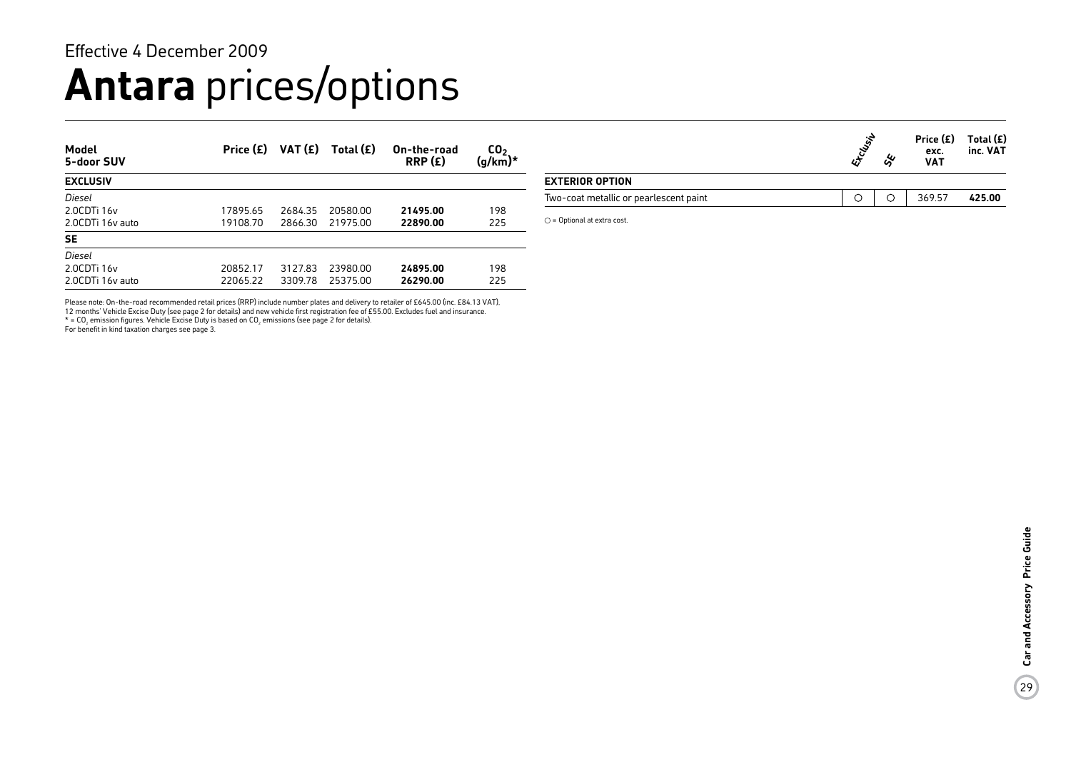Effective 4 December 2009

# **Antara** prices/options

| Model 5-door SUV | Price (£) | VAT (£) | Total (£) | On-the-road RRP (£) | $CO_2$ (g/km)* |
|---|---|---|---|---|---|
| **EXCLUSIV** | | | | | |
| *Diesel* | | | | | |
| 2.0CDTi 16v | 17895.65 | 2684.35 | 20580.00 | **21495.00** | 198 |
| 2.0CDTi 16v auto | 19108.70 | 2866.30 | 21975.00 | **22890.00** | 225 |
| **SE** | | | | | |
| *Diesel* | | | | | |
| 2.0CDTi 16v | 20852.17 | 3127.83 | 23980.00 | **24895.00** | 198 |
| 2.0CDTi 16v auto | 22065.22 | 3309.78 | 25375.00 | **26290.00** | 225 |

Please note: On-the-road recommended retail prices (RRP) include number plates and delivery to retailer of £645.00 (inc. £84.13 VAT), 12 months' Vehicle Excise Duty (see page 2 for details) and new vehicle first registration fee of £55.00. Excludes fuel and insurance.
\* = $CO_2$ emission figures. Vehicle Excise Duty is based on $CO_2$ emissions (see page 2 for details).
For benefit in kind taxation charges see page 3.

| | Exclusiv | SE | Price (£) exc. VAT | Total (£) inc. VAT |
|---|---|---|---|---|
| **EXTERIOR OPTION** | | | | |
| Two-coat metallic or pearlescent paint | ○ | ○ | 369.57 | **425.00** |

○ = Optional at extra cost.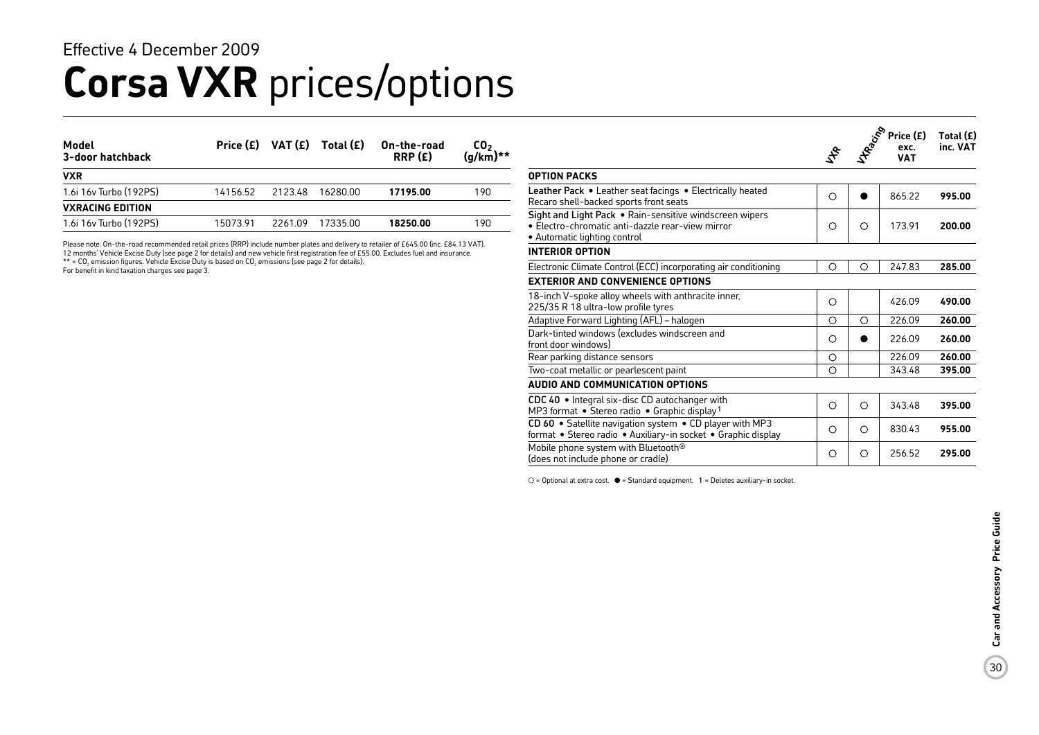Effective 4 December 2009

# **Corsa VXR** prices/options

| Model<br>3-door hatchback | Price (£) | VAT (£) | Total (£) | On-the-road RRP (£) | $CO_2$ (g/km)** |
|---|---|---|---|---|---|
| **VXR** | | | | | |
| 1.6i 16v Turbo (192PS) | 14156.52 | 2123.48 | 16280.00 | **17195.00** | 190 |
| **VXRACING EDITION** | | | | | |
| 1.6i 16v Turbo (192PS) | 15073.91 | 2261.09 | 17335.00 | **18250.00** | 190 |

Please note: On-the-road recommended retail prices (RRP) include number plates and delivery to retailer of £645.00 (inc. £84.13 VAT), 12 months' Vehicle Excise Duty (see page 2 for details) and new vehicle first registration fee of £55.00. Excludes fuel and insurance.
** = $CO_2$ emission figures. Vehicle Excise Duty is based on $CO_2$ emissions (see page 2 for details).
For benefit in kind taxation charges see page 3.

| | VXR | VXRacing | Price (£) exc. VAT | Total (£) inc. VAT |
|---|---|---|---|---|
| **OPTION PACKS** | | | | |
| Leather Pack • Leather seat facings • Electrically heated Recaro shell-backed sports front seats | ○ | ● | 865.22 | **995.00** |
| Sight and Light Pack • Rain-sensitive windscreen wipers • Electro-chromatic anti-dazzle rear-view mirror • Automatic lighting control | ○ | ○ | 173.91 | **200.00** |
| **INTERIOR OPTION** | | | | |
| Electronic Climate Control (ECC) incorporating air conditioning | ○ | ○ | 247.83 | **285.00** |
| **EXTERIOR AND CONVENIENCE OPTIONS** | | | | |
| 18-inch V-spoke alloy wheels with anthracite inner, 225/35 R 18 ultra-low profile tyres | ○ | | 426.09 | **490.00** |
| Adaptive Forward Lighting (AFL) – halogen | ○ | ○ | 226.09 | **260.00** |
| Dark-tinted windows (excludes windscreen and front door windows) | ○ | ● | 226.09 | **260.00** |
| Rear parking distance sensors | ○ | | 226.09 | **260.00** |
| Two-coat metallic or pearlescent paint | ○ | | 343.48 | **395.00** |
| **AUDIO AND COMMUNICATION OPTIONS** | | | | |
| CDC 40 • Integral six-disc CD autochanger with MP3 format • Stereo radio • Graphic display[1] | ○ | ○ | 343.48 | **395.00** |
| CD 60 • Satellite navigation system • CD player with MP3 format • Stereo radio • Auxiliary-in socket • Graphic display | ○ | ○ | 830.43 | **955.00** |
| Mobile phone system with Bluetooth® (does not include phone or cradle) | ○ | ○ | 256.52 | **295.00** |

○ = Optional at extra cost. ● = Standard equipment. 1 = Deletes auxiliary-in socket.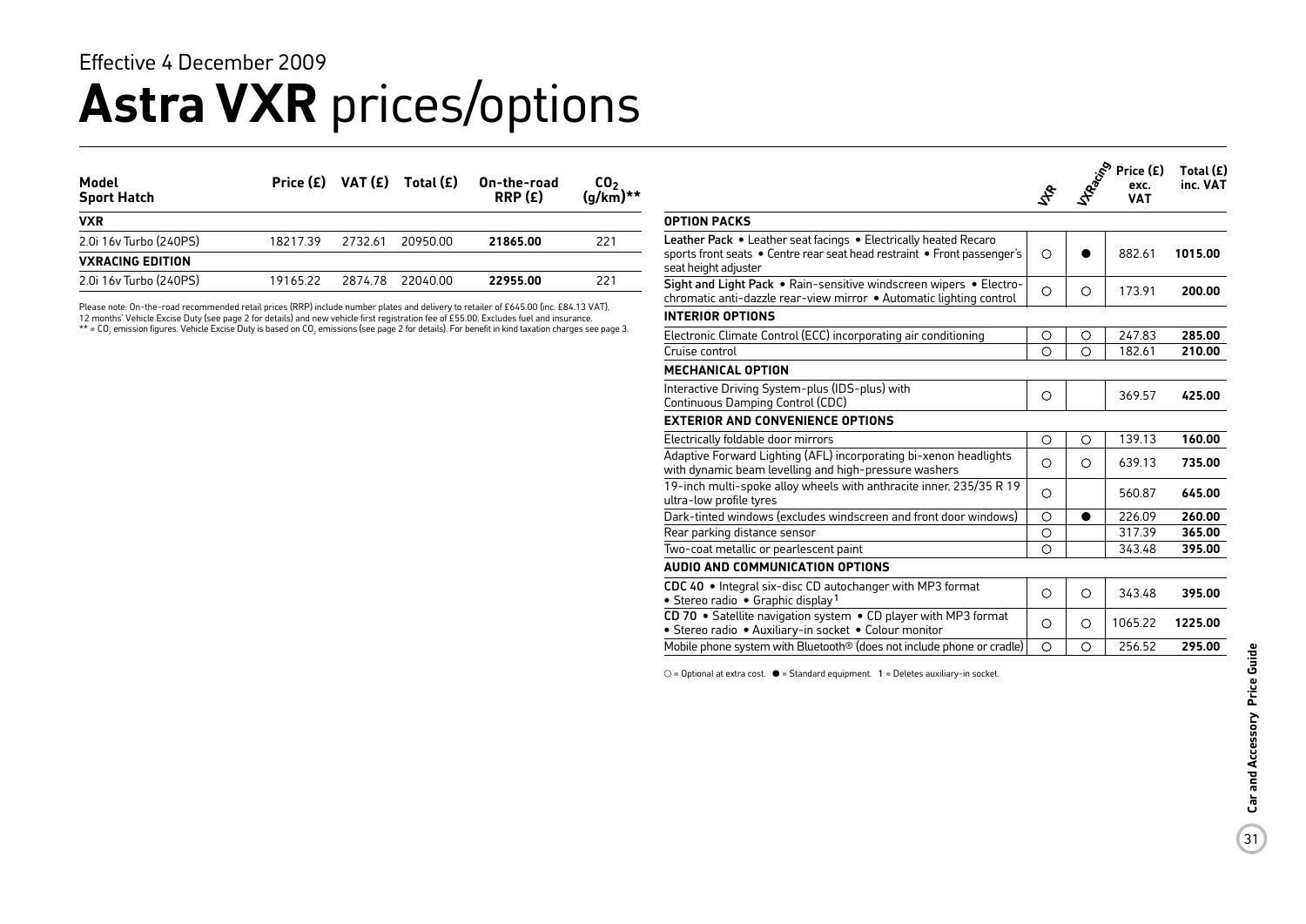Effective 4 December 2009

# Astra VXR prices/options

| Model Sport Hatch | Price (£) | VAT (£) | Total (£) | On-the-road RRP (£) | $CO_2$ (g/km)** |
|---|---|---|---|---|---|
| **VXR** | | | | | |
| 2.0i 16v Turbo (240PS) | 18217.39 | 2732.61 | 20950.00 | **21865.00** | 221 |
| **VXRACING EDITION** | | | | | |
| 2.0i 16v Turbo (240PS) | 19165.22 | 2874.78 | 22040.00 | **22955.00** | 221 |

Please note: On-the-road recommended retail prices (RRP) include number plates and delivery to retailer of £645.00 (inc. £84.13 VAT), 12 months' Vehicle Excise Duty (see page 2 for details) and new vehicle first registration fee of £55.00. Excludes fuel and insurance.
** = $CO_2$ emission figures. Vehicle Excise Duty is based on $CO_2$ emissions (see page 2 for details). For benefit in kind taxation charges see page 3.

| | VXR | VXRacing | Price (£) exc. VAT | Total (£) inc. VAT |
|---|---|---|---|---|
| **OPTION PACKS** | | | | |
| **Leather Pack** • Leather seat facings • Electrically heated Recaro sports front seats • Centre rear seat head restraint • Front passenger's seat height adjuster | ○ | ● | 882.61 | **1015.00** |
| **Sight and Light Pack** • Rain-sensitive windscreen wipers • Electro-chromatic anti-dazzle rear-view mirror • Automatic lighting control | ○ | ○ | 173.91 | **200.00** |
| **INTERIOR OPTIONS** | | | | |
| Electronic Climate Control (ECC) incorporating air conditioning | ○ | ○ | 247.83 | **285.00** |
| Cruise control | ○ | ○ | 182.61 | **210.00** |
| **MECHANICAL OPTION** | | | | |
| Interactive Driving System-plus (IDS-plus) with Continuous Damping Control (CDC) | ○ | | 369.57 | **425.00** |
| **EXTERIOR AND CONVENIENCE OPTIONS** | | | | |
| Electrically foldable door mirrors | ○ | ○ | 139.13 | **160.00** |
| Adaptive Forward Lighting (AFL) incorporating bi-xenon headlights with dynamic beam levelling and high-pressure washers | ○ | ○ | 639.13 | **735.00** |
| 19-inch multi-spoke alloy wheels with anthracite inner, 235/35 R 19 ultra-low profile tyres | ○ | | 560.87 | **645.00** |
| Dark-tinted windows (excludes windscreen and front door windows) | ○ | ● | 226.09 | **260.00** |
| Rear parking distance sensor | ○ | | 317.39 | **365.00** |
| Two-coat metallic or pearlescent paint | ○ | | 343.48 | **395.00** |
| **AUDIO AND COMMUNICATION OPTIONS** | | | | |
| **CDC 40** • Integral six-disc CD autochanger with MP3 format • Stereo radio • Graphic display[1] | ○ | ○ | 343.48 | **395.00** |
| **CD 70** • Satellite navigation system • CD player with MP3 format • Stereo radio • Auxiliary-in socket • Colour monitor | ○ | ○ | 1065.22 | **1225.00** |
| Mobile phone system with Bluetooth® (does not include phone or cradle) | ○ | ○ | 256.52 | **295.00** |

○ = Optional at extra cost. ● = Standard equipment. 1 = Deletes auxiliary-in socket.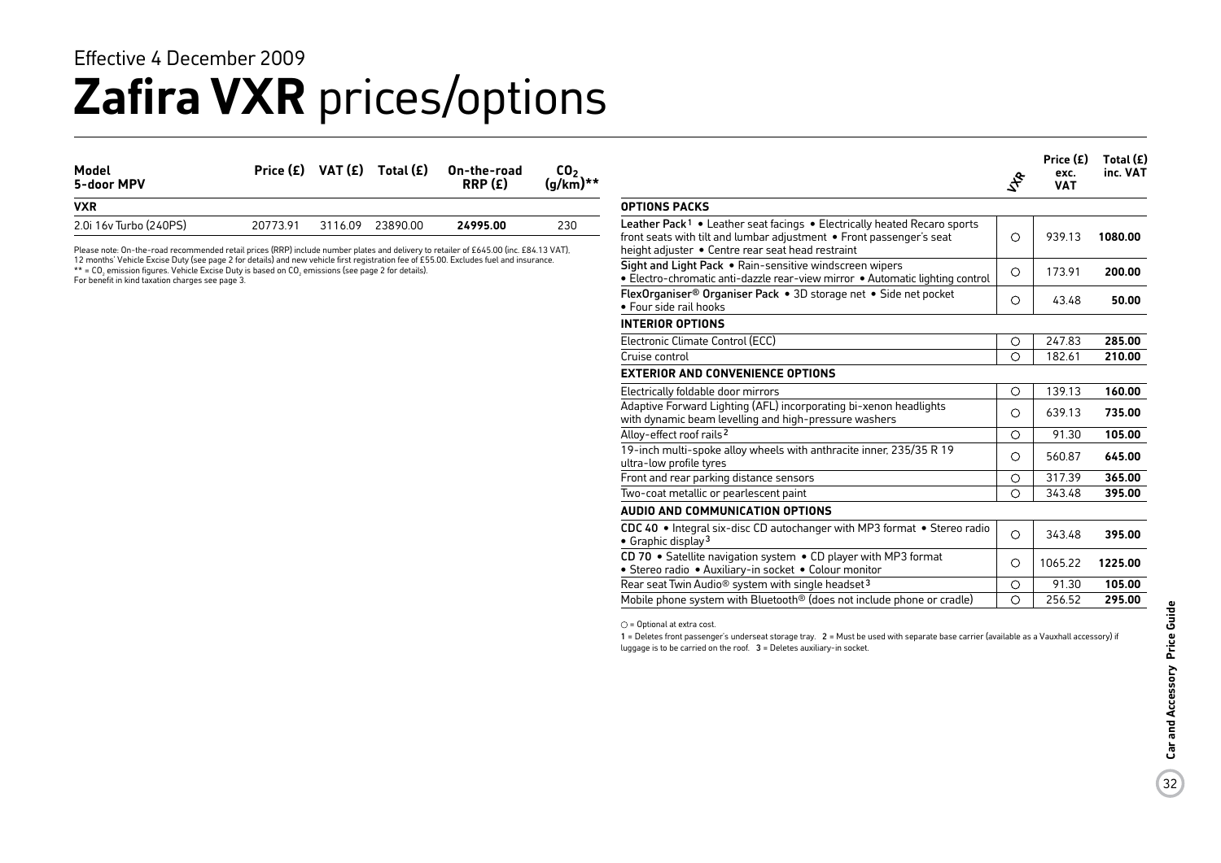Effective 4 December 2009

# **Zafira VXR** prices/options

| Model 5-door MPV | Price (£) | VAT (£) | Total (£) | On-the-road RRP (£) | $CO_2$ (g/km)** |
|---|---|---|---|---|---|
| **VXR** | | | | | |
| 2.0i 16v Turbo (240PS) | 20773.91 | 3116.09 | 23890.00 | **24995.00** | 230 |

Please note: On-the-road recommended retail prices (RRP) include number plates and delivery to retailer of £645.00 (inc. £84.13 VAT), 12 months' Vehicle Excise Duty (see page 2 for details) and new vehicle first registration fee of £55.00. Excludes fuel and insurance.
** = $CO_2$ emission figures. Vehicle Excise Duty is based on $CO_2$ emissions (see page 2 for details).
For benefit in kind taxation charges see page 3.

| | VXR | Price (£) exc. VAT | Total (£) inc. VAT |
|---|---|---|---|
| **OPTIONS PACKS** | | | |
| **Leather Pack**[1] • Leather seat facings • Electrically heated Recaro sports front seats with tilt and lumbar adjustment • Front passenger's seat height adjuster • Centre rear seat head restraint | ○ | 939.13 | **1080.00** |
| **Sight and Light Pack** • Rain-sensitive windscreen wipers • Electro-chromatic anti-dazzle rear-view mirror • Automatic lighting control | ○ | 173.91 | **200.00** |
| **FlexOrganiser® Organiser Pack** • 3D storage net • Side net pocket • Four side rail hooks | ○ | 43.48 | **50.00** |
| **INTERIOR OPTIONS** | | | |
| Electronic Climate Control (ECC) | ○ | 247.83 | **285.00** |
| Cruise control | ○ | 182.61 | **210.00** |
| **EXTERIOR AND CONVENIENCE OPTIONS** | | | |
| Electrically foldable door mirrors | ○ | 139.13 | **160.00** |
| Adaptive Forward Lighting (AFL) incorporating bi-xenon headlights with dynamic beam levelling and high-pressure washers | ○ | 639.13 | **735.00** |
| Alloy-effect roof rails[2] | ○ | 91.30 | **105.00** |
| 19-inch multi-spoke alloy wheels with anthracite inner, 235/35 R 19 ultra-low profile tyres | ○ | 560.87 | **645.00** |
| Front and rear parking distance sensors | ○ | 317.39 | **365.00** |
| Two-coat metallic or pearlescent paint | ○ | 343.48 | **395.00** |
| **AUDIO AND COMMUNICATION OPTIONS** | | | |
| **CDC 40** • Integral six-disc CD autochanger with MP3 format • Stereo radio • Graphic display[3] | ○ | 343.48 | **395.00** |
| **CD 70** • Satellite navigation system • CD player with MP3 format • Stereo radio • Auxiliary-in socket • Colour monitor | ○ | 1065.22 | **1225.00** |
| Rear seat Twin Audio® system with single headset[3] | ○ | 91.30 | **105.00** |
| Mobile phone system with Bluetooth® (does not include phone or cradle) | ○ | 256.52 | **295.00** |

○ = Optional at extra cost.

1 = Deletes front passenger's underseat storage tray. 2 = Must be used with separate base carrier (available as a Vauxhall accessory) if luggage is to be carried on the roof. 3 = Deletes auxiliary-in socket.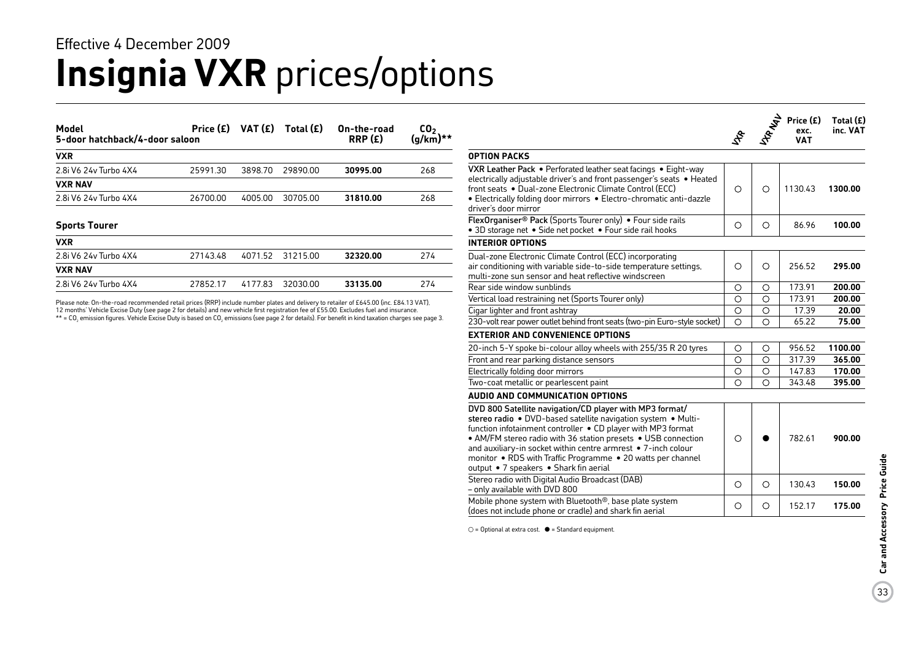Effective 4 December 2009

# **Insignia VXR** prices/options

| Model<br>5-door hatchback/4-door saloon | Price (£) | VAT (£) | Total (£) | On-the-road RRP (£) | $CO_2$ (g/km)** |
|---|---|---|---|---|---|
| **VXR** | | | | | |
| 2.8i V6 24v Turbo 4X4 | 25991.30 | 3898.70 | 29890.00 | **30995.00** | 268 |
| **VXR NAV** | | | | | |
| 2.8i V6 24v Turbo 4X4 | 26700.00 | 4005.00 | 30705.00 | **31810.00** | 268 |

| Sports Tourer | Price (£) | VAT (£) | Total (£) | On-the-road RRP (£) | $CO_2$ (g/km)** |
|---|---|---|---|---|---|
| **VXR** | | | | | |
| 2.8i V6 24v Turbo 4X4 | 27143.48 | 4071.52 | 31215.00 | **32320.00** | 274 |
| **VXR NAV** | | | | | |
| 2.8i V6 24v Turbo 4X4 | 27852.17 | 4177.83 | 32030.00 | **33135.00** | 274 |

Please note: On-the-road recommended retail prices (RRP) include number plates and delivery to retailer of £645.00 (inc. £84.13 VAT), 12 months' Vehicle Excise Duty (see page 2 for details) and new vehicle first registration fee of £55.00. Excludes fuel and insurance.
** = $CO_2$ emission figures. Vehicle Excise Duty is based on $CO_2$ emissions (see page 2 for details). For benefit in kind taxation charges see page 3.

| | VXR | VXR NAV | Price (£) exc. VAT | Total (£) inc. VAT |
|---|---|---|---|---|
| **OPTION PACKS** | | | | |
| **VXR Leather Pack** • Perforated leather seat facings • Eight-way electrically adjustable driver's and front passenger's seats • Heated front seats • Dual-zone Electronic Climate Control (ECC) • Electrically folding door mirrors • Electro-chromatic anti-dazzle driver's door mirror | ○ | ○ | 1130.43 | **1300.00** |
| **FlexOrganiser® Pack** (Sports Tourer only) • Four side rails • 3D storage net • Side net pocket • Four side rail hooks | ○ | ○ | 86.96 | **100.00** |
| **INTERIOR OPTIONS** | | | | |
| Dual-zone Electronic Climate Control (ECC) incorporating air conditioning with variable side-to-side temperature settings, multi-zone sun sensor and heat reflective windscreen | ○ | ○ | 256.52 | **295.00** |
| Rear side window sunblinds | ○ | ○ | 173.91 | **200.00** |
| Vertical load restraining net (Sports Tourer only) | ○ | ○ | 173.91 | **200.00** |
| Cigar lighter and front ashtray | ○ | ○ | 17.39 | **20.00** |
| 230-volt rear power outlet behind front seats (two-pin Euro-style socket) | ○ | ○ | 65.22 | **75.00** |
| **EXTERIOR AND CONVENIENCE OPTIONS** | | | | |
| 20-inch 5-Y spoke bi-colour alloy wheels with 255/35 R 20 tyres | ○ | ○ | 956.52 | **1100.00** |
| Front and rear parking distance sensors | ○ | ○ | 317.39 | **365.00** |
| Electrically folding door mirrors | ○ | ○ | 147.83 | **170.00** |
| Two-coat metallic or pearlescent paint | ○ | ○ | 343.48 | **395.00** |
| **AUDIO AND COMMUNICATION OPTIONS** | | | | |
| **DVD 800 Satellite navigation/CD player with MP3 format/ stereo radio** • DVD-based satellite navigation system • Multi-function infotainment controller • CD player with MP3 format • AM/FM stereo radio with 36 station presets • USB connection and auxiliary-in socket within centre armrest • 7-inch colour monitor • RDS with Traffic Programme • 20 watts per channel output • 7 speakers • Shark fin aerial | ○ | ● | 782.61 | **900.00** |
| Stereo radio with Digital Audio Broadcast (DAB) – only available with DVD 800 | ○ | ○ | 130.43 | **150.00** |
| Mobile phone system with Bluetooth®, base plate system (does not include phone or cradle) and shark fin aerial | ○ | ○ | 152.17 | **175.00** |

○ = Optional at extra cost. ● = Standard equipment.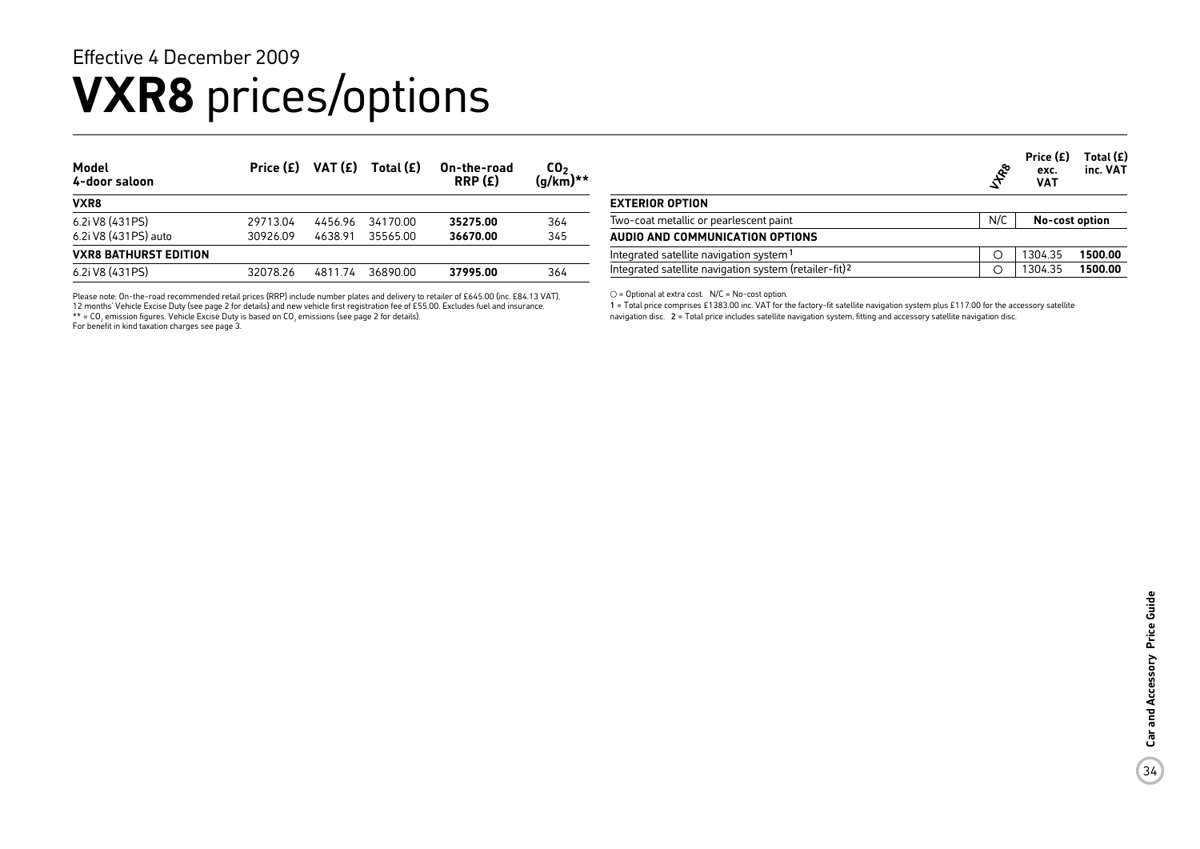Effective 4 December 2009

# VXR8 prices/options

| Model<br>4-door saloon | Price (£) | VAT (£) | Total (£) | On-the-road RRP (£) | $CO_2$ (g/km)** |
|---|---|---|---|---|---|
| **VXR8** | | | | | |
| 6.2i V8 (431PS) | 29713.04 | 4456.96 | 34170.00 | **35275.00** | 364 |
| 6.2i V8 (431PS) auto | 30926.09 | 4638.91 | 35565.00 | **36670.00** | 345 |
| **VXR8 BATHURST EDITION** | | | | | |
| 6.2i V8 (431PS) | 32078.26 | 4811.74 | 36890.00 | **37995.00** | 364 |

Please note: On-the-road recommended retail prices (RRP) include number plates and delivery to retailer of £645.00 (inc. £84.13 VAT), 12 months' Vehicle Excise Duty (see page 2 for details) and new vehicle first registration fee of £55.00. Excludes fuel and insurance.
** = $CO_2$ emission figures. Vehicle Excise Duty is based on $CO_2$ emissions (see page 2 for details).
For benefit in kind taxation charges see page 3.

| | VXR8 | Price (£) exc. VAT | Total (£) inc. VAT |
|---|---|---|---|
| **EXTERIOR OPTION** | | | |
| Two-coat metallic or pearlescent paint | N/C | **No-cost option** | |
| **AUDIO AND COMMUNICATION OPTIONS** | | | |
| Integrated satellite navigation system[1] | ○ | 1304.35 | **1500.00** |
| Integrated satellite navigation system (retailer-fit)[2] | ○ | 1304.35 | **1500.00** |

○ = Optional at extra cost. N/C = No-cost option.
1 = Total price comprises £1383.00 inc. VAT for the factory-fit satellite navigation system plus £117.00 for the accessory satellite navigation disc. 2 = Total price includes satellite navigation system, fitting and accessory satellite navigation disc.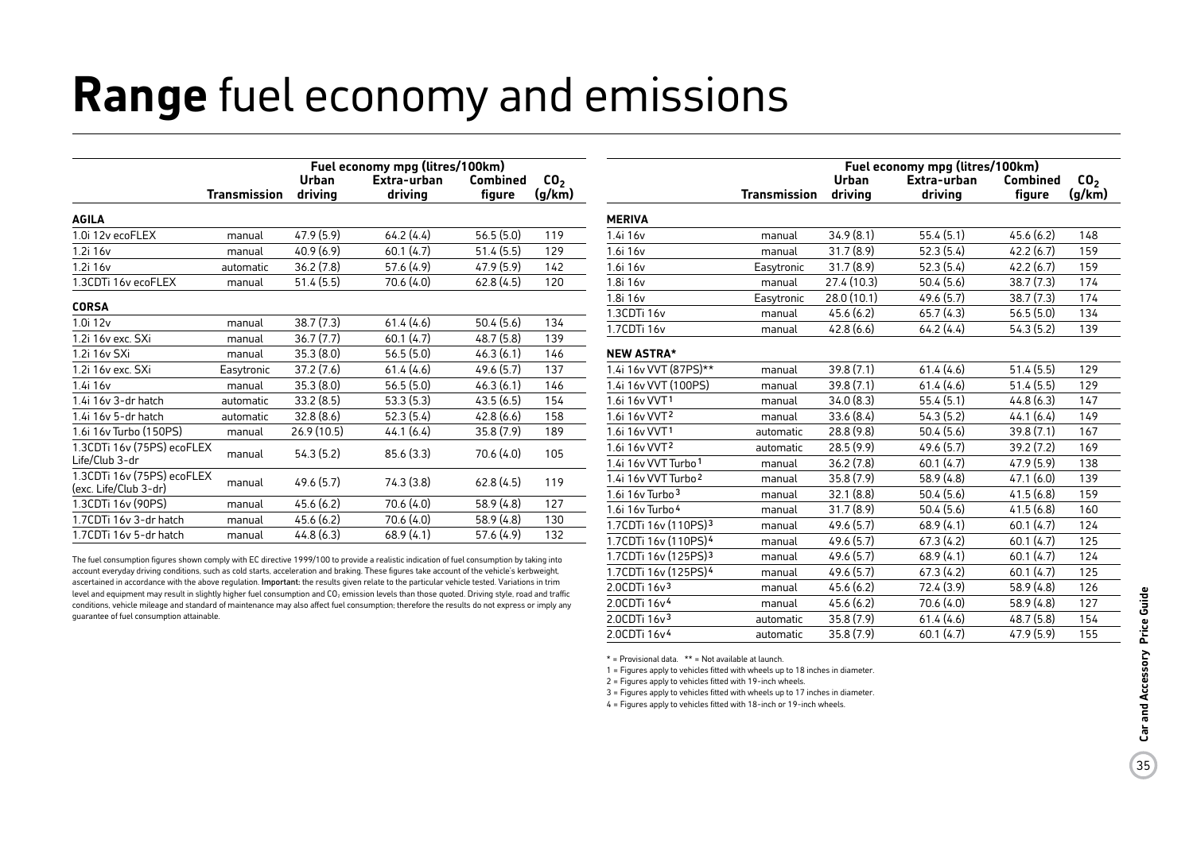# **Range** fuel economy and emissions

| | Transmission | Fuel economy mpg (litres/100km) Urban driving | Extra-urban driving | Combined figure | $CO_2$ (g/km) |
|---|---|---|---|---|---|
| **AGILA** | | | | | |
| 1.0i 12v ecoFLEX | manual | 47.9 (5.9) | 64.2 (4.4) | 56.5 (5.0) | 119 |
| 1.2i 16v | manual | 40.9 (6.9) | 60.1 (4.7) | 51.4 (5.5) | 129 |
| 1.2i 16v | automatic | 36.2 (7.8) | 57.6 (4.9) | 47.9 (5.9) | 142 |
| 1.3CDTi 16v ecoFLEX | manual | 51.4 (5.5) | 70.6 (4.0) | 62.8 (4.5) | 120 |
| **CORSA** | | | | | |
| 1.0i 12v | manual | 38.7 (7.3) | 61.4 (4.6) | 50.4 (5.6) | 134 |
| 1.2i 16v exc. SXi | manual | 36.7 (7.7) | 60.1 (4.7) | 48.7 (5.8) | 139 |
| 1.2i 16v SXi | manual | 35.3 (8.0) | 56.5 (5.0) | 46.3 (6.1) | 146 |
| 1.2i 16v exc. SXi | Easytronic | 37.2 (7.6) | 61.4 (4.6) | 49.6 (5.7) | 137 |
| 1.4i 16v | manual | 35.3 (8.0) | 56.5 (5.0) | 46.3 (6.1) | 146 |
| 1.4i 16v 3-dr hatch | automatic | 33.2 (8.5) | 53.3 (5.3) | 43.5 (6.5) | 154 |
| 1.4i 16v 5-dr hatch | automatic | 32.8 (8.6) | 52.3 (5.4) | 42.8 (6.6) | 158 |
| 1.6i 16v Turbo (150PS) | manual | 26.9 (10.5) | 44.1 (6.4) | 35.8 (7.9) | 189 |
| 1.3CDTi 16v (75PS) ecoFLEX Life/Club 3-dr | manual | 54.3 (5.2) | 85.6 (3.3) | 70.6 (4.0) | 105 |
| 1.3CDTi 16v (75PS) ecoFLEX (exc. Life/Club 3-dr) | manual | 49.6 (5.7) | 74.3 (3.8) | 62.8 (4.5) | 119 |
| 1.3CDTi 16v (90PS) | manual | 45.6 (6.2) | 70.6 (4.0) | 58.9 (4.8) | 127 |
| 1.7CDTi 16v 3-dr hatch | manual | 45.6 (6.2) | 70.6 (4.0) | 58.9 (4.8) | 130 |
| 1.7CDTi 16v 5-dr hatch | manual | 44.8 (6.3) | 68.9 (4.1) | 57.6 (4.9) | 132 |

The fuel consumption figures shown comply with EC directive 1999/100 to provide a realistic indication of fuel consumption by taking into account everyday driving conditions, such as cold starts, acceleration and braking. These figures take account of the vehicle's kerbweight, ascertained in accordance with the above regulation. **Important:** the results given relate to the particular vehicle tested. Variations in trim level and equipment may result in slightly higher fuel consumption and $CO_2$ emission levels than those quoted. Driving style, road and traffic conditions, vehicle mileage and standard of maintenance may also affect fuel consumption; therefore the results do not express or imply any guarantee of fuel consumption attainable.

| | Transmission | Fuel economy mpg (litres/100km) Urban driving | Extra-urban driving | Combined figure | $CO_2$ (g/km) |
|---|---|---|---|---|---|
| **MERIVA** | | | | | |
| 1.4i 16v | manual | 34.9 (8.1) | 55.4 (5.1) | 45.6 (6.2) | 148 |
| 1.6i 16v | manual | 31.7 (8.9) | 52.3 (5.4) | 42.2 (6.7) | 159 |
| 1.6i 16v | Easytronic | 31.7 (8.9) | 52.3 (5.4) | 42.2 (6.7) | 159 |
| 1.8i 16v | manual | 27.4 (10.3) | 50.4 (5.6) | 38.7 (7.3) | 174 |
| 1.8i 16v | Easytronic | 28.0 (10.1) | 49.6 (5.7) | 38.7 (7.3) | 174 |
| 1.3CDTi 16v | manual | 45.6 (6.2) | 65.7 (4.3) | 56.5 (5.0) | 134 |
| 1.7CDTi 16v | manual | 42.8 (6.6) | 64.2 (4.4) | 54.3 (5.2) | 139 |
| **NEW ASTRA*** | | | | | |
| 1.4i 16v VVT (87PS)** | manual | 39.8 (7.1) | 61.4 (4.6) | 51.4 (5.5) | 129 |
| 1.4i 16v VVT (100PS) | manual | 39.8 (7.1) | 61.4 (4.6) | 51.4 (5.5) | 129 |
| 1.6i 16v VVT[1] | manual | 34.0 (8.3) | 55.4 (5.1) | 44.8 (6.3) | 147 |
| 1.6i 16v VVT[2] | manual | 33.6 (8.4) | 54.3 (5.2) | 44.1 (6.4) | 149 |
| 1.6i 16v VVT[1] | automatic | 28.8 (9.8) | 50.4 (5.6) | 39.8 (7.1) | 167 |
| 1.6i 16v VVT[2] | automatic | 28.5 (9.9) | 49.6 (5.7) | 39.2 (7.2) | 169 |
| 1.4i 16v VVT Turbo[1] | manual | 36.2 (7.8) | 60.1 (4.7) | 47.9 (5.9) | 138 |
| 1.4i 16v VVT Turbo[2] | manual | 35.8 (7.9) | 58.9 (4.8) | 47.1 (6.0) | 139 |
| 1.6i 16v Turbo[3] | manual | 32.1 (8.8) | 50.4 (5.6) | 41.5 (6.8) | 159 |
| 1.6i 16v Turbo[4] | manual | 31.7 (8.9) | 50.4 (5.6) | 41.5 (6.8) | 160 |
| 1.7CDTi 16v (110PS)[3] | manual | 49.6 (5.7) | 68.9 (4.1) | 60.1 (4.7) | 124 |
| 1.7CDTi 16v (110PS)[4] | manual | 49.6 (5.7) | 67.3 (4.2) | 60.1 (4.7) | 125 |
| 1.7CDTi 16v (125PS)[3] | manual | 49.6 (5.7) | 68.9 (4.1) | 60.1 (4.7) | 124 |
| 1.7CDTi 16v (125PS)[4] | manual | 49.6 (5.7) | 67.3 (4.2) | 60.1 (4.7) | 125 |
| 2.0CDTi 16v[3] | manual | 45.6 (6.2) | 72.4 (3.9) | 58.9 (4.8) | 126 |
| 2.0CDTi 16v[4] | manual | 45.6 (6.2) | 70.6 (4.0) | 58.9 (4.8) | 127 |
| 2.0CDTi 16v[3] | automatic | 35.8 (7.9) | 61.4 (4.6) | 48.7 (5.8) | 154 |
| 2.0CDTi 16v[4] | automatic | 35.8 (7.9) | 60.1 (4.7) | 47.9 (5.9) | 155 |

* = Provisional data. ** = Not available at launch.

1 = Figures apply to vehicles fitted with wheels up to 18 inches in diameter.

2 = Figures apply to vehicles fitted with 19-inch wheels.

3 = Figures apply to vehicles fitted with wheels up to 17 inches in diameter.

4 = Figures apply to vehicles fitted with 18-inch or 19-inch wheels.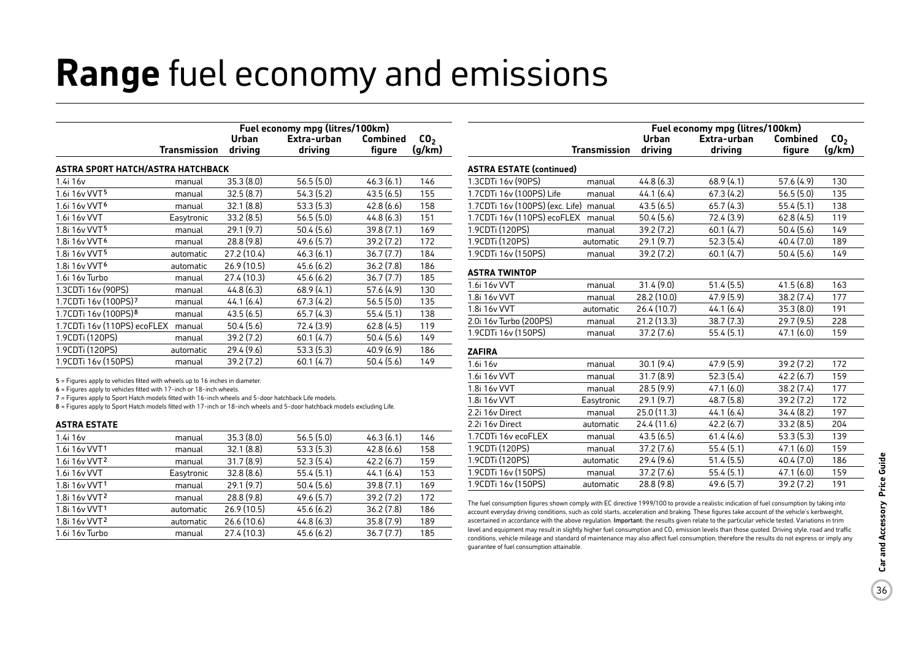# **Range** fuel economy and emissions

| | | Fuel economy mpg (litres/100km) | | | |
|---|---|---|---|---|---|
| | Transmission | Urban driving | Extra-urban driving | Combined figure | $CO_2$ (g/km) |
| **ASTRA SPORT HATCH/ASTRA HATCHBACK** | | | | | |
| 1.4i 16v | manual | 35.3 (8.0) | 56.5 (5.0) | 46.3 (6.1) | 146 |
| 1.6i 16v VVT[5] | manual | 32.5 (8.7) | 54.3 (5.2) | 43.5 (6.5) | 155 |
| 1.6i 16v VVT[6] | manual | 32.1 (8.8) | 53.3 (5.3) | 42.8 (6.6) | 158 |
| 1.6i 16v VVT | Easytronic | 33.2 (8.5) | 56.5 (5.0) | 44.8 (6.3) | 151 |
| 1.8i 16v VVT[5] | manual | 29.1 (9.7) | 50.4 (5.6) | 39.8 (7.1) | 169 |
| 1.8i 16v VVT[6] | manual | 28.8 (9.8) | 49.6 (5.7) | 39.2 (7.2) | 172 |
| 1.8i 16v VVT[5] | automatic | 27.2 (10.4) | 46.3 (6.1) | 36.7 (7.7) | 184 |
| 1.8i 16v VVT[6] | automatic | 26.9 (10.5) | 45.6 (6.2) | 36.2 (7.8) | 186 |
| 1.6i 16v Turbo | manual | 27.4 (10.3) | 45.6 (6.2) | 36.7 (7.7) | 185 |
| 1.3CDTi 16v (90PS) | manual | 44.8 (6.3) | 68.9 (4.1) | 57.6 (4.9) | 130 |
| 1.7CDTi 16v (100PS)[7] | manual | 44.1 (6.4) | 67.3 (4.2) | 56.5 (5.0) | 135 |
| 1.7CDTi 16v (100PS)[8] | manual | 43.5 (6.5) | 65.7 (4.3) | 55.4 (5.1) | 138 |
| 1.7CDTi 16v (110PS) ecoFLEX | manual | 50.4 (5.6) | 72.4 (3.9) | 62.8 (4.5) | 119 |
| 1.9CDTi (120PS) | manual | 39.2 (7.2) | 60.1 (4.7) | 50.4 (5.6) | 149 |
| 1.9CDTi (120PS) | automatic | 29.4 (9.6) | 53.3 (5.3) | 40.9 (6.9) | 186 |
| 1.9CDTi 16v (150PS) | manual | 39.2 (7.2) | 60.1 (4.7) | 50.4 (5.6) | 149 |

5 = Figures apply to vehicles fitted with wheels up to 16 inches in diameter.
6 = Figures apply to vehicles fitted with 17-inch or 18-inch wheels.
7 = Figures apply to Sport Hatch models fitted with 16-inch wheels and 5-door hatchback Life models.
8 = Figures apply to Sport Hatch models fitted with 17-inch or 18-inch wheels and 5-door hatchback models excluding Life.

| | Transmission | Urban driving | Extra-urban driving | Combined figure | $CO_2$ (g/km) |
|---|---|---|---|---|---|
| **ASTRA ESTATE** | | | | | |
| 1.4i 16v | manual | 35.3 (8.0) | 56.5 (5.0) | 46.3 (6.1) | 146 |
| 1.6i 16v VVT[1] | manual | 32.1 (8.8) | 53.3 (5.3) | 42.8 (6.6) | 158 |
| 1.6i 16v VVT[2] | manual | 31.7 (8.9) | 52.3 (5.4) | 42.2 (6.7) | 159 |
| 1.6i 16v VVT | Easytronic | 32.8 (8.6) | 55.4 (5.1) | 44.1 (6.4) | 153 |
| 1.8i 16v VVT[1] | manual | 29.1 (9.7) | 50.4 (5.6) | 39.8 (7.1) | 169 |
| 1.8i 16v VVT[2] | manual | 28.8 (9.8) | 49.6 (5.7) | 39.2 (7.2) | 172 |
| 1.8i 16v VVT[1] | automatic | 26.9 (10.5) | 45.6 (6.2) | 36.2 (7.8) | 186 |
| 1.8i 16v VVT[2] | automatic | 26.6 (10.6) | 44.8 (6.3) | 35.8 (7.9) | 189 |
| 1.6i 16v Turbo | manual | 27.4 (10.3) | 45.6 (6.2) | 36.7 (7.7) | 185 |
| **ASTRA ESTATE (continued)** | | | | | |
| 1.3CDTi 16v (90PS) | manual | 44.8 (6.3) | 68.9 (4.1) | 57.6 (4.9) | 130 |
| 1.7CDTi 16v (100PS) Life | manual | 44.1 (6.4) | 67.3 (4.2) | 56.5 (5.0) | 135 |
| 1.7CDTi 16v (100PS) (exc. Life) | manual | 43.5 (6.5) | 65.7 (4.3) | 55.4 (5.1) | 138 |
| 1.7CDTi 16v (110PS) ecoFLEX | manual | 50.4 (5.6) | 72.4 (3.9) | 62.8 (4.5) | 119 |
| 1.9CDTi (120PS) | manual | 39.2 (7.2) | 60.1 (4.7) | 50.4 (5.6) | 149 |
| 1.9CDTi (120PS) | automatic | 29.1 (9.7) | 52.3 (5.4) | 40.4 (7.0) | 189 |
| 1.9CDTi 16v (150PS) | manual | 39.2 (7.2) | 60.1 (4.7) | 50.4 (5.6) | 149 |
| **ASTRA TWINTOP** | | | | | |
| 1.6i 16v VVT | manual | 31.4 (9.0) | 51.4 (5.5) | 41.5 (6.8) | 163 |
| 1.8i 16v VVT | manual | 28.2 (10.0) | 47.9 (5.9) | 38.2 (7.4) | 177 |
| 1.8i 16v VVT | automatic | 26.4 (10.7) | 44.1 (6.4) | 35.3 (8.0) | 191 |
| 2.0i 16v Turbo (200PS) | manual | 21.2 (13.3) | 38.7 (7.3) | 29.7 (9.5) | 228 |
| 1.9CDTi 16v (150PS) | manual | 37.2 (7.6) | 55.4 (5.1) | 47.1 (6.0) | 159 |
| **ZAFIRA** | | | | | |
| 1.6i 16v | manual | 30.1 (9.4) | 47.9 (5.9) | 39.2 (7.2) | 172 |
| 1.6i 16v VVT | manual | 31.7 (8.9) | 52.3 (5.4) | 42.2 (6.7) | 159 |
| 1.8i 16v VVT | manual | 28.5 (9.9) | 47.1 (6.0) | 38.2 (7.4) | 177 |
| 1.8i 16v VVT | Easytronic | 29.1 (9.7) | 48.7 (5.8) | 39.2 (7.2) | 172 |
| 2.2i 16v Direct | manual | 25.0 (11.3) | 44.1 (6.4) | 34.4 (8.2) | 197 |
| 2.2i 16v Direct | automatic | 24.4 (11.6) | 42.2 (6.7) | 33.2 (8.5) | 204 |
| 1.7CDTi 16v ecoFLEX | manual | 43.5 (6.5) | 61.4 (4.6) | 53.3 (5.3) | 139 |
| 1.9CDTi (120PS) | manual | 37.2 (7.6) | 55.4 (5.1) | 47.1 (6.0) | 159 |
| 1.9CDTi (120PS) | automatic | 29.4 (9.6) | 51.4 (5.5) | 40.4 (7.0) | 186 |
| 1.9CDTi 16v (150PS) | manual | 37.2 (7.6) | 55.4 (5.1) | 47.1 (6.0) | 159 |
| 1.9CDTi 16v (150PS) | automatic | 28.8 (9.8) | 49.6 (5.7) | 39.2 (7.2) | 191 |

The fuel consumption figures shown comply with EC directive 1999/100 to provide a realistic indication of fuel consumption by taking into account everyday driving conditions, such as cold starts, acceleration and braking. These figures take account of the vehicle's kerbweight, ascertained in accordance with the above regulation. **Important:** the results given relate to the particular vehicle tested. Variations in trim level and equipment may result in slightly higher fuel consumption and $CO_2$ emission levels than those quoted. Driving style, road and traffic conditions, vehicle mileage and standard of maintenance may also affect fuel consumption; therefore the results do not express or imply any guarantee of fuel consumption attainable.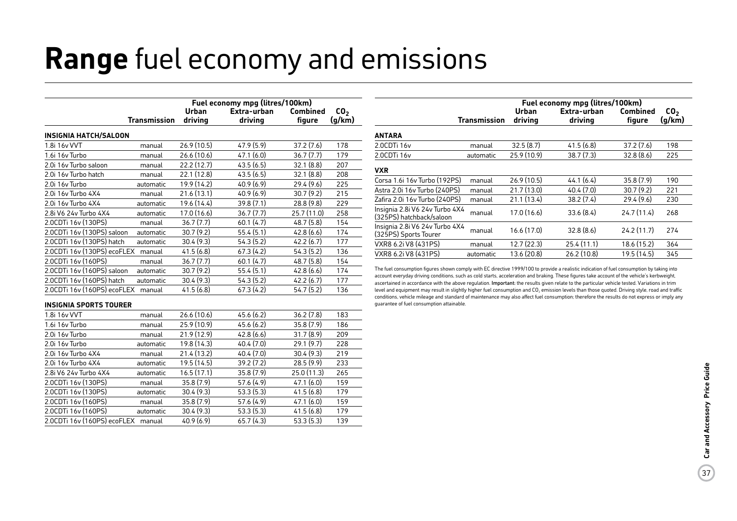# **Range** fuel economy and emissions

| | Transmission | Fuel economy mpg (litres/100km) Urban driving | Extra-urban driving | Combined figure | $CO_2$ (g/km) |
|---|---|---|---|---|---|
| **INSIGNIA HATCH/SALOON** | | | | | |
| 1.8i 16v VVT | manual | 26.9 (10.5) | 47.9 (5.9) | 37.2 (7.6) | 178 |
| 1.6i 16v Turbo | manual | 26.6 (10.6) | 47.1 (6.0) | 36.7 (7.7) | 179 |
| 2.0i 16v Turbo saloon | manual | 22.2 (12.7) | 43.5 (6.5) | 32.1 (8.8) | 207 |
| 2.0i 16v Turbo hatch | manual | 22.1 (12.8) | 43.5 (6.5) | 32.1 (8.8) | 208 |
| 2.0i 16v Turbo | automatic | 19.9 (14.2) | 40.9 (6.9) | 29.4 (9.6) | 225 |
| 2.0i 16v Turbo 4X4 | manual | 21.6 (13.1) | 40.9 (6.9) | 30.7 (9.2) | 215 |
| 2.0i 16v Turbo 4X4 | automatic | 19.6 (14.4) | 39.8 (7.1) | 28.8 (9.8) | 229 |
| 2.8i V6 24v Turbo 4X4 | automatic | 17.0 (16.6) | 36.7 (7.7) | 25.7 (11.0) | 258 |
| 2.0CDTi 16v (130PS) | manual | 36.7 (7.7) | 60.1 (4.7) | 48.7 (5.8) | 154 |
| 2.0CDTi 16v (130PS) saloon | automatic | 30.7 (9.2) | 55.4 (5.1) | 42.8 (6.6) | 174 |
| 2.0CDTi 16v (130PS) hatch | automatic | 30.4 (9.3) | 54.3 (5.2) | 42.2 (6.7) | 177 |
| 2.0CDTi 16v (130PS) ecoFLEX | manual | 41.5 (6.8) | 67.3 (4.2) | 54.3 (5.2) | 136 |
| 2.0CDTi 16v (160PS) | manual | 36.7 (7.7) | 60.1 (4.7) | 48.7 (5.8) | 154 |
| 2.0CDTi 16v (160PS) saloon | automatic | 30.7 (9.2) | 55.4 (5.1) | 42.8 (6.6) | 174 |
| 2.0CDTi 16v (160PS) hatch | automatic | 30.4 (9.3) | 54.3 (5.2) | 42.2 (6.7) | 177 |
| 2.0CDTi 16v (160PS) ecoFLEX | manual | 41.5 (6.8) | 67.3 (4.2) | 54.7 (5.2) | 136 |
| **INSIGNIA SPORTS TOURER** | | | | | |
| 1.8i 16v VVT | manual | 26.6 (10.6) | 45.6 (6.2) | 36.2 (7.8) | 183 |
| 1.6i 16v Turbo | manual | 25.9 (10.9) | 45.6 (6.2) | 35.8 (7.9) | 186 |
| 2.0i 16v Turbo | manual | 21.9 (12.9) | 42.8 (6.6) | 31.7 (8.9) | 209 |
| 2.0i 16v Turbo | automatic | 19.8 (14.3) | 40.4 (7.0) | 29.1 (9.7) | 228 |
| 2.0i 16v Turbo 4X4 | manual | 21.4 (13.2) | 40.4 (7.0) | 30.4 (9.3) | 219 |
| 2.0i 16v Turbo 4X4 | automatic | 19.5 (14.5) | 39.2 (7.2) | 28.5 (9.9) | 233 |
| 2.8i V6 24v Turbo 4X4 | automatic | 16.5 (17.1) | 35.8 (7.9) | 25.0 (11.3) | 265 |
| 2.0CDTi 16v (130PS) | manual | 35.8 (7.9) | 57.6 (4.9) | 47.1 (6.0) | 159 |
| 2.0CDTi 16v (130PS) | automatic | 30.4 (9.3) | 53.3 (5.3) | 41.5 (6.8) | 179 |
| 2.0CDTi 16v (160PS) | manual | 35.8 (7.9) | 57.6 (4.9) | 47.1 (6.0) | 159 |
| 2.0CDTi 16v (160PS) | automatic | 30.4 (9.3) | 53.3 (5.3) | 41.5 (6.8) | 179 |
| 2.0CDTi 16v (160PS) ecoFLEX | manual | 40.9 (6.9) | 65.7 (4.3) | 53.3 (5.3) | 139 |

| | Transmission | Fuel economy mpg (litres/100km) Urban driving | Extra-urban driving | Combined figure | $CO_2$ (g/km) |
|---|---|---|---|---|---|
| **ANTARA** | | | | | |
| 2.0CDTi 16v | manual | 32.5 (8.7) | 41.5 (6.8) | 37.2 (7.6) | 198 |
| 2.0CDTi 16v | automatic | 25.9 (10.9) | 38.7 (7.3) | 32.8 (8.6) | 225 |
| **VXR** | | | | | |
| Corsa 1.6i 16v Turbo (192PS) | manual | 26.9 (10.5) | 44.1 (6.4) | 35.8 (7.9) | 190 |
| Astra 2.0i 16v Turbo (240PS) | manual | 21.7 (13.0) | 40.4 (7.0) | 30.7 (9.2) | 221 |
| Zafira 2.0i 16v Turbo (240PS) | manual | 21.1 (13.4) | 38.2 (7.4) | 29.4 (9.6) | 230 |
| Insignia 2.8i V6 24v Turbo 4X4 (325PS) hatchback/saloon | manual | 17.0 (16.6) | 33.6 (8.4) | 24.7 (11.4) | 268 |
| Insignia 2.8i V6 24v Turbo 4X4 (325PS) Sports Tourer | manual | 16.6 (17.0) | 32.8 (8.6) | 24.2 (11.7) | 274 |
| VXR8 6.2i V8 (431PS) | manual | 12.7 (22.3) | 25.4 (11.1) | 18.6 (15.2) | 364 |
| VXR8 6.2i V8 (431PS) | automatic | 13.6 (20.8) | 26.2 (10.8) | 19.5 (14.5) | 345 |

The fuel consumption figures shown comply with EC directive 1999/100 to provide a realistic indication of fuel consumption by taking into account everyday driving conditions, such as cold starts, acceleration and braking. These figures take account of the vehicle's kerbweight, ascertained in accordance with the above regulation. **Important:** the results given relate to the particular vehicle tested. Variations in trim level and equipment may result in slightly higher fuel consumption and $CO_2$ emission levels than those quoted. Driving style, road and traffic conditions, vehicle mileage and standard of maintenance may also affect fuel consumption; therefore the results do not express or imply any guarantee of fuel consumption attainable.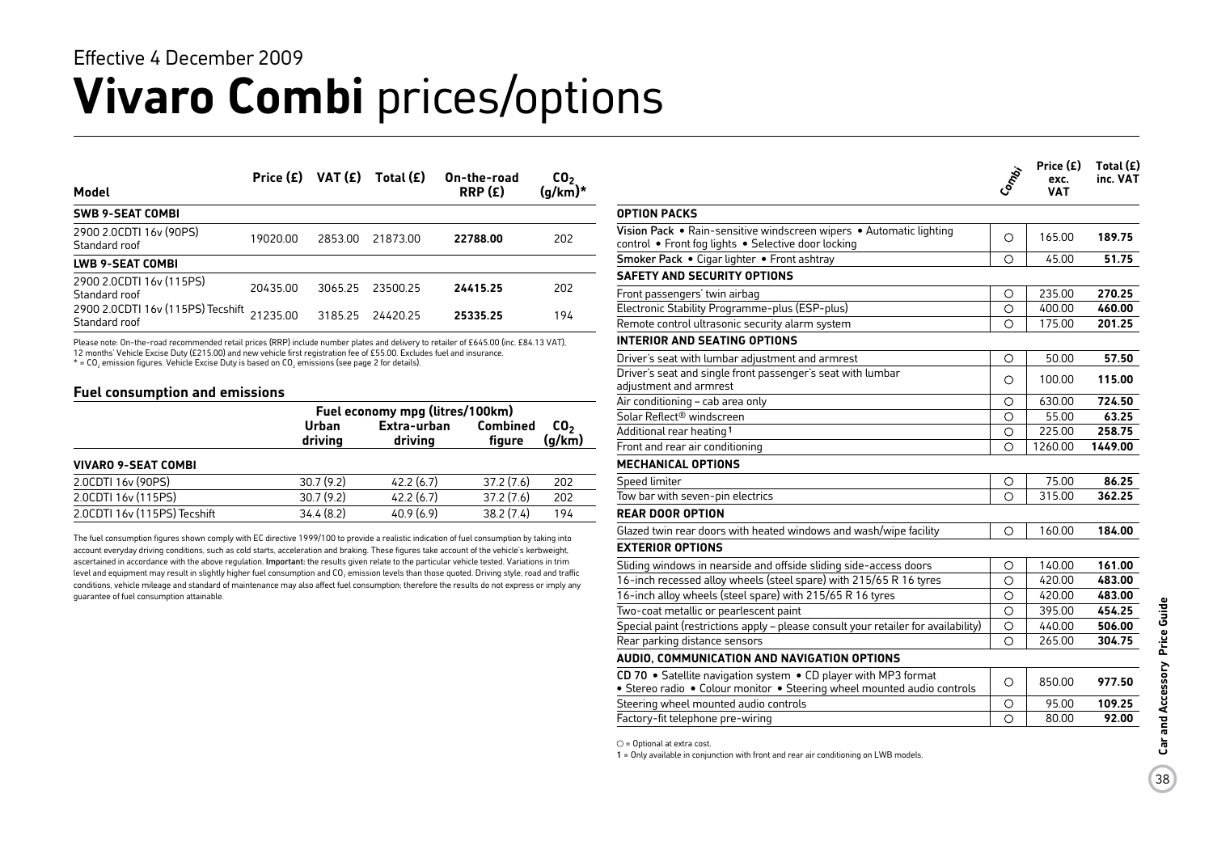Effective 4 December 2009

# **Vivaro Combi** prices/options

| Model | Price (£) | VAT (£) | Total (£) | On-the-road RRP (£) | $CO_2$ (g/km)* |
|---|---|---|---|---|---|
| **SWB 9-SEAT COMBI** | | | | | |
| 2900 2.0CDTI 16v (90PS) Standard roof | 19020.00 | 2853.00 | 21873.00 | **22788.00** | 202 |
| **LWB 9-SEAT COMBI** | | | | | |
| 2900 2.0CDTI 16v (115PS) Standard roof | 20435.00 | 3065.25 | 23500.25 | **24415.25** | 202 |
| 2900 2.0CDTI 16v (115PS) Tecshift Standard roof | 21235.00 | 3185.25 | 24420.25 | **25335.25** | 194 |

Please note: On-the-road recommended retail prices (RRP) include number plates and delivery to retailer of £645.00 (inc. £84.13 VAT), 12 months' Vehicle Excise Duty (£215.00) and new vehicle first registration fee of £55.00. Excludes fuel and insurance.
* = $CO_2$ emission figures. Vehicle Excise Duty is based on $CO_2$ emissions (see page 2 for details).

## Fuel consumption and emissions

| | Fuel economy mpg (litres/100km) | | | |
|---|---|---|---|---|
| | Urban driving | Extra-urban driving | Combined figure | $CO_2$ (g/km) |
| **VIVARO 9-SEAT COMBI** | | | | |
| 2.0CDTI 16v (90PS) | 30.7 (9.2) | 42.2 (6.7) | 37.2 (7.6) | 202 |
| 2.0CDTI 16v (115PS) | 30.7 (9.2) | 42.2 (6.7) | 37.2 (7.6) | 202 |
| 2.0CDTI 16v (115PS) Tecshift | 34.4 (8.2) | 40.9 (6.9) | 38.2 (7.4) | 194 |

The fuel consumption figures shown comply with EC directive 1999/100 to provide a realistic indication of fuel consumption by taking into account everyday driving conditions, such as cold starts, acceleration and braking. These figures take account of the vehicle's kerbweight, ascertained in accordance with the above regulation. **Important:** the results given relate to the particular vehicle tested. Variations in trim level and equipment may result in slightly higher fuel consumption and $CO_2$ emission levels than those quoted. Driving style, road and traffic conditions, vehicle mileage and standard of maintenance may also affect fuel consumption; therefore the results do not express or imply any guarantee of fuel consumption attainable.

| | Combi | Price (£) exc. VAT | Total (£) inc. VAT |
|---|---|---|---|
| **OPTION PACKS** | | | |
| **Vision Pack** • Rain-sensitive windscreen wipers • Automatic lighting control • Front fog lights • Selective door locking | ○ | 165.00 | **189.75** |
| **Smoker Pack** • Cigar lighter • Front ashtray | ○ | 45.00 | **51.75** |
| **SAFETY AND SECURITY OPTIONS** | | | |
| Front passengers' twin airbag | ○ | 235.00 | **270.25** |
| Electronic Stability Programme-plus (ESP-plus) | ○ | 400.00 | **460.00** |
| Remote control ultrasonic security alarm system | ○ | 175.00 | **201.25** |
| **INTERIOR AND SEATING OPTIONS** | | | |
| Driver's seat with lumbar adjustment and armrest | ○ | 50.00 | **57.50** |
| Driver's seat and single front passenger's seat with lumbar adjustment and armrest | ○ | 100.00 | **115.00** |
| Air conditioning – cab area only | ○ | 630.00 | **724.50** |
| Solar Reflect® windscreen | ○ | 55.00 | **63.25** |
| Additional rear heating[1] | ○ | 225.00 | **258.75** |
| Front and rear air conditioning | ○ | 1260.00 | **1449.00** |
| **MECHANICAL OPTIONS** | | | |
| Speed limiter | ○ | 75.00 | **86.25** |
| Tow bar with seven-pin electrics | ○ | 315.00 | **362.25** |
| **REAR DOOR OPTION** | | | |
| Glazed twin rear doors with heated windows and wash/wipe facility | ○ | 160.00 | **184.00** |
| **EXTERIOR OPTIONS** | | | |
| Sliding windows in nearside and offside sliding side-access doors | ○ | 140.00 | **161.00** |
| 16-inch recessed alloy wheels (steel spare) with 215/65 R 16 tyres | ○ | 420.00 | **483.00** |
| 16-inch alloy wheels (steel spare) with 215/65 R 16 tyres | ○ | 420.00 | **483.00** |
| Two-coat metallic or pearlescent paint | ○ | 395.00 | **454.25** |
| Special paint (restrictions apply – please consult your retailer for availability) | ○ | 440.00 | **506.00** |
| Rear parking distance sensors | ○ | 265.00 | **304.75** |
| **AUDIO, COMMUNICATION AND NAVIGATION OPTIONS** | | | |
| **CD 70** • Satellite navigation system • CD player with MP3 format • Stereo radio • Colour monitor • Steering wheel mounted audio controls | ○ | 850.00 | **977.50** |
| Steering wheel mounted audio controls | ○ | 95.00 | **109.25** |
| Factory-fit telephone pre-wiring | ○ | 80.00 | **92.00** |

○ = Optional at extra cost.
1 = Only available in conjunction with front and rear air conditioning on LWB models.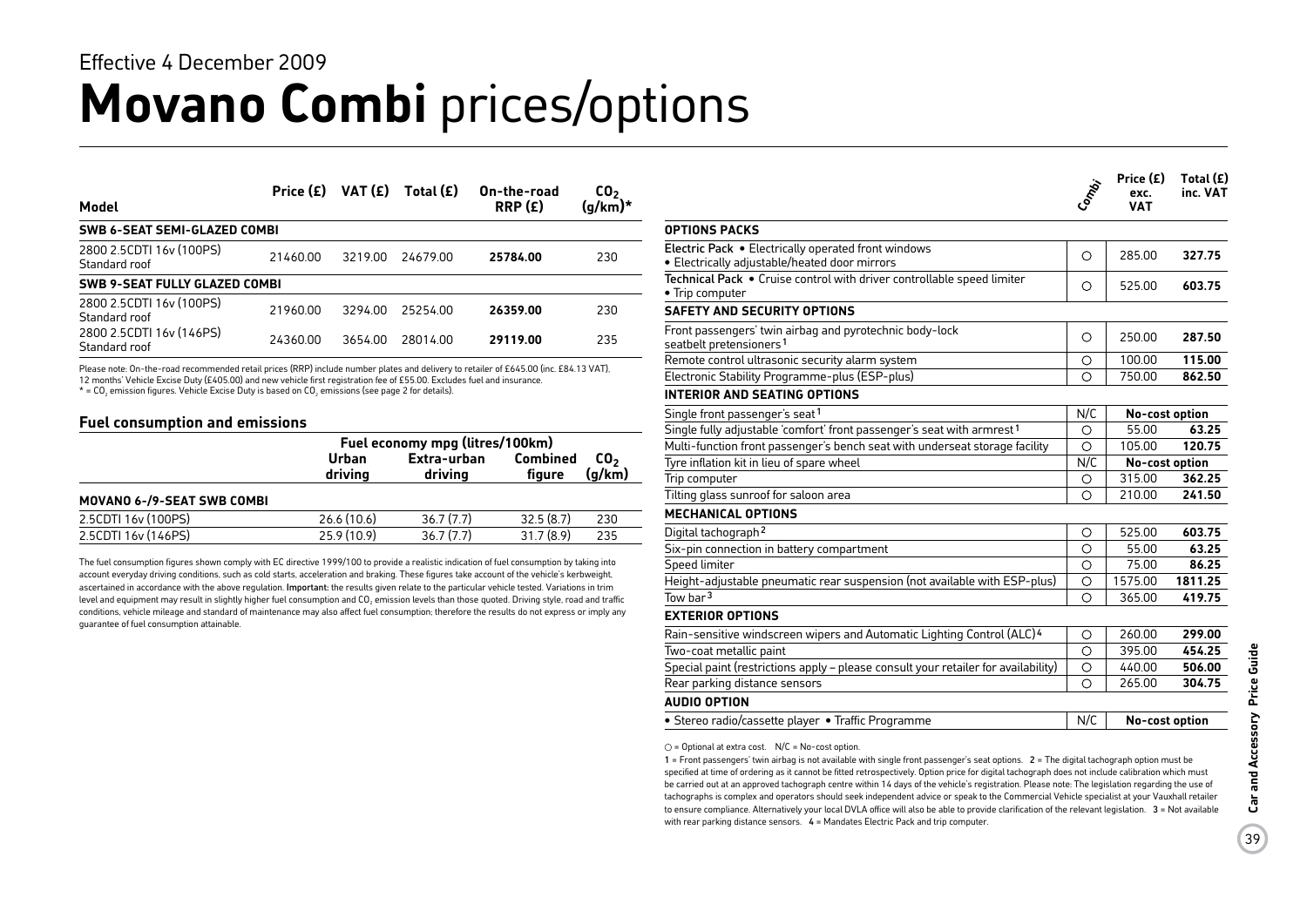Effective 4 December 2009

# **Movano Combi** prices/options

| Model | Price (£) | VAT (£) | Total (£) | On-the-road RRP (£) | $CO_2$ (g/km)* |
|---|---|---|---|---|---|
| **SWB 6-SEAT SEMI-GLAZED COMBI** | | | | | |
| 2800 2.5CDTI 16v (100PS) Standard roof | 21460.00 | 3219.00 | 24679.00 | **25784.00** | 230 |
| **SWB 9-SEAT FULLY GLAZED COMBI** | | | | | |
| 2800 2.5CDTI 16v (100PS) Standard roof | 21960.00 | 3294.00 | 25254.00 | **26359.00** | 230 |
| 2800 2.5CDTI 16v (146PS) Standard roof | 24360.00 | 3654.00 | 28014.00 | **29119.00** | 235 |

Please note: On-the-road recommended retail prices (RRP) include number plates and delivery to retailer of £645.00 (inc. £84.13 VAT), 12 months' Vehicle Excise Duty (£405.00) and new vehicle first registration fee of £55.00. Excludes fuel and insurance.
* = $CO_2$ emission figures. Vehicle Excise Duty is based on $CO_2$ emissions (see page 2 for details).

### Fuel consumption and emissions

| | Fuel economy mpg (litres/100km) | | | |
|---|---|---|---|---|
| | Urban driving | Extra-urban driving | Combined figure | $CO_2$ (g/km) |
| **MOVANO 6-/9-SEAT SWB COMBI** | | | | |
| 2.5CDTI 16v (100PS) | 26.6 (10.6) | 36.7 (7.7) | 32.5 (8.7) | 230 |
| 2.5CDTI 16v (146PS) | 25.9 (10.9) | 36.7 (7.7) | 31.7 (8.9) | 235 |

The fuel consumption figures shown comply with EC directive 1999/100 to provide a realistic indication of fuel consumption by taking into account everyday driving conditions, such as cold starts, acceleration and braking. These figures take account of the vehicle's kerbweight, ascertained in accordance with the above regulation. **Important:** the results given relate to the particular vehicle tested. Variations in trim level and equipment may result in slightly higher fuel consumption and $CO_2$ emission levels than those quoted. Driving style, road and traffic conditions, vehicle mileage and standard of maintenance may also affect fuel consumption; therefore the results do not express or imply any guarantee of fuel consumption attainable.

| | Combi | Price (£) exc. VAT | Total (£) inc. VAT |
|---|---|---|---|
| **OPTIONS PACKS** | | | |
| **Electric Pack** • Electrically operated front windows • Electrically adjustable/heated door mirrors | ○ | 285.00 | **327.75** |
| **Technical Pack** • Cruise control with driver controllable speed limiter • Trip computer | ○ | 525.00 | **603.75** |
| **SAFETY AND SECURITY OPTIONS** | | | |
| Front passengers' twin airbag and pyrotechnic body-lock seatbelt pretensioners[1] | ○ | 250.00 | **287.50** |
| Remote control ultrasonic security alarm system | ○ | 100.00 | **115.00** |
| Electronic Stability Programme-plus (ESP-plus) | ○ | 750.00 | **862.50** |
| **INTERIOR AND SEATING OPTIONS** | | | |
| Single front passenger's seat[1] | N/C | No-cost option | |
| Single fully adjustable 'comfort' front passenger's seat with armrest[1] | ○ | 55.00 | **63.25** |
| Multi-function front passenger's bench seat with underseat storage facility | ○ | 105.00 | **120.75** |
| Tyre inflation kit in lieu of spare wheel | N/C | No-cost option | |
| Trip computer | ○ | 315.00 | **362.25** |
| Tilting glass sunroof for saloon area | ○ | 210.00 | **241.50** |
| **MECHANICAL OPTIONS** | | | |
| Digital tachograph[2] | ○ | 525.00 | **603.75** |
| Six-pin connection in battery compartment | ○ | 55.00 | **63.25** |
| Speed limiter | ○ | 75.00 | **86.25** |
| Height-adjustable pneumatic rear suspension (not available with ESP-plus) | ○ | 1575.00 | **1811.25** |
| Tow bar[3] | ○ | 365.00 | **419.75** |
| **EXTERIOR OPTIONS** | | | |
| Rain-sensitive windscreen wipers and Automatic Lighting Control (ALC)[4] | ○ | 260.00 | **299.00** |
| Two-coat metallic paint | ○ | 395.00 | **454.25** |
| Special paint (restrictions apply – please consult your retailer for availability) | ○ | 440.00 | **506.00** |
| Rear parking distance sensors | ○ | 265.00 | **304.75** |
| **AUDIO OPTION** | | | |
| • Stereo radio/cassette player • Traffic Programme | N/C | No-cost option | |

○ = Optional at extra cost. N/C = No-cost option.

1 = Front passengers' twin airbag is not available with single front passenger's seat options. 2 = The digital tachograph option must be specified at time of ordering as it cannot be fitted retrospectively. Option price for digital tachograph does not include calibration which must be carried out at an approved tachograph centre within 14 days of the vehicle's registration. Please note: The legislation regarding the use of tachographs is complex and operators should seek independent advice or speak to the Commercial Vehicle specialist at your Vauxhall retailer to ensure compliance. Alternatively your local DVLA office will also be able to provide clarification of the relevant legislation. 3 = Not available with rear parking distance sensors. 4 = Mandates Electric Pack and trip computer.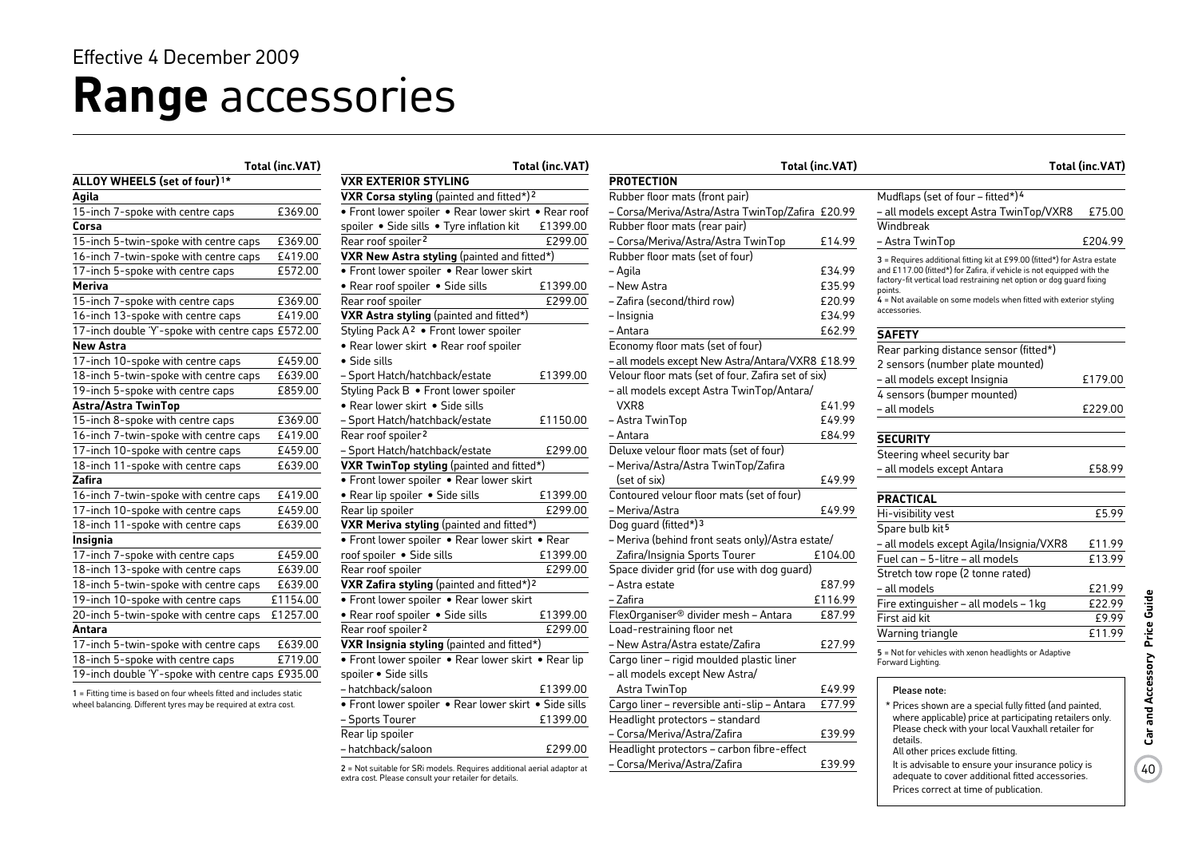Effective 4 December 2009

# **Range** accessories

| ALLOY WHEELS (set of four)[1*] | Total (inc.VAT) |
|---|---|
| **Agila** | |
| 15-inch 7-spoke with centre caps | £369.00 |
| **Corsa** | |
| 15-inch 5-twin-spoke with centre caps | £369.00 |
| 16-inch 7-twin-spoke with centre caps | £419.00 |
| 17-inch 5-spoke with centre caps | £572.00 |
| **Meriva** | |
| 15-inch 7-spoke with centre caps | £369.00 |
| 16-inch 13-spoke with centre caps | £419.00 |
| 17-inch double 'Y'-spoke with centre caps | £572.00 |
| **New Astra** | |
| 17-inch 10-spoke with centre caps | £459.00 |
| 18-inch 5-twin-spoke with centre caps | £639.00 |
| 19-inch 5-spoke with centre caps | £859.00 |
| **Astra/Astra TwinTop** | |
| 15-inch 8-spoke with centre caps | £369.00 |
| 16-inch 7-twin-spoke with centre caps | £419.00 |
| 17-inch 10-spoke with centre caps | £459.00 |
| 18-inch 11-spoke with centre caps | £639.00 |
| **Zafira** | |
| 16-inch 7-twin-spoke with centre caps | £419.00 |
| 17-inch 10-spoke with centre caps | £459.00 |
| 18-inch 11-spoke with centre caps | £639.00 |
| **Insignia** | |
| 17-inch 7-spoke with centre caps | £459.00 |
| 18-inch 13-spoke with centre caps | £639.00 |
| 18-inch 5-twin-spoke with centre caps | £639.00 |
| 19-inch 10-spoke with centre caps | £1154.00 |
| 20-inch 5-twin-spoke with centre caps | £1257.00 |
| **Antara** | |
| 17-inch 5-twin-spoke with centre caps | £639.00 |
| 18-inch 5-spoke with centre caps | £719.00 |
| 19-inch double 'Y'-spoke with centre caps | £935.00 |

1 = Fitting time is based on four wheels fitted and includes static wheel balancing. Different tyres may be required at extra cost.

| VXR EXTERIOR STYLING | Total (inc.VAT) |
|---|---|
| **VXR Corsa styling** (painted and fitted*)[2] | |
| • Front lower spoiler • Rear lower skirt • Rear roof spoiler • Side sills • Tyre inflation kit | £1399.00 |
| Rear roof spoiler[2] | £299.00 |
| **VXR New Astra styling** (painted and fitted*) | |
| • Front lower spoiler • Rear lower skirt • Rear roof spoiler • Side sills | £1399.00 |
| Rear roof spoiler | £299.00 |
| **VXR Astra styling** (painted and fitted*) | |
| Styling Pack A[2] • Front lower spoiler • Rear lower skirt • Rear roof spoiler • Side sills – Sport Hatch/hatchback/estate | £1399.00 |
| Styling Pack B • Front lower spoiler • Rear lower skirt • Side sills – Sport Hatch/hatchback/estate | £1150.00 |
| Rear roof spoiler[2] – Sport Hatch/hatchback/estate | £299.00 |
| **VXR TwinTop styling** (painted and fitted*) | |
| • Front lower spoiler • Rear lower skirt • Rear lip spoiler • Side sills | £1399.00 |
| Rear lip spoiler | £299.00 |
| **VXR Meriva styling** (painted and fitted*) | |
| • Front lower spoiler • Rear lower skirt • Rear roof spoiler • Side sills | £1399.00 |
| Rear roof spoiler | £299.00 |
| **VXR Zafira styling** (painted and fitted*)[2] | |
| • Front lower spoiler • Rear lower skirt • Rear roof spoiler • Side sills | £1399.00 |
| Rear roof spoiler[2] | £299.00 |
| **VXR Insignia styling** (painted and fitted*) | |
| • Front lower spoiler • Rear lower skirt • Rear lip spoiler • Side sills – hatchback/saloon | £1399.00 |
| • Front lower spoiler • Rear lower skirt • Side sills – Sports Tourer | £1399.00 |
| Rear lip spoiler – hatchback/saloon | £299.00 |

2 = Not suitable for SRi models. Requires additional aerial adaptor at extra cost. Please consult your retailer for details.

| PROTECTION | Total (inc.VAT) |
|---|---|
| Rubber floor mats (front pair) – Corsa/Meriva/Astra/Astra TwinTop/Zafira | £20.99 |
| Rubber floor mats (rear pair) – Corsa/Meriva/Astra/Astra TwinTop | £14.99 |
| Rubber floor mats (set of four) | |
| – Agila | £34.99 |
| – New Astra | £35.99 |
| – Zafira (second/third row) | £20.99 |
| – Insignia | £34.99 |
| – Antara | £62.99 |
| Economy floor mats (set of four) – all models except New Astra/Antara/VXR8 | £18.99 |
| Velour floor mats (set of four, Zafira set of six) | |
| – all models except Astra TwinTop/Antara/VXR8 | £41.99 |
| – Astra TwinTop | £49.99 |
| – Antara | £84.99 |
| Deluxe velour floor mats (set of four) – Meriva/Astra/Astra TwinTop/Zafira (set of six) | £49.99 |
| Contoured velour floor mats (set of four) – Meriva/Astra | £49.99 |
| Dog guard (fitted*)[3] – Meriva (behind front seats only)/Astra estate/Zafira/Insignia Sports Tourer | £104.00 |
| Space divider grid (for use with dog guard) | |
| – Astra estate | £87.99 |
| – Zafira | £116.99 |
| FlexOrganiser® divider mesh – Antara | £87.99 |
| Load-restraining floor net – New Astra/Astra estate/Zafira | £27.99 |
| Cargo liner – rigid moulded plastic liner – all models except New Astra/Astra TwinTop | £49.99 |
| Cargo liner – reversible anti-slip – Antara | £77.99 |
| Headlight protectors – standard – Corsa/Meriva/Astra/Zafira | £39.99 |
| Headlight protectors – carbon fibre-effect – Corsa/Meriva/Astra/Zafira | £39.99 |

| | Total (inc.VAT) |
|---|---|
| Mudflaps (set of four – fitted*)[4] – all models except Astra TwinTop/VXR8 | £75.00 |
| Windbreak – Astra TwinTop | £204.99 |

3 = Requires additional fitting kit at £99.00 (fitted*) for Astra estate and £117.00 (fitted*) for Zafira, if vehicle is not equipped with the factory-fit vertical load restraining net option or dog guard fixing points.
4 = Not available on some models when fitted with exterior styling accessories.

| SAFETY | |
|---|---|
| Rear parking distance sensor (fitted*) | |
| 2 sensors (number plate mounted) – all models except Insignia | £179.00 |
| 4 sensors (bumper mounted) – all models | £229.00 |

| SECURITY | |
|---|---|
| Steering wheel security bar – all models except Antara | £58.99 |

| PRACTICAL | |
|---|---|
| Hi-visibility vest | £5.99 |
| Spare bulb kit[5] – all models except Agila/Insignia/VXR8 | £11.99 |
| Fuel can – 5-litre – all models | £13.99 |
| Stretch tow rope (2 tonne rated) – all models | £21.99 |
| Fire extinguisher – all models – 1kg | £22.99 |
| First aid kit | £9.99 |
| Warning triangle | £11.99 |

5 = Not for vehicles with xenon headlights or Adaptive Forward Lighting.

**Please note:**

\* Prices shown are a special fully fitted (and painted, where applicable) price at participating retailers only. Please check with your local Vauxhall retailer for details.
All other prices exclude fitting.
It is advisable to ensure your insurance policy is adequate to cover additional fitted accessories.
Prices correct at time of publication.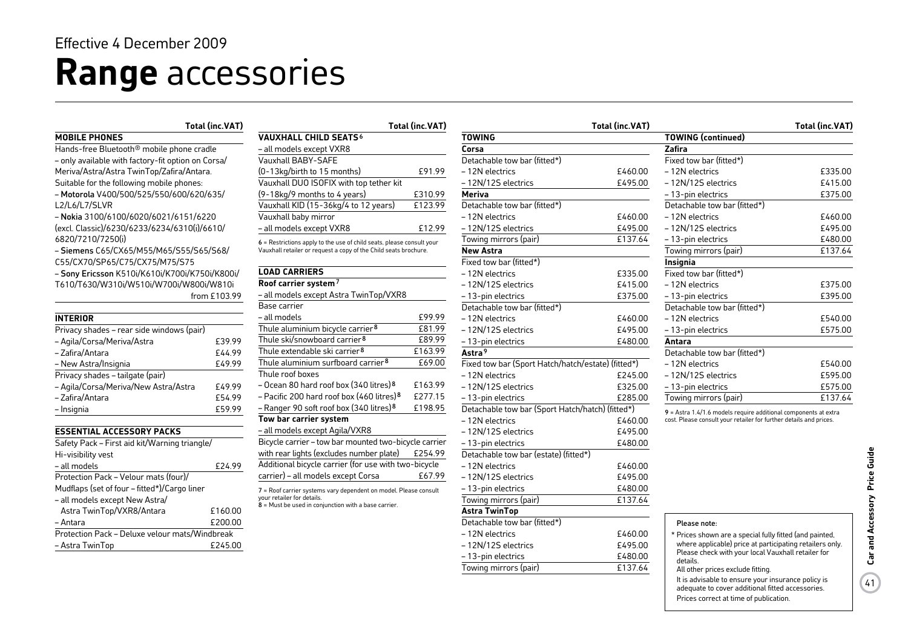Effective 4 December 2009

# **Range** accessories

| MOBILE PHONES | Total (inc.VAT) |
|---|---|
| Hands-free Bluetooth® mobile phone cradle – only available with factory-fit option on Corsa/Meriva/Astra/Astra TwinTop/Zafira/Antara. Suitable for the following mobile phones: – **Motorola** V400/500/525/550/600/620/635/L2/L6/L7/SLVR – **Nokia** 3100/6100/6020/6021/6151/6220 (excl. Classic)/6230/6233/6234/6310(i)/6610/6820/7210/7250(i) – **Siemens** C65/CX65/M55/M65/S55/S65/S68/C55/CX70/SP65/C75/CX75/M75/S75 – **Sony Ericsson** K510i/K610i/K700i/K750i/K800i/T610/T630/W310i/W510i/W700i/W800i/W810i | from £103.99 |

| INTERIOR | |
|---|---|
| Privacy shades – rear side windows (pair) | |
| – Agila/Corsa/Meriva/Astra | £39.99 |
| – Zafira/Antara | £44.99 |
| – New Astra/Insignia | £49.99 |
| Privacy shades – tailgate (pair) | |
| – Agila/Corsa/Meriva/New Astra/Astra | £49.99 |
| – Zafira/Antara | £54.99 |
| – Insignia | £59.99 |

| ESSENTIAL ACCESSORY PACKS | |
|---|---|
| Safety Pack – First aid kit/Warning triangle/Hi-visibility vest | |
| – all models | £24.99 |
| Protection Pack – Velour mats (four)/Mudflaps (set of four – fitted*)/Cargo liner | |
| – all models except New Astra/Astra TwinTop/VXR8/Antara | £160.00 |
| – Antara | £200.00 |
| Protection Pack – Deluxe velour mats/Windbreak | |
| – Astra TwinTop | £245.00 |

| VAUXHALL CHILD SEATS[6] | Total (inc.VAT) |
|---|---|
| – all models except VXR8 | |
| Vauxhall BABY-SAFE (0-13kg/birth to 15 months) | £91.99 |
| Vauxhall DUO ISOFIX with top tether kit (9-18kg/9 months to 4 years) | £310.99 |
| Vauxhall KID (15-36kg/4 to 12 years) | £123.99 |
| Vauxhall baby mirror | |
| – all models except VXR8 | £12.99 |

6 = Restrictions apply to the use of child seats, please consult your Vauxhall retailer or request a copy of the Child seats brochure.

| LOAD CARRIERS | |
|---|---|
| **Roof carrier system[7]** | |
| – all models except Astra TwinTop/VXR8 | |
| Base carrier | |
| – all models | £99.99 |
| Thule aluminium bicycle carrier[8] | £81.99 |
| Thule ski/snowboard carrier[8] | £89.99 |
| Thule extendable ski carrier[8] | £163.99 |
| Thule aluminium surfboard carrier[8] | £69.00 |
| Thule roof boxes | |
| – Ocean 80 hard roof box (340 litres)[8] | £163.99 |
| – Pacific 200 hard roof box (460 litres)[8] | £277.15 |
| – Ranger 90 soft roof box (340 litres)[8] | £198.95 |
| **Tow bar carrier system** | |
| – all models except Agila/VXR8 | |
| Bicycle carrier – tow bar mounted two-bicycle carrier with rear lights (excludes number plate) | £254.99 |
| Additional bicycle carrier (for use with two-bicycle carrier) – all models except Corsa | £67.99 |

7 = Roof carrier systems vary dependent on model. Please consult your retailer for details.
8 = Must be used in conjunction with a base carrier.

| TOWING | Total (inc.VAT) |
|---|---|
| **Corsa** | |
| Detachable tow bar (fitted*) | |
| – 12N electrics | £460.00 |
| – 12N/12S electrics | £495.00 |
| **Meriva** | |
| Detachable tow bar (fitted*) | |
| – 12N electrics | £460.00 |
| – 12N/12S electrics | £495.00 |
| Towing mirrors (pair) | £137.64 |
| **New Astra** | |
| Fixed tow bar (fitted*) | |
| – 12N electrics | £335.00 |
| – 12N/12S electrics | £415.00 |
| – 13-pin electrics | £375.00 |
| Detachable tow bar (fitted*) | |
| – 12N electrics | £460.00 |
| – 12N/12S electrics | £495.00 |
| – 13-pin electrics | £480.00 |
| **Astra[9]** | |
| Fixed tow bar (Sport Hatch/hatch/estate) (fitted*) | |
| – 12N electrics | £245.00 |
| – 12N/12S electrics | £325.00 |
| – 13-pin electrics | £285.00 |
| Detachable tow bar (Sport Hatch/hatch) (fitted*) | |
| – 12N electrics | £460.00 |
| – 12N/12S electrics | £495.00 |
| – 13-pin electrics | £480.00 |
| Detachable tow bar (estate) (fitted*) | |
| – 12N electrics | £460.00 |
| – 12N/12S electrics | £495.00 |
| – 13-pin electrics | £480.00 |
| Towing mirrors (pair) | £137.64 |
| **Astra TwinTop** | |
| Detachable tow bar (fitted*) | |
| – 12N electrics | £460.00 |
| – 12N/12S electrics | £495.00 |
| – 13-pin electrics | £480.00 |
| Towing mirrors (pair) | £137.64 |

| TOWING (continued) | Total (inc.VAT) |
|---|---|
| **Zafira** | |
| Fixed tow bar (fitted*) | |
| – 12N electrics | £335.00 |
| – 12N/12S electrics | £415.00 |
| – 13-pin electrics | £375.00 |
| Detachable tow bar (fitted*) | |
| – 12N electrics | £460.00 |
| – 12N/12S electrics | £495.00 |
| – 13-pin electrics | £480.00 |
| Towing mirrors (pair) | £137.64 |
| **Insignia** | |
| Fixed tow bar (fitted*) | |
| – 12N electrics | £375.00 |
| – 13-pin electrics | £395.00 |
| Detachable tow bar (fitted*) | |
| – 12N electrics | £540.00 |
| – 13-pin electrics | £575.00 |
| **Antara** | |
| Detachable tow bar (fitted*) | |
| – 12N electrics | £540.00 |
| – 12N/12S electrics | £595.00 |
| – 13-pin electrics | £575.00 |
| Towing mirrors (pair) | £137.64 |

9 = Astra 1.4/1.6 models require additional components at extra cost. Please consult your retailer for further details and prices.

**Please note:**

\* Prices shown are a special fully fitted (and painted, where applicable) price at participating retailers only. Please check with your local Vauxhall retailer for details.
All other prices exclude fitting.
It is advisable to ensure your insurance policy is adequate to cover additional fitted accessories.
Prices correct at time of publication.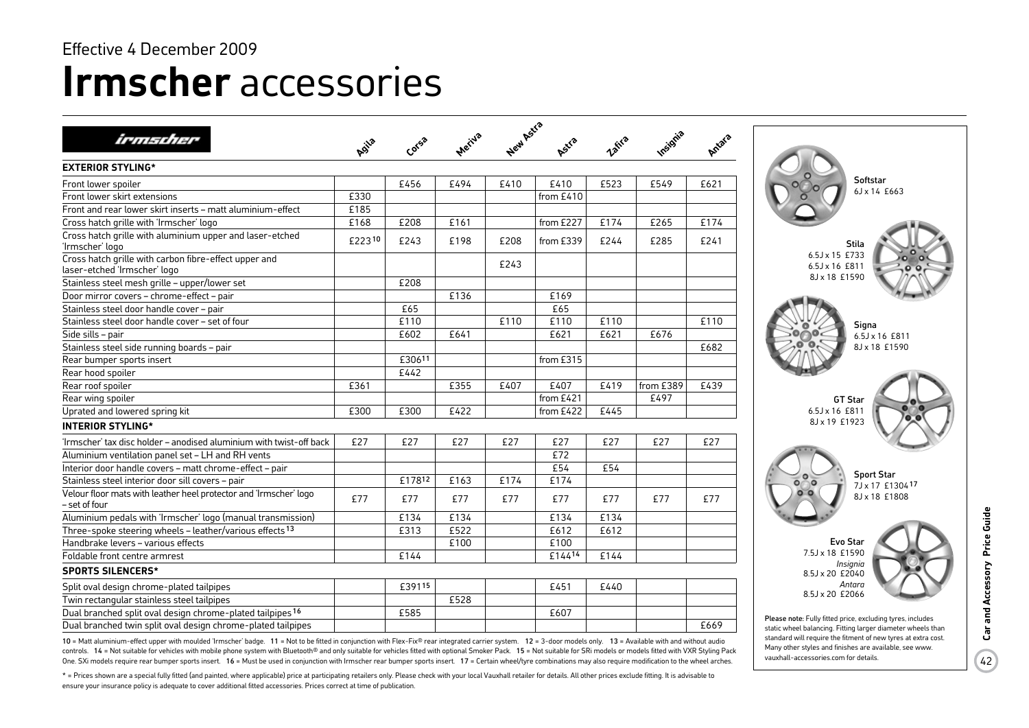Effective 4 December 2009

# Irmscher accessories

| irmscher | Agila | Corsa | Meriva | New Astra | Astra | Zafira | Insignia | Antara |
|---|---|---|---|---|---|---|---|---|
| **EXTERIOR STYLING*** | | | | | | | | |
| Front lower spoiler | | £456 | £494 | £410 | £410 | £523 | £549 | £621 |
| Front lower skirt extensions | £330 | | | | from £410 | | | |
| Front and rear lower skirt inserts – matt aluminium-effect | £185 | | | | | | | |
| Cross hatch grille with 'Irmscher' logo | £168 | £208 | £161 | | from £227 | £174 | £265 | £174 |
| Cross hatch grille with aluminium upper and laser-etched 'Irmscher' logo | £223[10] | £243 | £198 | £208 | from £339 | £244 | £285 | £241 |
| Cross hatch grille with carbon fibre-effect upper and laser-etched 'Irmscher' logo | | | | £243 | | | | |
| Stainless steel mesh grille – upper/lower set | | £208 | | | | | | |
| Door mirror covers – chrome-effect – pair | | | £136 | | £169 | | | |
| Stainless steel door handle cover – pair | | £65 | | | £65 | | | |
| Stainless steel door handle cover – set of four | | £110 | | £110 | £110 | £110 | | £110 |
| Side sills – pair | | £602 | £641 | | £621 | £621 | £676 | |
| Stainless steel side running boards – pair | | | | | | | | £682 |
| Rear bumper sports insert | | £306[11] | | | from £315 | | | |
| Rear hood spoiler | | £442 | | | | | | |
| Rear roof spoiler | £361 | | £355 | £407 | £407 | £419 | from £389 | £439 |
| Rear wing spoiler | | | | | from £421 | | £497 | |
| Uprated and lowered spring kit | £300 | £300 | £422 | | from £422 | £445 | | |
| **INTERIOR STYLING*** | | | | | | | | |
| 'Irmscher' tax disc holder – anodised aluminium with twist-off back | £27 | £27 | £27 | £27 | £27 | £27 | £27 | £27 |
| Aluminium ventilation panel set – LH and RH vents | | | | | £72 | | | |
| Interior door handle covers – matt chrome-effect – pair | | | | | £54 | £54 | | |
| Stainless steel interior door sill covers – pair | | £178[12] | £163 | £174 | £174 | | | |
| Velour floor mats with leather heel protector and 'Irmscher' logo – set of four | £77 | £77 | £77 | £77 | £77 | £77 | £77 | £77 |
| Aluminium pedals with 'Irmscher' logo (manual transmission) | | £134 | £134 | | £134 | £134 | | |
| Three-spoke steering wheels – leather/various effects[13] | | £313 | £522 | | £612 | £612 | | |
| Handbrake levers – various effects | | | £100 | | £100 | | | |
| Foldable front centre armrest | | £144 | | | £144[14] | £144 | | |
| **SPORTS SILENCERS*** | | | | | | | | |
| Split oval design chrome-plated tailpipes | | £391[15] | | | £451 | £440 | | |
| Twin rectangular stainless steel tailpipes | | | £528 | | | | | |
| Dual branched split oval design chrome-plated tailpipes[16] | | £585 | | | £607 | | | |
| Dual branched twin split oval design chrome-plated tailpipes | | | | | | | | £669 |

10 = Matt aluminium-effect upper with moulded 'Irmscher' badge. 11 = Not to be fitted in conjunction with Flex-Fix® rear integrated carrier system. 12 = 3-door models only. 13 = Available with and without audio controls. 14 = Not suitable for vehicles with mobile phone system with Bluetooth® and only suitable for vehicles fitted with optional Smoker Pack. 15 = Not suitable for SRi models or models fitted with VXR Styling Pack One. SXi models require rear bumper sports insert. 16 = Must be used in conjunction with Irmscher rear bumper sports insert. 17 = Certain wheel/tyre combinations may also require modification to the wheel arches.

* = Prices shown are a special fully fitted (and painted, where applicable) price at participating retailers only. Please check with your local Vauxhall retailer for details. All other prices exclude fitting. It is advisable to ensure your insurance policy is adequate to cover additional fitted accessories. Prices correct at time of publication.

**Softstar**
6J x 14 £663

**Stila**
6.5J x 15 £733
6.5J x 16 £811
8J x 18 £1590

**Signa**
6.5J x 16 £811
8J x 18 £1590

**GT Star**
6.5J x 16 £811
8J x 19 £1923

**Sport Star**
7J x 17 £1304[17]
8J x 18 £1808

**Evo Star**
7.5J x 18 £1590
*Insignia*
8.5J x 20 £2040
*Antara*
8.5J x 20 £2066

**Please note:** Fully fitted price, excluding tyres, includes static wheel balancing. Fitting larger diameter wheels than standard will require the fitment of new tyres at extra cost. Many other styles and finishes are available, see www.vauxhall-accessories.com for details.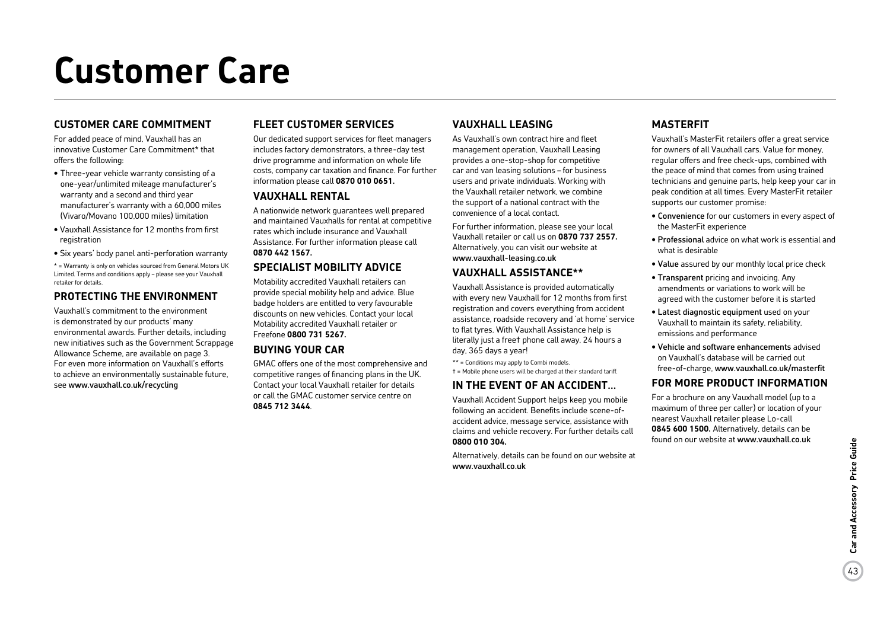# Customer Care

## CUSTOMER CARE COMMITMENT

For added peace of mind, Vauxhall has an innovative Customer Care Commitment* that offers the following:

- Three-year vehicle warranty consisting of a one-year/unlimited mileage manufacturer's warranty and a second and third year manufacturer's warranty with a 60,000 miles (Vivaro/Movano 100,000 miles) limitation
- Vauxhall Assistance for 12 months from first registration
- Six years' body panel anti-perforation warranty

* = Warranty is only on vehicles sourced from General Motors UK Limited. Terms and conditions apply – please see your Vauxhall retailer for details.

## PROTECTING THE ENVIRONMENT

Vauxhall's commitment to the environment is demonstrated by our products' many environmental awards. Further details, including new initiatives such as the Government Scrappage Allowance Scheme, are available on page 3. For even more information on Vauxhall's efforts to achieve an environmentally sustainable future, see www.vauxhall.co.uk/recycling

## FLEET CUSTOMER SERVICES

Our dedicated support services for fleet managers includes factory demonstrators, a three-day test drive programme and information on whole life costs, company car taxation and finance. For further information please call **0870 010 0651.**

## VAUXHALL RENTAL

A nationwide network guarantees well prepared and maintained Vauxhalls for rental at competitive rates which include insurance and Vauxhall Assistance. For further information please call **0870 442 1567.**

## SPECIALIST MOBILITY ADVICE

Motability accredited Vauxhall retailers can provide special mobility help and advice. Blue badge holders are entitled to very favourable discounts on new vehicles. Contact your local Motability accredited Vauxhall retailer or Freefone **0800 731 5267.**

## BUYING YOUR CAR

GMAC offers one of the most comprehensive and competitive ranges of financing plans in the UK. Contact your local Vauxhall retailer for details or call the GMAC customer service centre on **0845 712 3444**.

## VAUXHALL LEASING

As Vauxhall's own contract hire and fleet management operation, Vauxhall Leasing provides a one-stop-shop for competitive car and van leasing solutions – for business users and private individuals. Working with the Vauxhall retailer network, we combine the support of a national contract with the convenience of a local contact.

For further information, please see your local Vauxhall retailer or call us on **0870 737 2557.** Alternatively, you can visit our website at www.vauxhall-leasing.co.uk

## VAUXHALL ASSISTANCE**

Vauxhall Assistance is provided automatically with every new Vauxhall for 12 months from first registration and covers everything from accident assistance, roadside recovery and 'at home' service to flat tyres. With Vauxhall Assistance help is literally just a free† phone call away, 24 hours a day, 365 days a year!

** = Conditions may apply to Combi models.
† = Mobile phone users will be charged at their standard tariff.

## IN THE EVENT OF AN ACCIDENT...

Vauxhall Accident Support helps keep you mobile following an accident. Benefits include scene-of-accident advice, message service, assistance with claims and vehicle recovery. For further details call **0800 010 304.**

Alternatively, details can be found on our website at www.vauxhall.co.uk

## MASTERFIT

Vauxhall's MasterFit retailers offer a great service for owners of all Vauxhall cars. Value for money, regular offers and free check-ups, combined with the peace of mind that comes from using trained technicians and genuine parts, help keep your car in peak condition at all times. Every MasterFit retailer supports our customer promise:

- Convenience for our customers in every aspect of the MasterFit experience
- Professional advice on what work is essential and what is desirable
- Value assured by our monthly local price check
- Transparent pricing and invoicing. Any amendments or variations to work will be agreed with the customer before it is started
- Latest diagnostic equipment used on your Vauxhall to maintain its safety, reliability, emissions and performance
- Vehicle and software enhancements advised on Vauxhall's database will be carried out free-of-charge. www.vauxhall.co.uk/masterfit

## FOR MORE PRODUCT INFORMATION

For a brochure on any Vauxhall model (up to a maximum of three per caller) or location of your nearest Vauxhall retailer please Lo-call **0845 600 1500.** Alternatively, details can be found on our website at www.vauxhall.co.uk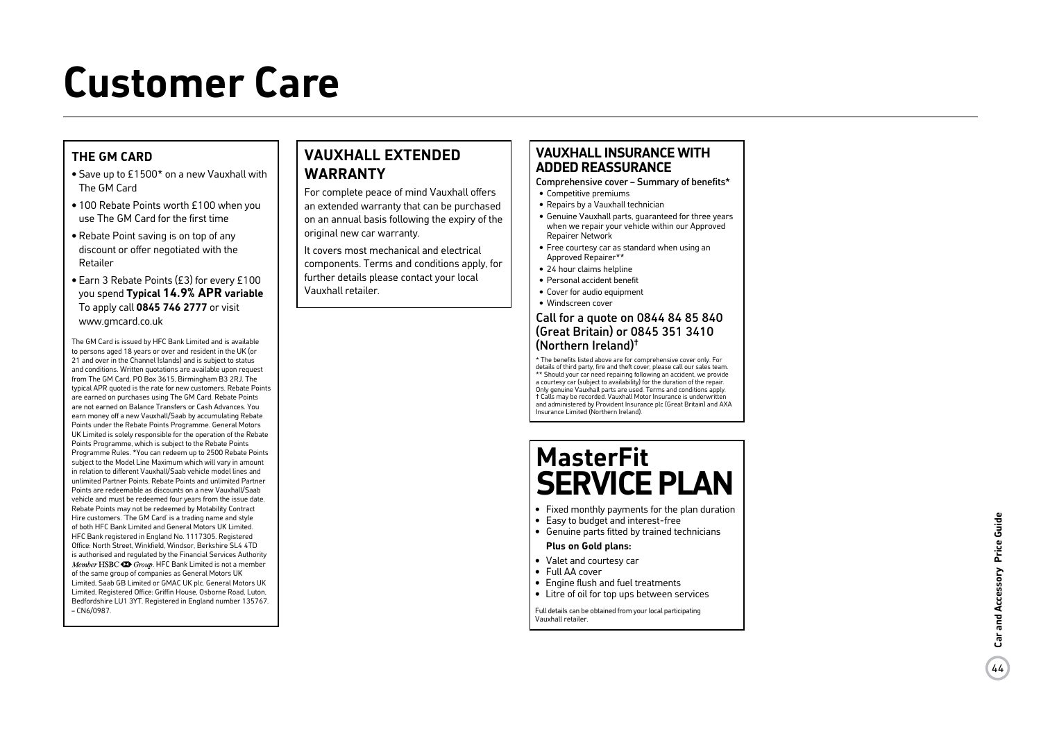# Customer Care

## THE GM CARD

- Save up to £1500* on a new Vauxhall with The GM Card
- 100 Rebate Points worth £100 when you use The GM Card for the first time
- Rebate Point saving is on top of any discount or offer negotiated with the Retailer
- Earn 3 Rebate Points (£3) for every £100 you spend **Typical 14.9% APR variable** To apply call **0845 746 2777** or visit www.gmcard.co.uk

The GM Card is issued by HFC Bank Limited and is available to persons aged 18 years or over and resident in the UK (or 21 and over in the Channel Islands) and is subject to status and conditions. Written quotations are available upon request from The GM Card, PO Box 3615, Birmingham B3 2RJ. The typical APR quoted is the rate for new customers. Rebate Points are earned on purchases using The GM Card. Rebate Points are not earned on Balance Transfers or Cash Advances. You earn money off a new Vauxhall/Saab by accumulating Rebate Points under the Rebate Points Programme. General Motors UK Limited is solely responsible for the operation of the Rebate Points Programme, which is subject to the Rebate Points Programme Rules. *You can redeem up to 2500 Rebate Points subject to the Model Line Maximum which will vary in amount in relation to different Vauxhall/Saab vehicle model lines and unlimited Partner Points. Rebate Points and unlimited Partner Points are redeemable as discounts on a new Vauxhall/Saab vehicle and must be redeemed four years from the issue date. Rebate Points may not be redeemed by Motability Contract Hire customers. 'The GM Card' is a trading name and style of both HFC Bank Limited and General Motors UK Limited. HFC Bank registered in England No. 1117305. Registered Office: North Street, Winkfield, Windsor, Berkshire SL4 4TD is authorised and regulated by the Financial Services Authority *Member HSBC Group*. HFC Bank Limited is not a member of the same group of companies as General Motors UK Limited, Saab GB Limited or GMAC UK plc. General Motors UK Limited, Registered Office: Griffin House, Osborne Road, Luton, Bedfordshire LU1 3YT. Registered in England number 135767. – CN6/0987.

## VAUXHALL EXTENDED WARRANTY

For complete peace of mind Vauxhall offers an extended warranty that can be purchased on an annual basis following the expiry of the original new car warranty.

It covers most mechanical and electrical components. Terms and conditions apply, for further details please contact your local Vauxhall retailer.

## VAUXHALL INSURANCE WITH ADDED REASSURANCE

Comprehensive cover – Summary of benefits*

- Competitive premiums
- Repairs by a Vauxhall technician
- Genuine Vauxhall parts, guaranteed for three years when we repair your vehicle within our Approved Repairer Network
- Free courtesy car as standard when using an Approved Repairer**
- 24 hour claims helpline
- Personal accident benefit
- Cover for audio equipment
- Windscreen cover

Call for a quote on 0844 84 85 840 (Great Britain) or 0845 351 3410 (Northern Ireland)†

* The benefits listed above are for comprehensive cover only. For details of third party, fire and theft cover, please call our sales team. ** Should your car need repairing following an accident, we provide a courtesy car (subject to availability) for the duration of the repair. Only genuine Vauxhall parts are used. Terms and conditions apply. † Calls may be recorded. Vauxhall Motor Insurance is underwritten and administered by Provident Insurance plc (Great Britain) and AXA Insurance Limited (Northern Ireland).

## MasterFit SERVICE PLAN

- Fixed monthly payments for the plan duration
- Easy to budget and interest-free
- Genuine parts fitted by trained technicians

**Plus on Gold plans:**

- Valet and courtesy car
- Full AA cover
- Engine flush and fuel treatments
- Litre of oil for top ups between services

Full details can be obtained from your local participating Vauxhall retailer.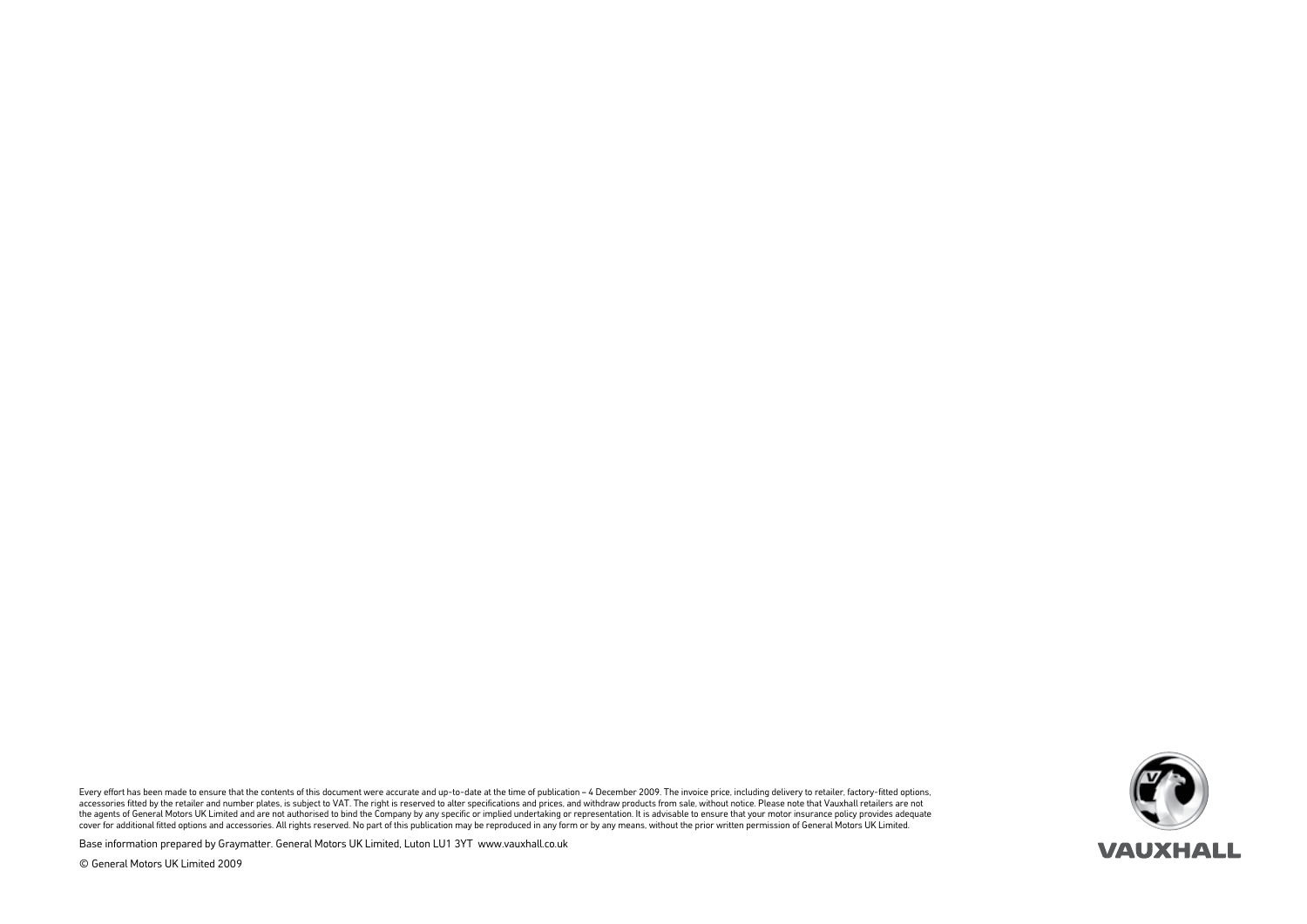Every effort has been made to ensure that the contents of this document were accurate and up-to-date at the time of publication – 4 December 2009. The invoice price, including delivery to retailer, factory-fitted options, accessories fitted by the retailer and number plates, is subject to VAT. The right is reserved to alter specifications and prices, and withdraw products from sale, without notice. Please note that Vauxhall retailers are not the agents of General Motors UK Limited and are not authorised to bind the Company by any specific or implied undertaking or representation. It is advisable to ensure that your motor insurance policy provides adequate cover for additional fitted options and accessories. All rights reserved. No part of this publication may be reproduced in any form or by any means, without the prior written permission of General Motors UK Limited.

Base information prepared by Graymatter. General Motors UK Limited, Luton LU1 3YT www.vauxhall.co.uk

© General Motors UK Limited 2009

VAUXHALL